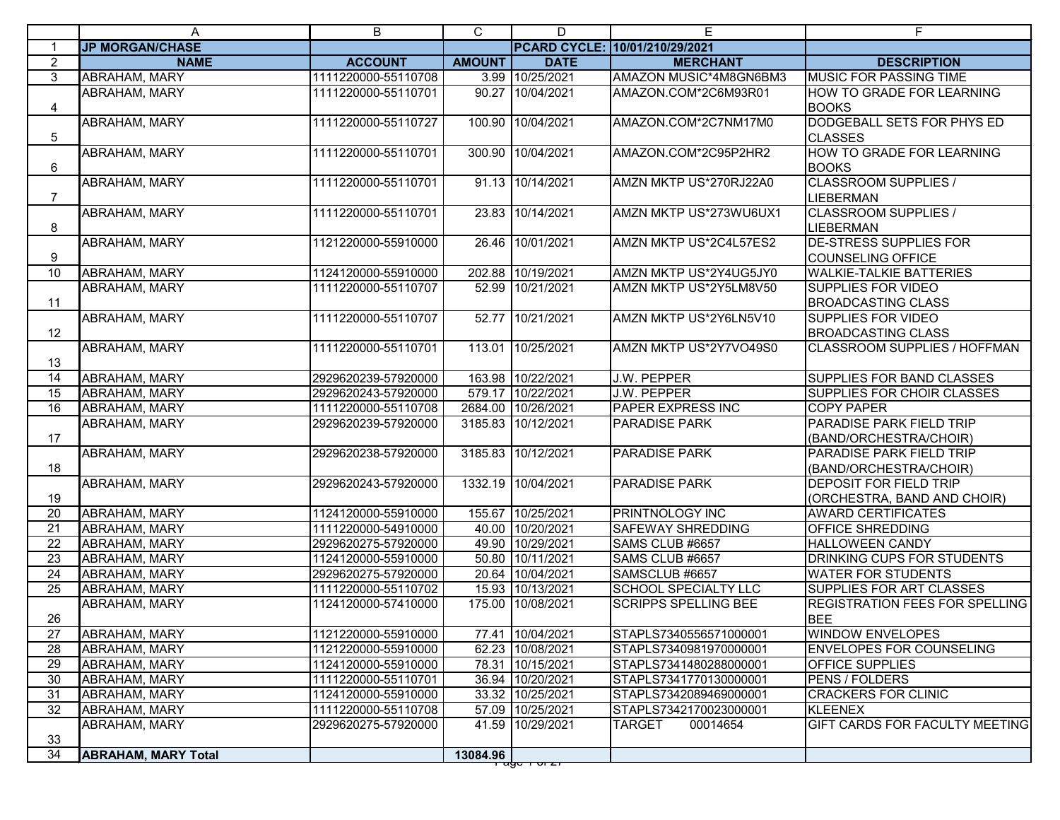| | A | B | C | D | E | F |
|---|---|---|---|---|---|---|
| 1 | **JP MORGAN/CHASE** | | | **PCARD CYCLE:** | **10/01/210/29/2021** | |
| 2 | **NAME** | **ACCOUNT** | **AMOUNT** | **DATE** | **MERCHANT** | **DESCRIPTION** |
| 3 | ABRAHAM, MARY | 1111220000-55110708 | 3.99 | 10/25/2021 | AMAZON MUSIC*4M8GN6BM3 | MUSIC FOR PASSING TIME |
| 4 | ABRAHAM, MARY | 1111220000-55110701 | 90.27 | 10/04/2021 | AMAZON.COM*2C6M93R01 | HOW TO GRADE FOR LEARNING BOOKS |
| 5 | ABRAHAM, MARY | 1111220000-55110727 | 100.90 | 10/04/2021 | AMAZON.COM*2C7NM17M0 | DODGEBALL SETS FOR PHYS ED CLASSES |
| 6 | ABRAHAM, MARY | 1111220000-55110701 | 300.90 | 10/04/2021 | AMAZON.COM*2C95P2HR2 | HOW TO GRADE FOR LEARNING BOOKS |
| 7 | ABRAHAM, MARY | 1111220000-55110701 | 91.13 | 10/14/2021 | AMZN MKTP US*270RJ22A0 | CLASSROOM SUPPLIES / LIEBERMAN |
| 8 | ABRAHAM, MARY | 1111220000-55110701 | 23.83 | 10/14/2021 | AMZN MKTP US*273WU6UX1 | CLASSROOM SUPPLIES / LIEBERMAN |
| 9 | ABRAHAM, MARY | 1121220000-55910000 | 26.46 | 10/01/2021 | AMZN MKTP US*2C4L57ES2 | DE-STRESS SUPPLIES FOR COUNSELING OFFICE |
| 10 | ABRAHAM, MARY | 1124120000-55910000 | 202.88 | 10/19/2021 | AMZN MKTP US*2Y4UG5JY0 | WALKIE-TALKIE BATTERIES |
| 11 | ABRAHAM, MARY | 1111220000-55110707 | 52.99 | 10/21/2021 | AMZN MKTP US*2Y5LM8V50 | SUPPLIES FOR VIDEO BROADCASTING CLASS |
| 12 | ABRAHAM, MARY | 1111220000-55110707 | 52.77 | 10/21/2021 | AMZN MKTP US*2Y6LN5V10 | SUPPLIES FOR VIDEO BROADCASTING CLASS |
| 13 | ABRAHAM, MARY | 1111220000-55110701 | 113.01 | 10/25/2021 | AMZN MKTP US*2Y7VO49S0 | CLASSROOM SUPPLIES / HOFFMAN |
| 14 | ABRAHAM, MARY | 2929620239-57920000 | 163.98 | 10/22/2021 | J.W. PEPPER | SUPPLIES FOR BAND CLASSES |
| 15 | ABRAHAM, MARY | 2929620243-57920000 | 579.17 | 10/22/2021 | J.W. PEPPER | SUPPLIES FOR CHOIR CLASSES |
| 16 | ABRAHAM, MARY | 1111220000-55110708 | 2684.00 | 10/26/2021 | PAPER EXPRESS INC | COPY PAPER |
| 17 | ABRAHAM, MARY | 2929620239-57920000 | 3185.83 | 10/12/2021 | PARADISE PARK | PARADISE PARK FIELD TRIP (BAND/ORCHESTRA/CHOIR) |
| 18 | ABRAHAM, MARY | 2929620238-57920000 | 3185.83 | 10/12/2021 | PARADISE PARK | PARADISE PARK FIELD TRIP (BAND/ORCHESTRA/CHOIR) |
| 19 | ABRAHAM, MARY | 2929620243-57920000 | 1332.19 | 10/04/2021 | PARADISE PARK | DEPOSIT FOR FIELD TRIP (ORCHESTRA, BAND AND CHOIR) |
| 20 | ABRAHAM, MARY | 1124120000-55910000 | 155.67 | 10/25/2021 | PRINTNOLOGY INC | AWARD CERTIFICATES |
| 21 | ABRAHAM, MARY | 1111220000-54910000 | 40.00 | 10/20/2021 | SAFEWAY SHREDDING | OFFICE SHREDDING |
| 22 | ABRAHAM, MARY | 2929620275-57920000 | 49.90 | 10/29/2021 | SAMS CLUB #6657 | HALLOWEEN CANDY |
| 23 | ABRAHAM, MARY | 1124120000-55910000 | 50.80 | 10/11/2021 | SAMS CLUB #6657 | DRINKING CUPS FOR STUDENTS |
| 24 | ABRAHAM, MARY | 2929620275-57920000 | 20.64 | 10/04/2021 | SAMSCLUB #6657 | WATER FOR STUDENTS |
| 25 | ABRAHAM, MARY | 1111220000-55110702 | 15.93 | 10/13/2021 | SCHOOL SPECIALTY LLC | SUPPLIES FOR ART CLASSES |
| 26 | ABRAHAM, MARY | 1124120000-57410000 | 175.00 | 10/08/2021 | SCRIPPS SPELLING BEE | REGISTRATION FEES FOR SPELLING BEE |
| 27 | ABRAHAM, MARY | 1121220000-55910000 | 77.41 | 10/04/2021 | STAPLS7340556571000001 | WINDOW ENVELOPES |
| 28 | ABRAHAM, MARY | 1121220000-55910000 | 62.23 | 10/08/2021 | STAPLS7340981970000001 | ENVELOPES FOR COUNSELING |
| 29 | ABRAHAM, MARY | 1124120000-55910000 | 78.31 | 10/15/2021 | STAPLS7341480288000001 | OFFICE SUPPLIES |
| 30 | ABRAHAM, MARY | 1111220000-55110701 | 36.94 | 10/20/2021 | STAPLS7341770130000001 | PENS / FOLDERS |
| 31 | ABRAHAM, MARY | 1124120000-55910000 | 33.32 | 10/25/2021 | STAPLS7342089469000001 | CRACKERS FOR CLINIC |
| 32 | ABRAHAM, MARY | 1111220000-55110708 | 57.09 | 10/25/2021 | STAPLS7342170023000001 | KLEENEX |
| 33 | ABRAHAM, MARY | 2929620275-57920000 | 41.59 | 10/29/2021 | TARGET 00014654 | GIFT CARDS FOR FACULTY MEETING |
| 34 | **ABRAHAM, MARY Total** | | **13084.96** | | | |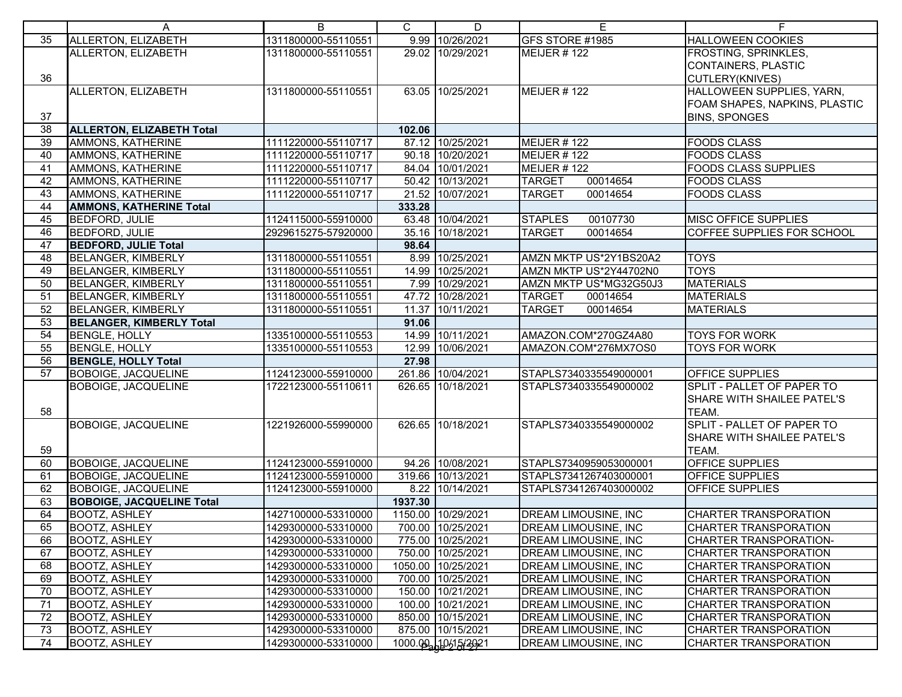| | A | B | C | D | E | F |
|---|---|---|---|---|---|---|
| 35 | ALLERTON, ELIZABETH | 1311800000-55110551 | 9.99 | 10/26/2021 | GFS STORE #1985 | HALLOWEEN COOKIES |
| 36 | ALLERTON, ELIZABETH | 1311800000-55110551 | 29.02 | 10/29/2021 | MEIJER # 122 | FROSTING, SPRINKLES, CONTAINERS, PLASTIC CUTLERY(KNIVES) |
| 37 | ALLERTON, ELIZABETH | 1311800000-55110551 | 63.05 | 10/25/2021 | MEIJER # 122 | HALLOWEEN SUPPLIES, YARN, FOAM SHAPES, NAPKINS, PLASTIC BINS, SPONGES |
| 38 | **ALLERTON, ELIZABETH Total** | | **102.06** | | | |
| 39 | AMMONS, KATHERINE | 1111220000-55110717 | 87.12 | 10/25/2021 | MEIJER # 122 | FOODS CLASS |
| 40 | AMMONS, KATHERINE | 1111220000-55110717 | 90.18 | 10/20/2021 | MEIJER # 122 | FOODS CLASS |
| 41 | AMMONS, KATHERINE | 1111220000-55110717 | 84.04 | 10/01/2021 | MEIJER # 122 | FOODS CLASS SUPPLIES |
| 42 | AMMONS, KATHERINE | 1111220000-55110717 | 50.42 | 10/13/2021 | TARGET 00014654 | FOODS CLASS |
| 43 | AMMONS, KATHERINE | 1111220000-55110717 | 21.52 | 10/07/2021 | TARGET 00014654 | FOODS CLASS |
| 44 | **AMMONS, KATHERINE Total** | | **333.28** | | | |
| 45 | BEDFORD, JULIE | 1124115000-55910000 | 63.48 | 10/04/2021 | STAPLES 00107730 | MISC OFFICE SUPPLIES |
| 46 | BEDFORD, JULIE | 2929615275-57920000 | 35.16 | 10/18/2021 | TARGET 00014654 | COFFEE SUPPLIES FOR SCHOOL |
| 47 | **BEDFORD, JULIE Total** | | **98.64** | | | |
| 48 | BELANGER, KIMBERLY | 1311800000-55110551 | 8.99 | 10/25/2021 | AMZN MKTP US*2Y1BS20A2 | TOYS |
| 49 | BELANGER, KIMBERLY | 1311800000-55110551 | 14.99 | 10/25/2021 | AMZN MKTP US*2Y44702N0 | TOYS |
| 50 | BELANGER, KIMBERLY | 1311800000-55110551 | 7.99 | 10/29/2021 | AMZN MKTP US*MG32G50J3 | MATERIALS |
| 51 | BELANGER, KIMBERLY | 1311800000-55110551 | 47.72 | 10/28/2021 | TARGET 00014654 | MATERIALS |
| 52 | BELANGER, KIMBERLY | 1311800000-55110551 | 11.37 | 10/11/2021 | TARGET 00014654 | MATERIALS |
| 53 | **BELANGER, KIMBERLY Total** | | **91.06** | | | |
| 54 | BENGLE, HOLLY | 1335100000-55110553 | 14.99 | 10/11/2021 | AMAZON.COM*270GZ4A80 | TOYS FOR WORK |
| 55 | BENGLE, HOLLY | 1335100000-55110553 | 12.99 | 10/06/2021 | AMAZON.COM*276MX7OS0 | TOYS FOR WORK |
| 56 | **BENGLE, HOLLY Total** | | **27.98** | | | |
| 57 | BOBOIGE, JACQUELINE | 1124123000-55910000 | 261.86 | 10/04/2021 | STAPLS7340335549000001 | OFFICE SUPPLIES |
| 58 | BOBOIGE, JACQUELINE | 1722123000-55110611 | 626.65 | 10/18/2021 | STAPLS7340335549000002 | SPLIT - PALLET OF PAPER TO SHARE WITH SHAILEE PATEL'S TEAM. |
| 59 | BOBOIGE, JACQUELINE | 1221926000-55990000 | 626.65 | 10/18/2021 | STAPLS7340335549000002 | SPLIT - PALLET OF PAPER TO SHARE WITH SHAILEE PATEL'S TEAM. |
| 60 | BOBOIGE, JACQUELINE | 1124123000-55910000 | 94.26 | 10/08/2021 | STAPLS7340959053000001 | OFFICE SUPPLIES |
| 61 | BOBOIGE, JACQUELINE | 1124123000-55910000 | 319.66 | 10/13/2021 | STAPLS7341267403000001 | OFFICE SUPPLIES |
| 62 | BOBOIGE, JACQUELINE | 1124123000-55910000 | 8.22 | 10/14/2021 | STAPLS7341267403000002 | OFFICE SUPPLIES |
| 63 | **BOBOIGE, JACQUELINE Total** | | **1937.30** | | | |
| 64 | BOOTZ, ASHLEY | 1427100000-53310000 | 1150.00 | 10/29/2021 | DREAM LIMOUSINE, INC | CHARTER TRANSPORATION |
| 65 | BOOTZ, ASHLEY | 1429300000-53310000 | 700.00 | 10/25/2021 | DREAM LIMOUSINE, INC | CHARTER TRANSPORATION |
| 66 | BOOTZ, ASHLEY | 1429300000-53310000 | 775.00 | 10/25/2021 | DREAM LIMOUSINE, INC | CHARTER TRANSPORATION- |
| 67 | BOOTZ, ASHLEY | 1429300000-53310000 | 750.00 | 10/25/2021 | DREAM LIMOUSINE, INC | CHARTER TRANSPORATION |
| 68 | BOOTZ, ASHLEY | 1429300000-53310000 | 1050.00 | 10/25/2021 | DREAM LIMOUSINE, INC | CHARTER TRANSPORATION |
| 69 | BOOTZ, ASHLEY | 1429300000-53310000 | 700.00 | 10/25/2021 | DREAM LIMOUSINE, INC | CHARTER TRANSPORATION |
| 70 | BOOTZ, ASHLEY | 1429300000-53310000 | 150.00 | 10/21/2021 | DREAM LIMOUSINE, INC | CHARTER TRANSPORATION |
| 71 | BOOTZ, ASHLEY | 1429300000-53310000 | 100.00 | 10/21/2021 | DREAM LIMOUSINE, INC | CHARTER TRANSPORATION |
| 72 | BOOTZ, ASHLEY | 1429300000-53310000 | 850.00 | 10/15/2021 | DREAM LIMOUSINE, INC | CHARTER TRANSPORATION |
| 73 | BOOTZ, ASHLEY | 1429300000-53310000 | 875.00 | 10/15/2021 | DREAM LIMOUSINE, INC | CHARTER TRANSPORATION |
| 74 | BOOTZ, ASHLEY | 1429300000-53310000 | 1000.00 | 10/15/2021 | DREAM LIMOUSINE, INC | CHARTER TRANSPORATION |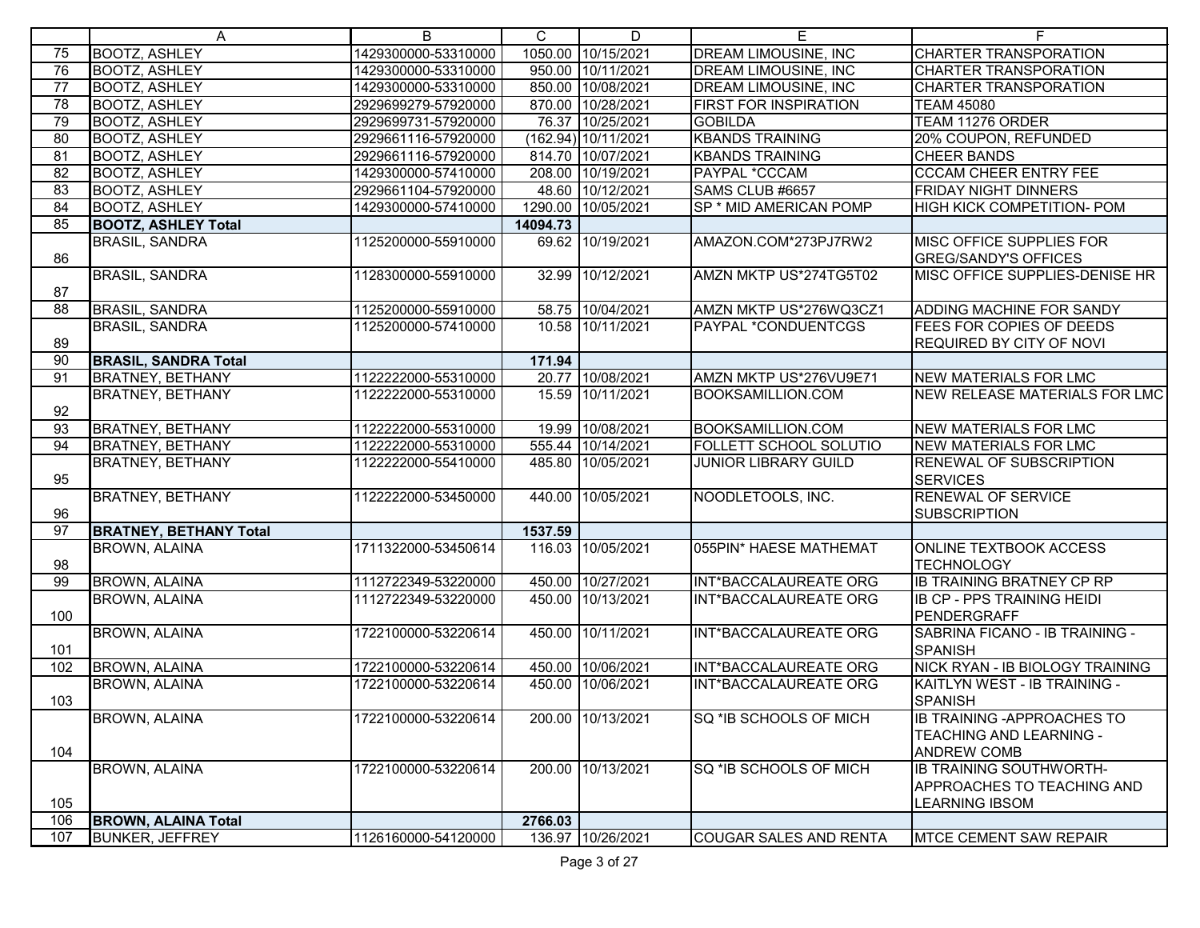| | A | B | C | D | E | F |
|---|---|---|---|---|---|---|
| 75 | BOOTZ, ASHLEY | 1429300000-53310000 | 1050.00 | 10/15/2021 | DREAM LIMOUSINE, INC | CHARTER TRANSPORATION |
| 76 | BOOTZ, ASHLEY | 1429300000-53310000 | 950.00 | 10/11/2021 | DREAM LIMOUSINE, INC | CHARTER TRANSPORATION |
| 77 | BOOTZ, ASHLEY | 1429300000-53310000 | 850.00 | 10/08/2021 | DREAM LIMOUSINE, INC | CHARTER TRANSPORATION |
| 78 | BOOTZ, ASHLEY | 2929699279-57920000 | 870.00 | 10/28/2021 | FIRST FOR INSPIRATION | TEAM 45080 |
| 79 | BOOTZ, ASHLEY | 2929699731-57920000 | 76.37 | 10/25/2021 | GOBILDA | TEAM 11276 ORDER |
| 80 | BOOTZ, ASHLEY | 2929661116-57920000 | (162.94) | 10/11/2021 | KBANDS TRAINING | 20% COUPON, REFUNDED |
| 81 | BOOTZ, ASHLEY | 2929661116-57920000 | 814.70 | 10/07/2021 | KBANDS TRAINING | CHEER BANDS |
| 82 | BOOTZ, ASHLEY | 1429300000-57410000 | 208.00 | 10/19/2021 | PAYPAL *CCCAM | CCCAM CHEER ENTRY FEE |
| 83 | BOOTZ, ASHLEY | 2929661104-57920000 | 48.60 | 10/12/2021 | SAMS CLUB #6657 | FRIDAY NIGHT DINNERS |
| 84 | BOOTZ, ASHLEY | 1429300000-57410000 | 1290.00 | 10/05/2021 | SP * MID AMERICAN POMP | HIGH KICK COMPETITION- POM |
| 85 | **BOOTZ, ASHLEY Total** | | **14094.73** | | | |
| 86 | BRASIL, SANDRA | 1125200000-55910000 | 69.62 | 10/19/2021 | AMAZON.COM*273PJ7RW2 | MISC OFFICE SUPPLIES FOR GREG/SANDY'S OFFICES |
| 87 | BRASIL, SANDRA | 1128300000-55910000 | 32.99 | 10/12/2021 | AMZN MKTP US*274TG5T02 | MISC OFFICE SUPPLIES-DENISE HR |
| 88 | BRASIL, SANDRA | 1125200000-55910000 | 58.75 | 10/04/2021 | AMZN MKTP US*276WQ3CZ1 | ADDING MACHINE FOR SANDY |
| 89 | BRASIL, SANDRA | 1125200000-57410000 | 10.58 | 10/11/2021 | PAYPAL *CONDUENTCGS | FEES FOR COPIES OF DEEDS REQUIRED BY CITY OF NOVI |
| 90 | **BRASIL, SANDRA Total** | | **171.94** | | | |
| 91 | BRATNEY, BETHANY | 1122222000-55310000 | 20.77 | 10/08/2021 | AMZN MKTP US*276VU9E71 | NEW MATERIALS FOR LMC |
| 92 | BRATNEY, BETHANY | 1122222000-55310000 | 15.59 | 10/11/2021 | BOOKSAMILLION.COM | NEW RELEASE MATERIALS FOR LMC |
| 93 | BRATNEY, BETHANY | 1122222000-55310000 | 19.99 | 10/08/2021 | BOOKSAMILLION.COM | NEW MATERIALS FOR LMC |
| 94 | BRATNEY, BETHANY | 1122222000-55310000 | 555.44 | 10/14/2021 | FOLLETT SCHOOL SOLUTIO | NEW MATERIALS FOR LMC |
| 95 | BRATNEY, BETHANY | 1122222000-55410000 | 485.80 | 10/05/2021 | JUNIOR LIBRARY GUILD | RENEWAL OF SUBSCRIPTION SERVICES |
| 96 | BRATNEY, BETHANY | 1122222000-53450000 | 440.00 | 10/05/2021 | NOODLETOOLS, INC. | RENEWAL OF SERVICE SUBSCRIPTION |
| 97 | **BRATNEY, BETHANY Total** | | **1537.59** | | | |
| 98 | BROWN, ALAINA | 1711322000-53450614 | 116.03 | 10/05/2021 | 055PIN* HAESE MATHEMAT | ONLINE TEXTBOOK ACCESS TECHNOLOGY |
| 99 | BROWN, ALAINA | 1112722349-53220000 | 450.00 | 10/27/2021 | INT*BACCALAUREATE ORG | IB TRAINING BRATNEY CP RP |
| 100 | BROWN, ALAINA | 1112722349-53220000 | 450.00 | 10/13/2021 | INT*BACCALAUREATE ORG | IB CP - PPS TRAINING HEIDI PENDERGRAFF |
| 101 | BROWN, ALAINA | 1722100000-53220614 | 450.00 | 10/11/2021 | INT*BACCALAUREATE ORG | SABRINA FICANO - IB TRAINING - SPANISH |
| 102 | BROWN, ALAINA | 1722100000-53220614 | 450.00 | 10/06/2021 | INT*BACCALAUREATE ORG | NICK RYAN - IB BIOLOGY TRAINING |
| 103 | BROWN, ALAINA | 1722100000-53220614 | 450.00 | 10/06/2021 | INT*BACCALAUREATE ORG | KAITLYN WEST - IB TRAINING - SPANISH |
| 104 | BROWN, ALAINA | 1722100000-53220614 | 200.00 | 10/13/2021 | SQ *IB SCHOOLS OF MICH | IB TRAINING -APPROACHES TO TEACHING AND LEARNING - ANDREW COMB |
| 105 | BROWN, ALAINA | 1722100000-53220614 | 200.00 | 10/13/2021 | SQ *IB SCHOOLS OF MICH | IB TRAINING SOUTHWORTH- APPROACHES TO TEACHING AND LEARNING IBSOM |
| 106 | **BROWN, ALAINA Total** | | **2766.03** | | | |
| 107 | BUNKER, JEFFREY | 1126160000-54120000 | 136.97 | 10/26/2021 | COUGAR SALES AND RENTA | MTCE CEMENT SAW REPAIR |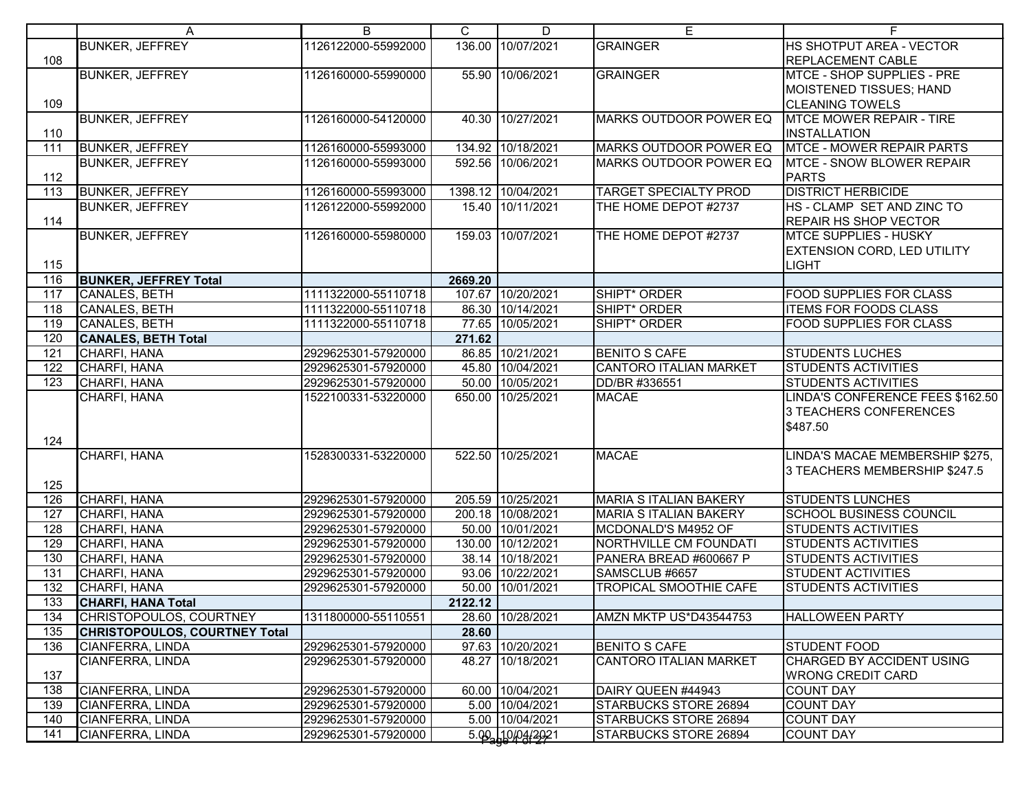| | A | B | C | D | E | F |
|---|---|---|---|---|---|---|
| 108 | BUNKER, JEFFREY | 1126122000-55992000 | 136.00 | 10/07/2021 | GRAINGER | HS SHOTPUT AREA - VECTOR REPLACEMENT CABLE |
| 109 | BUNKER, JEFFREY | 1126160000-55990000 | 55.90 | 10/06/2021 | GRAINGER | MTCE - SHOP SUPPLIES - PRE MOISTENED TISSUES; HAND CLEANING TOWELS |
| 110 | BUNKER, JEFFREY | 1126160000-54120000 | 40.30 | 10/27/2021 | MARKS OUTDOOR POWER EQ | MTCE MOWER REPAIR - TIRE INSTALLATION |
| 111 | BUNKER, JEFFREY | 1126160000-55993000 | 134.92 | 10/18/2021 | MARKS OUTDOOR POWER EQ | MTCE - MOWER REPAIR PARTS |
| 112 | BUNKER, JEFFREY | 1126160000-55993000 | 592.56 | 10/06/2021 | MARKS OUTDOOR POWER EQ | MTCE - SNOW BLOWER REPAIR PARTS |
| 113 | BUNKER, JEFFREY | 1126160000-55993000 | 1398.12 | 10/04/2021 | TARGET SPECIALTY PROD | DISTRICT HERBICIDE |
| 114 | BUNKER, JEFFREY | 1126122000-55992000 | 15.40 | 10/11/2021 | THE HOME DEPOT #2737 | HS - CLAMP SET AND ZINC TO REPAIR HS SHOP VECTOR |
| 115 | BUNKER, JEFFREY | 1126160000-55980000 | 159.03 | 10/07/2021 | THE HOME DEPOT #2737 | MTCE SUPPLIES - HUSKY EXTENSION CORD, LED UTILITY LIGHT |
| 116 | **BUNKER, JEFFREY Total** | | **2669.20** | | | |
| 117 | CANALES, BETH | 1111322000-55110718 | 107.67 | 10/20/2021 | SHIPT* ORDER | FOOD SUPPLIES FOR CLASS |
| 118 | CANALES, BETH | 1111322000-55110718 | 86.30 | 10/14/2021 | SHIPT* ORDER | ITEMS FOR FOODS CLASS |
| 119 | CANALES, BETH | 1111322000-55110718 | 77.65 | 10/05/2021 | SHIPT* ORDER | FOOD SUPPLIES FOR CLASS |
| 120 | **CANALES, BETH Total** | | **271.62** | | | |
| 121 | CHARFI, HANA | 2929625301-57920000 | 86.85 | 10/21/2021 | BENITO S CAFE | STUDENTS LUCHES |
| 122 | CHARFI, HANA | 2929625301-57920000 | 45.80 | 10/04/2021 | CANTORO ITALIAN MARKET | STUDENTS ACTIVITIES |
| 123 | CHARFI, HANA | 2929625301-57920000 | 50.00 | 10/05/2021 | DD/BR #336551 | STUDENTS ACTIVITIES |
| 124 | CHARFI, HANA | 1522100331-53220000 | 650.00 | 10/25/2021 | MACAE | LINDA'S CONFERENCE FEES $162.50 3 TEACHERS CONFERENCES $487.50 |
| 125 | CHARFI, HANA | 1528300331-53220000 | 522.50 | 10/25/2021 | MACAE | LINDA'S MACAE MEMBERSHIP $275, 3 TEACHERS MEMBERSHIP $247.5 |
| 126 | CHARFI, HANA | 2929625301-57920000 | 205.59 | 10/25/2021 | MARIA S ITALIAN BAKERY | STUDENTS LUNCHES |
| 127 | CHARFI, HANA | 2929625301-57920000 | 200.18 | 10/08/2021 | MARIA S ITALIAN BAKERY | SCHOOL BUSINESS COUNCIL |
| 128 | CHARFI, HANA | 2929625301-57920000 | 50.00 | 10/01/2021 | MCDONALD'S M4952 OF | STUDENTS ACTIVITIES |
| 129 | CHARFI, HANA | 2929625301-57920000 | 130.00 | 10/12/2021 | NORTHVILLE CM FOUNDATI | STUDENTS ACTIVITIES |
| 130 | CHARFI, HANA | 2929625301-57920000 | 38.14 | 10/18/2021 | PANERA BREAD #600667 P | STUDENTS ACTIVITIES |
| 131 | CHARFI, HANA | 2929625301-57920000 | 93.06 | 10/22/2021 | SAMSCLUB #6657 | STUDENT ACTIVITIES |
| 132 | CHARFI, HANA | 2929625301-57920000 | 50.00 | 10/01/2021 | TROPICAL SMOOTHIE CAFE | STUDENTS ACTIVITIES |
| 133 | **CHARFI, HANA Total** | | **2122.12** | | | |
| 134 | CHRISTOPOULOS, COURTNEY | 1311800000-55110551 | 28.60 | 10/28/2021 | AMZN MKTP US*D43544753 | HALLOWEEN PARTY |
| 135 | **CHRISTOPOULOS, COURTNEY Total** | | **28.60** | | | |
| 136 | CIANFERRA, LINDA | 2929625301-57920000 | 97.63 | 10/20/2021 | BENITO S CAFE | STUDENT FOOD |
| 137 | CIANFERRA, LINDA | 2929625301-57920000 | 48.27 | 10/18/2021 | CANTORO ITALIAN MARKET | CHARGED BY ACCIDENT USING WRONG CREDIT CARD |
| 138 | CIANFERRA, LINDA | 2929625301-57920000 | 60.00 | 10/04/2021 | DAIRY QUEEN #44943 | COUNT DAY |
| 139 | CIANFERRA, LINDA | 2929625301-57920000 | 5.00 | 10/04/2021 | STARBUCKS STORE 26894 | COUNT DAY |
| 140 | CIANFERRA, LINDA | 2929625301-57920000 | 5.00 | 10/04/2021 | STARBUCKS STORE 26894 | COUNT DAY |
| 141 | CIANFERRA, LINDA | 2929625301-57920000 | 5.00 | 10/04/2021 | STARBUCKS STORE 26894 | COUNT DAY |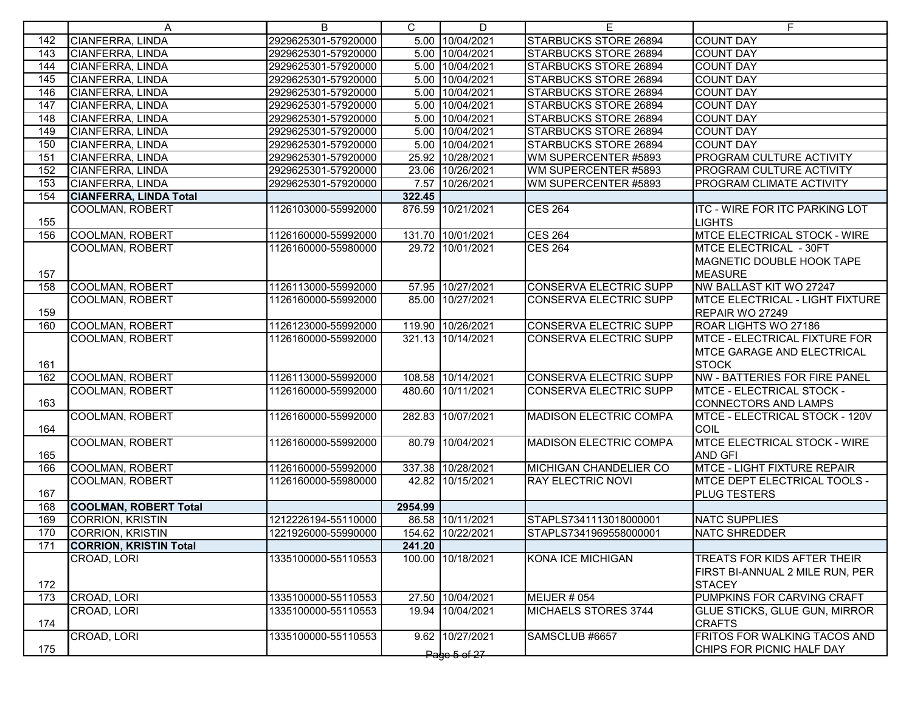| | A | B | C | D | E | F |
|---|---|---|---|---|---|---|
| 142 | CIANFERRA, LINDA | 2929625301-57920000 | 5.00 | 10/04/2021 | STARBUCKS STORE 26894 | COUNT DAY |
| 143 | CIANFERRA, LINDA | 2929625301-57920000 | 5.00 | 10/04/2021 | STARBUCKS STORE 26894 | COUNT DAY |
| 144 | CIANFERRA, LINDA | 2929625301-57920000 | 5.00 | 10/04/2021 | STARBUCKS STORE 26894 | COUNT DAY |
| 145 | CIANFERRA, LINDA | 2929625301-57920000 | 5.00 | 10/04/2021 | STARBUCKS STORE 26894 | COUNT DAY |
| 146 | CIANFERRA, LINDA | 2929625301-57920000 | 5.00 | 10/04/2021 | STARBUCKS STORE 26894 | COUNT DAY |
| 147 | CIANFERRA, LINDA | 2929625301-57920000 | 5.00 | 10/04/2021 | STARBUCKS STORE 26894 | COUNT DAY |
| 148 | CIANFERRA, LINDA | 2929625301-57920000 | 5.00 | 10/04/2021 | STARBUCKS STORE 26894 | COUNT DAY |
| 149 | CIANFERRA, LINDA | 2929625301-57920000 | 5.00 | 10/04/2021 | STARBUCKS STORE 26894 | COUNT DAY |
| 150 | CIANFERRA, LINDA | 2929625301-57920000 | 5.00 | 10/04/2021 | STARBUCKS STORE 26894 | COUNT DAY |
| 151 | CIANFERRA, LINDA | 2929625301-57920000 | 25.92 | 10/28/2021 | WM SUPERCENTER #5893 | PROGRAM CULTURE ACTIVITY |
| 152 | CIANFERRA, LINDA | 2929625301-57920000 | 23.06 | 10/26/2021 | WM SUPERCENTER #5893 | PROGRAM CULTURE ACTIVITY |
| 153 | CIANFERRA, LINDA | 2929625301-57920000 | 7.57 | 10/26/2021 | WM SUPERCENTER #5893 | PROGRAM CLIMATE ACTIVITY |
| 154 | **CIANFERRA, LINDA Total** | | **322.45** | | | |
| 155 | COOLMAN, ROBERT | 1126103000-55992000 | 876.59 | 10/21/2021 | CES 264 | ITC - WIRE FOR ITC PARKING LOT LIGHTS |
| 156 | COOLMAN, ROBERT | 1126160000-55992000 | 131.70 | 10/01/2021 | CES 264 | MTCE ELECTRICAL STOCK - WIRE |
| 157 | COOLMAN, ROBERT | 1126160000-55980000 | 29.72 | 10/01/2021 | CES 264 | MTCE ELECTRICAL - 30FT MAGNETIC DOUBLE HOOK TAPE MEASURE |
| 158 | COOLMAN, ROBERT | 1126113000-55992000 | 57.95 | 10/27/2021 | CONSERVA ELECTRIC SUPP | NW BALLAST KIT WO 27247 |
| 159 | COOLMAN, ROBERT | 1126160000-55992000 | 85.00 | 10/27/2021 | CONSERVA ELECTRIC SUPP | MTCE ELECTRICAL - LIGHT FIXTURE REPAIR WO 27249 |
| 160 | COOLMAN, ROBERT | 1126123000-55992000 | 119.90 | 10/26/2021 | CONSERVA ELECTRIC SUPP | ROAR LIGHTS WO 27186 |
| 161 | COOLMAN, ROBERT | 1126160000-55992000 | 321.13 | 10/14/2021 | CONSERVA ELECTRIC SUPP | MTCE - ELECTRICAL FIXTURE FOR MTCE GARAGE AND ELECTRICAL STOCK |
| 162 | COOLMAN, ROBERT | 1126113000-55992000 | 108.58 | 10/14/2021 | CONSERVA ELECTRIC SUPP | NW - BATTERIES FOR FIRE PANEL |
| 163 | COOLMAN, ROBERT | 1126160000-55992000 | 480.60 | 10/11/2021 | CONSERVA ELECTRIC SUPP | MTCE - ELECTRICAL STOCK - CONNECTORS AND LAMPS |
| 164 | COOLMAN, ROBERT | 1126160000-55992000 | 282.83 | 10/07/2021 | MADISON ELECTRIC COMPA | MTCE - ELECTRICAL STOCK - 120V COIL |
| 165 | COOLMAN, ROBERT | 1126160000-55992000 | 80.79 | 10/04/2021 | MADISON ELECTRIC COMPA | MTCE ELECTRICAL STOCK - WIRE AND GFI |
| 166 | COOLMAN, ROBERT | 1126160000-55992000 | 337.38 | 10/28/2021 | MICHIGAN CHANDELIER CO | MTCE - LIGHT FIXTURE REPAIR |
| 167 | COOLMAN, ROBERT | 1126160000-55980000 | 42.82 | 10/15/2021 | RAY ELECTRIC NOVI | MTCE DEPT ELECTRICAL TOOLS - PLUG TESTERS |
| 168 | **COOLMAN, ROBERT Total** | | **2954.99** | | | |
| 169 | CORRION, KRISTIN | 1212226194-55110000 | 86.58 | 10/11/2021 | STAPLS7341113018000001 | NATC SUPPLIES |
| 170 | CORRION, KRISTIN | 1221926000-55990000 | 154.62 | 10/22/2021 | STAPLS7341969558000001 | NATC SHREDDER |
| 171 | **CORRION, KRISTIN Total** | | **241.20** | | | |
| 172 | CROAD, LORI | 1335100000-55110553 | 100.00 | 10/18/2021 | KONA ICE MICHIGAN | TREATS FOR KIDS AFTER THEIR FIRST BI-ANNUAL 2 MILE RUN, PER STACEY |
| 173 | CROAD, LORI | 1335100000-55110553 | 27.50 | 10/04/2021 | MEIJER # 054 | PUMPKINS FOR CARVING CRAFT |
| 174 | CROAD, LORI | 1335100000-55110553 | 19.94 | 10/04/2021 | MICHAELS STORES 3744 | GLUE STICKS, GLUE GUN, MIRROR CRAFTS |
| 175 | CROAD, LORI | 1335100000-55110553 | 9.62 | 10/27/2021 | SAMSCLUB #6657 | FRITOS FOR WALKING TACOS AND CHIPS FOR PICNIC HALF DAY |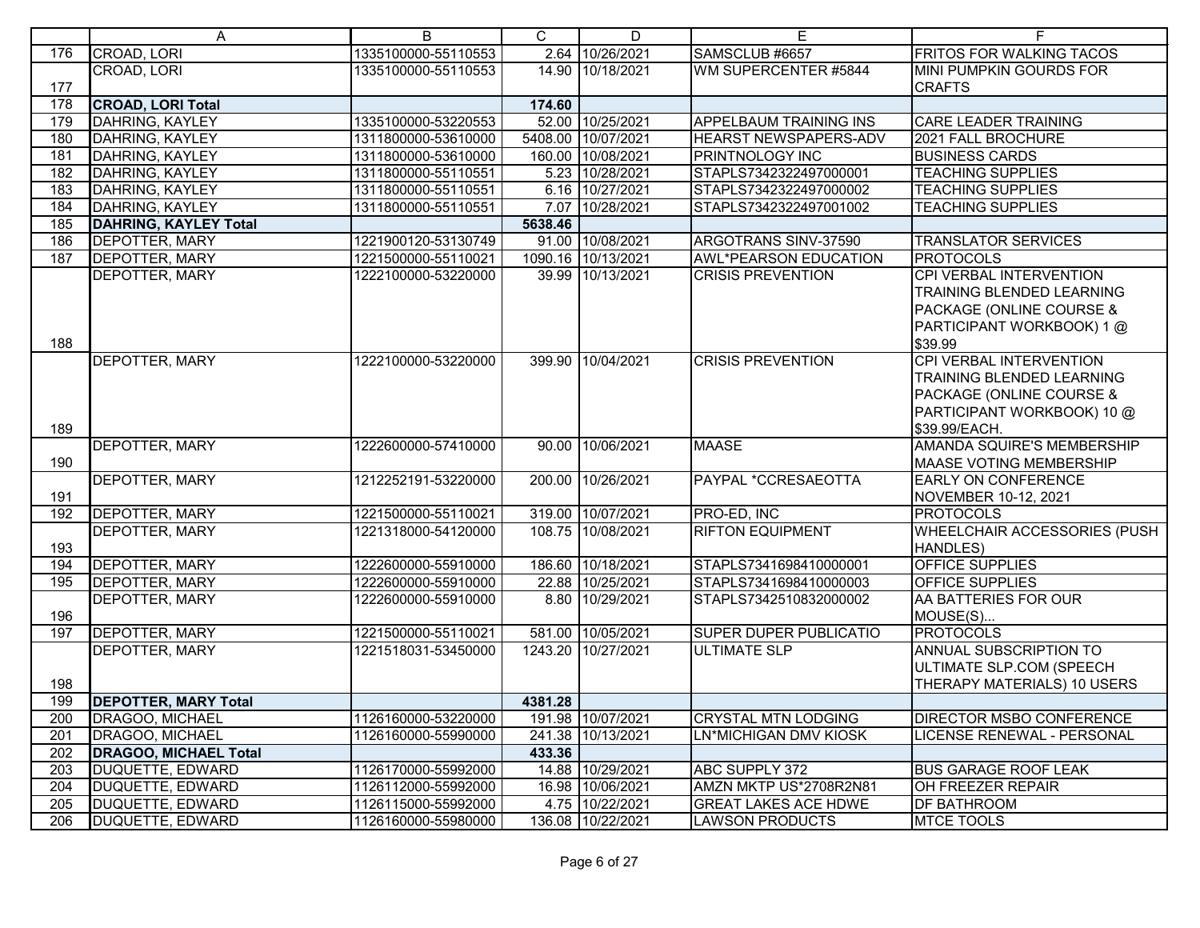| | A | B | C | D | E | F |
|---|---|---|---|---|---|---|
| 176 | CROAD, LORI | 1335100000-55110553 | 2.64 | 10/26/2021 | SAMSCLUB #6657 | FRITOS FOR WALKING TACOS |
| 177 | CROAD, LORI | 1335100000-55110553 | 14.90 | 10/18/2021 | WM SUPERCENTER #5844 | MINI PUMPKIN GOURDS FOR CRAFTS |
| 178 | **CROAD, LORI Total** | | **174.60** | | | |
| 179 | DAHRING, KAYLEY | 1335100000-53220553 | 52.00 | 10/25/2021 | APPELBAUM TRAINING INS | CARE LEADER TRAINING |
| 180 | DAHRING, KAYLEY | 1311800000-53610000 | 5408.00 | 10/07/2021 | HEARST NEWSPAPERS-ADV | 2021 FALL BROCHURE |
| 181 | DAHRING, KAYLEY | 1311800000-53610000 | 160.00 | 10/08/2021 | PRINTNOLOGY INC | BUSINESS CARDS |
| 182 | DAHRING, KAYLEY | 1311800000-55110551 | 5.23 | 10/28/2021 | STAPLS7342322497000001 | TEACHING SUPPLIES |
| 183 | DAHRING, KAYLEY | 1311800000-55110551 | 6.16 | 10/27/2021 | STAPLS7342322497000002 | TEACHING SUPPLIES |
| 184 | DAHRING, KAYLEY | 1311800000-55110551 | 7.07 | 10/28/2021 | STAPLS7342322497001002 | TEACHING SUPPLIES |
| 185 | **DAHRING, KAYLEY Total** | | **5638.46** | | | |
| 186 | DEPOTTER, MARY | 1221900120-53130749 | 91.00 | 10/08/2021 | ARGOTRANS SINV-37590 | TRANSLATOR SERVICES |
| 187 | DEPOTTER, MARY | 1221500000-55110021 | 1090.16 | 10/13/2021 | AWL*PEARSON EDUCATION | PROTOCOLS |
| 188 | DEPOTTER, MARY | 1222100000-53220000 | 39.99 | 10/13/2021 | CRISIS PREVENTION | CPI VERBAL INTERVENTION TRAINING BLENDED LEARNING PACKAGE (ONLINE COURSE & PARTICIPANT WORKBOOK) 1 @ $39.99 |
| 189 | DEPOTTER, MARY | 1222100000-53220000 | 399.90 | 10/04/2021 | CRISIS PREVENTION | CPI VERBAL INTERVENTION TRAINING BLENDED LEARNING PACKAGE (ONLINE COURSE & PARTICIPANT WORKBOOK) 10 @ $39.99/EACH. |
| 190 | DEPOTTER, MARY | 1222600000-57410000 | 90.00 | 10/06/2021 | MAASE | AMANDA SQUIRE'S MEMBERSHIP MAASE VOTING MEMBERSHIP |
| 191 | DEPOTTER, MARY | 1212252191-53220000 | 200.00 | 10/26/2021 | PAYPAL *CCRESAEOTTA | EARLY ON CONFERENCE NOVEMBER 10-12, 2021 |
| 192 | DEPOTTER, MARY | 1221500000-55110021 | 319.00 | 10/07/2021 | PRO-ED, INC | PROTOCOLS |
| 193 | DEPOTTER, MARY | 1221318000-54120000 | 108.75 | 10/08/2021 | RIFTON EQUIPMENT | WHEELCHAIR ACCESSORIES (PUSH HANDLES) |
| 194 | DEPOTTER, MARY | 1222600000-55910000 | 186.60 | 10/18/2021 | STAPLS7341698410000001 | OFFICE SUPPLIES |
| 195 | DEPOTTER, MARY | 1222600000-55910000 | 22.88 | 10/25/2021 | STAPLS7341698410000003 | OFFICE SUPPLIES |
| 196 | DEPOTTER, MARY | 1222600000-55910000 | 8.80 | 10/29/2021 | STAPLS7342510832000002 | AA BATTERIES FOR OUR MOUSE(S)... |
| 197 | DEPOTTER, MARY | 1221500000-55110021 | 581.00 | 10/05/2021 | SUPER DUPER PUBLICATIO | PROTOCOLS |
| 198 | DEPOTTER, MARY | 1221518031-53450000 | 1243.20 | 10/27/2021 | ULTIMATE SLP | ANNUAL SUBSCRIPTION TO ULTIMATE SLP.COM (SPEECH THERAPY MATERIALS) 10 USERS |
| 199 | **DEPOTTER, MARY Total** | | **4381.28** | | | |
| 200 | DRAGOO, MICHAEL | 1126160000-53220000 | 191.98 | 10/07/2021 | CRYSTAL MTN LODGING | DIRECTOR MSBO CONFERENCE |
| 201 | DRAGOO, MICHAEL | 1126160000-55990000 | 241.38 | 10/13/2021 | LN*MICHIGAN DMV KIOSK | LICENSE RENEWAL - PERSONAL |
| 202 | **DRAGOO, MICHAEL Total** | | **433.36** | | | |
| 203 | DUQUETTE, EDWARD | 1126170000-55992000 | 14.88 | 10/29/2021 | ABC SUPPLY 372 | BUS GARAGE ROOF LEAK |
| 204 | DUQUETTE, EDWARD | 1126112000-55992000 | 16.98 | 10/06/2021 | AMZN MKTP US*2708R2N81 | OH FREEZER REPAIR |
| 205 | DUQUETTE, EDWARD | 1126115000-55992000 | 4.75 | 10/22/2021 | GREAT LAKES ACE HDWE | DF BATHROOM |
| 206 | DUQUETTE, EDWARD | 1126160000-55980000 | 136.08 | 10/22/2021 | LAWSON PRODUCTS | MTCE TOOLS |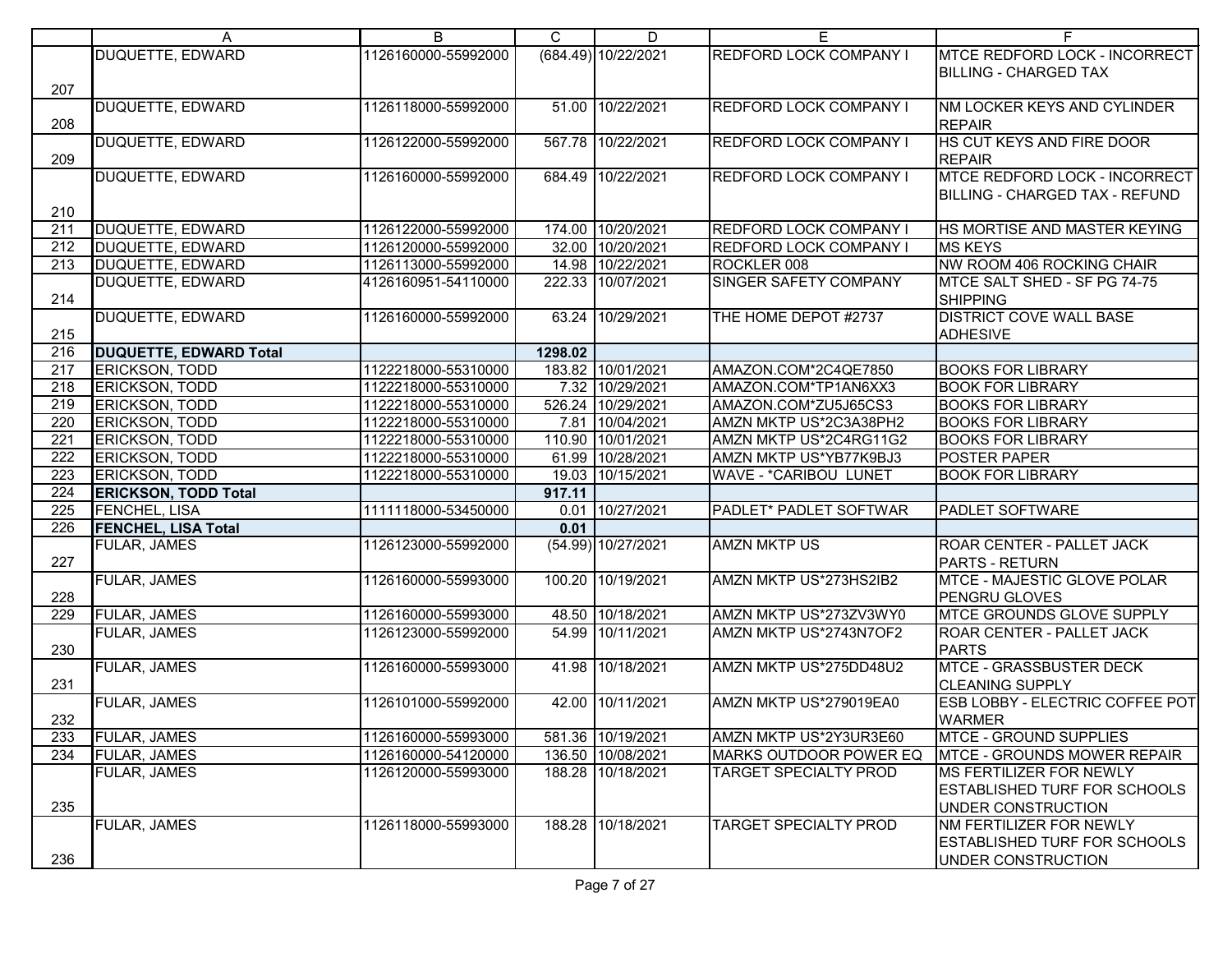| | A | B | C | D | E | F |
|---|---|---|---|---|---|---|
| 207 | DUQUETTE, EDWARD | 1126160000-55992000 | (684.49) | 10/22/2021 | REDFORD LOCK COMPANY I | MTCE REDFORD LOCK - INCORRECT BILLING - CHARGED TAX |
| 208 | DUQUETTE, EDWARD | 1126118000-55992000 | 51.00 | 10/22/2021 | REDFORD LOCK COMPANY I | NM LOCKER KEYS AND CYLINDER REPAIR |
| 209 | DUQUETTE, EDWARD | 1126122000-55992000 | 567.78 | 10/22/2021 | REDFORD LOCK COMPANY I | HS CUT KEYS AND FIRE DOOR REPAIR |
| 210 | DUQUETTE, EDWARD | 1126160000-55992000 | 684.49 | 10/22/2021 | REDFORD LOCK COMPANY I | MTCE REDFORD LOCK - INCORRECT BILLING - CHARGED TAX - REFUND |
| 211 | DUQUETTE, EDWARD | 1126122000-55992000 | 174.00 | 10/20/2021 | REDFORD LOCK COMPANY I | HS MORTISE AND MASTER KEYING |
| 212 | DUQUETTE, EDWARD | 1126120000-55992000 | 32.00 | 10/20/2021 | REDFORD LOCK COMPANY I | MS KEYS |
| 213 | DUQUETTE, EDWARD | 1126113000-55992000 | 14.98 | 10/22/2021 | ROCKLER 008 | NW ROOM 406 ROCKING CHAIR |
| 214 | DUQUETTE, EDWARD | 4126160951-54110000 | 222.33 | 10/07/2021 | SINGER SAFETY COMPANY | MTCE SALT SHED - SF PG 74-75 SHIPPING |
| 215 | DUQUETTE, EDWARD | 1126160000-55992000 | 63.24 | 10/29/2021 | THE HOME DEPOT #2737 | DISTRICT COVE WALL BASE ADHESIVE |
| 216 | **DUQUETTE, EDWARD Total** | | **1298.02** | | | |
| 217 | ERICKSON, TODD | 1122218000-55310000 | 183.82 | 10/01/2021 | AMAZON.COM*2C4QE7850 | BOOKS FOR LIBRARY |
| 218 | ERICKSON, TODD | 1122218000-55310000 | 7.32 | 10/29/2021 | AMAZON.COM*TP1AN6XX3 | BOOK FOR LIBRARY |
| 219 | ERICKSON, TODD | 1122218000-55310000 | 526.24 | 10/29/2021 | AMAZON.COM*ZU5J65CS3 | BOOKS FOR LIBRARY |
| 220 | ERICKSON, TODD | 1122218000-55310000 | 7.81 | 10/04/2021 | AMZN MKTP US*2C3A38PH2 | BOOKS FOR LIBRARY |
| 221 | ERICKSON, TODD | 1122218000-55310000 | 110.90 | 10/01/2021 | AMZN MKTP US*2C4RG11G2 | BOOKS FOR LIBRARY |
| 222 | ERICKSON, TODD | 1122218000-55310000 | 61.99 | 10/28/2021 | AMZN MKTP US*YB77K9BJ3 | POSTER PAPER |
| 223 | ERICKSON, TODD | 1122218000-55310000 | 19.03 | 10/15/2021 | WAVE - *CARIBOU LUNET | BOOK FOR LIBRARY |
| 224 | **ERICKSON, TODD Total** | | **917.11** | | | |
| 225 | FENCHEL, LISA | 1111118000-53450000 | 0.01 | 10/27/2021 | PADLET* PADLET SOFTWAR | PADLET SOFTWARE |
| 226 | **FENCHEL, LISA Total** | | **0.01** | | | |
| 227 | FULAR, JAMES | 1126123000-55992000 | (54.99) | 10/27/2021 | AMZN MKTP US | ROAR CENTER - PALLET JACK PARTS - RETURN |
| 228 | FULAR, JAMES | 1126160000-55993000 | 100.20 | 10/19/2021 | AMZN MKTP US*273HS2IB2 | MTCE - MAJESTIC GLOVE POLAR PENGRU GLOVES |
| 229 | FULAR, JAMES | 1126160000-55993000 | 48.50 | 10/18/2021 | AMZN MKTP US*273ZV3WY0 | MTCE GROUNDS GLOVE SUPPLY |
| 230 | FULAR, JAMES | 1126123000-55992000 | 54.99 | 10/11/2021 | AMZN MKTP US*2743N7OF2 | ROAR CENTER - PALLET JACK PARTS |
| 231 | FULAR, JAMES | 1126160000-55993000 | 41.98 | 10/18/2021 | AMZN MKTP US*275DD48U2 | MTCE - GRASSBUSTER DECK CLEANING SUPPLY |
| 232 | FULAR, JAMES | 1126101000-55992000 | 42.00 | 10/11/2021 | AMZN MKTP US*279019EA0 | ESB LOBBY - ELECTRIC COFFEE POT WARMER |
| 233 | FULAR, JAMES | 1126160000-55993000 | 581.36 | 10/19/2021 | AMZN MKTP US*2Y3UR3E60 | MTCE - GROUND SUPPLIES |
| 234 | FULAR, JAMES | 1126160000-54120000 | 136.50 | 10/08/2021 | MARKS OUTDOOR POWER EQ | MTCE - GROUNDS MOWER REPAIR |
| 235 | FULAR, JAMES | 1126120000-55993000 | 188.28 | 10/18/2021 | TARGET SPECIALTY PROD | MS FERTILIZER FOR NEWLY ESTABLISHED TURF FOR SCHOOLS UNDER CONSTRUCTION |
| 236 | FULAR, JAMES | 1126118000-55993000 | 188.28 | 10/18/2021 | TARGET SPECIALTY PROD | NM FERTILIZER FOR NEWLY ESTABLISHED TURF FOR SCHOOLS UNDER CONSTRUCTION |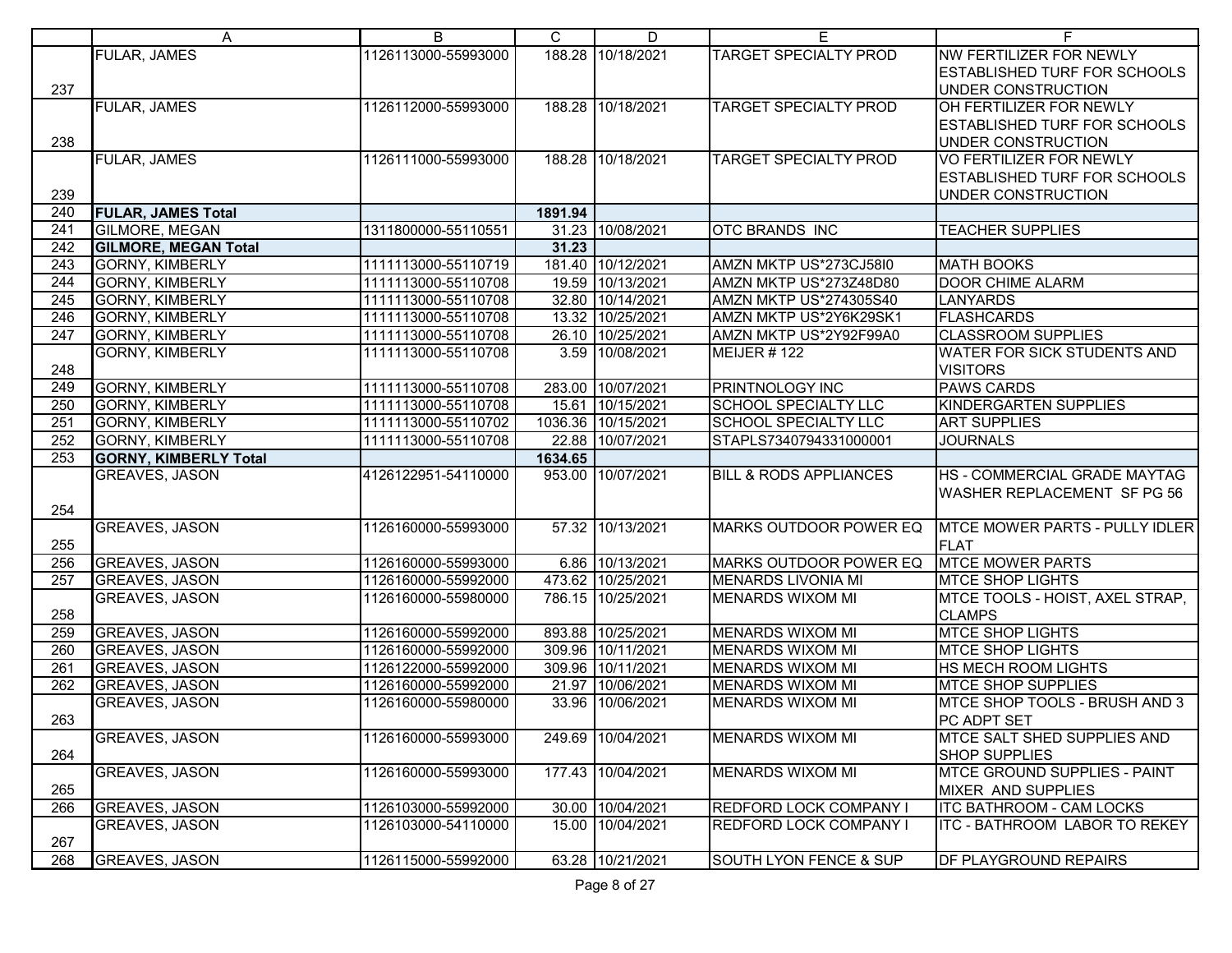| | A | B | C | D | E | F |
|---|---|---|---|---|---|---|
| 237 | FULAR, JAMES | 1126113000-55993000 | 188.28 | 10/18/2021 | TARGET SPECIALTY PROD | NW FERTILIZER FOR NEWLY ESTABLISHED TURF FOR SCHOOLS UNDER CONSTRUCTION |
| 238 | FULAR, JAMES | 1126112000-55993000 | 188.28 | 10/18/2021 | TARGET SPECIALTY PROD | OH FERTILIZER FOR NEWLY ESTABLISHED TURF FOR SCHOOLS UNDER CONSTRUCTION |
| 239 | FULAR, JAMES | 1126111000-55993000 | 188.28 | 10/18/2021 | TARGET SPECIALTY PROD | VO FERTILIZER FOR NEWLY ESTABLISHED TURF FOR SCHOOLS UNDER CONSTRUCTION |
| 240 | **FULAR, JAMES Total** | | **1891.94** | | | |
| 241 | GILMORE, MEGAN | 1311800000-55110551 | 31.23 | 10/08/2021 | OTC BRANDS INC | TEACHER SUPPLIES |
| 242 | **GILMORE, MEGAN Total** | | **31.23** | | | |
| 243 | GORNY, KIMBERLY | 1111113000-55110719 | 181.40 | 10/12/2021 | AMZN MKTP US*273CJ58I0 | MATH BOOKS |
| 244 | GORNY, KIMBERLY | 1111113000-55110708 | 19.59 | 10/13/2021 | AMZN MKTP US*273Z48D80 | DOOR CHIME ALARM |
| 245 | GORNY, KIMBERLY | 1111113000-55110708 | 32.80 | 10/14/2021 | AMZN MKTP US*274305S40 | LANYARDS |
| 246 | GORNY, KIMBERLY | 1111113000-55110708 | 13.32 | 10/25/2021 | AMZN MKTP US*2Y6K29SK1 | FLASHCARDS |
| 247 | GORNY, KIMBERLY | 1111113000-55110708 | 26.10 | 10/25/2021 | AMZN MKTP US*2Y92F99A0 | CLASSROOM SUPPLIES |
| 248 | GORNY, KIMBERLY | 1111113000-55110708 | 3.59 | 10/08/2021 | MEIJER # 122 | WATER FOR SICK STUDENTS AND VISITORS |
| 249 | GORNY, KIMBERLY | 1111113000-55110708 | 283.00 | 10/07/2021 | PRINTNOLOGY INC | PAWS CARDS |
| 250 | GORNY, KIMBERLY | 1111113000-55110708 | 15.61 | 10/15/2021 | SCHOOL SPECIALTY LLC | KINDERGARTEN SUPPLIES |
| 251 | GORNY, KIMBERLY | 1111113000-55110702 | 1036.36 | 10/15/2021 | SCHOOL SPECIALTY LLC | ART SUPPLIES |
| 252 | GORNY, KIMBERLY | 1111113000-55110708 | 22.88 | 10/07/2021 | STAPLS7340794331000001 | JOURNALS |
| 253 | **GORNY, KIMBERLY Total** | | **1634.65** | | | |
| 254 | GREAVES, JASON | 4126122951-54110000 | 953.00 | 10/07/2021 | BILL & RODS APPLIANCES | HS - COMMERCIAL GRADE MAYTAG WASHER REPLACEMENT SF PG 56 |
| 255 | GREAVES, JASON | 1126160000-55993000 | 57.32 | 10/13/2021 | MARKS OUTDOOR POWER EQ | MTCE MOWER PARTS - PULLY IDLER FLAT |
| 256 | GREAVES, JASON | 1126160000-55993000 | 6.86 | 10/13/2021 | MARKS OUTDOOR POWER EQ | MTCE MOWER PARTS |
| 257 | GREAVES, JASON | 1126160000-55992000 | 473.62 | 10/25/2021 | MENARDS LIVONIA MI | MTCE SHOP LIGHTS |
| 258 | GREAVES, JASON | 1126160000-55980000 | 786.15 | 10/25/2021 | MENARDS WIXOM MI | MTCE TOOLS - HOIST, AXEL STRAP, CLAMPS |
| 259 | GREAVES, JASON | 1126160000-55992000 | 893.88 | 10/25/2021 | MENARDS WIXOM MI | MTCE SHOP LIGHTS |
| 260 | GREAVES, JASON | 1126160000-55992000 | 309.96 | 10/11/2021 | MENARDS WIXOM MI | MTCE SHOP LIGHTS |
| 261 | GREAVES, JASON | 1126122000-55992000 | 309.96 | 10/11/2021 | MENARDS WIXOM MI | HS MECH ROOM LIGHTS |
| 262 | GREAVES, JASON | 1126160000-55992000 | 21.97 | 10/06/2021 | MENARDS WIXOM MI | MTCE SHOP SUPPLIES |
| 263 | GREAVES, JASON | 1126160000-55980000 | 33.96 | 10/06/2021 | MENARDS WIXOM MI | MTCE SHOP TOOLS - BRUSH AND 3 PC ADPT SET |
| 264 | GREAVES, JASON | 1126160000-55993000 | 249.69 | 10/04/2021 | MENARDS WIXOM MI | MTCE SALT SHED SUPPLIES AND SHOP SUPPLIES |
| 265 | GREAVES, JASON | 1126160000-55993000 | 177.43 | 10/04/2021 | MENARDS WIXOM MI | MTCE GROUND SUPPLIES - PAINT MIXER AND SUPPLIES |
| 266 | GREAVES, JASON | 1126103000-55992000 | 30.00 | 10/04/2021 | REDFORD LOCK COMPANY I | ITC BATHROOM - CAM LOCKS |
| 267 | GREAVES, JASON | 1126103000-54110000 | 15.00 | 10/04/2021 | REDFORD LOCK COMPANY I | ITC - BATHROOM LABOR TO REKEY |
| 268 | GREAVES, JASON | 1126115000-55992000 | 63.28 | 10/21/2021 | SOUTH LYON FENCE & SUP | DF PLAYGROUND REPAIRS |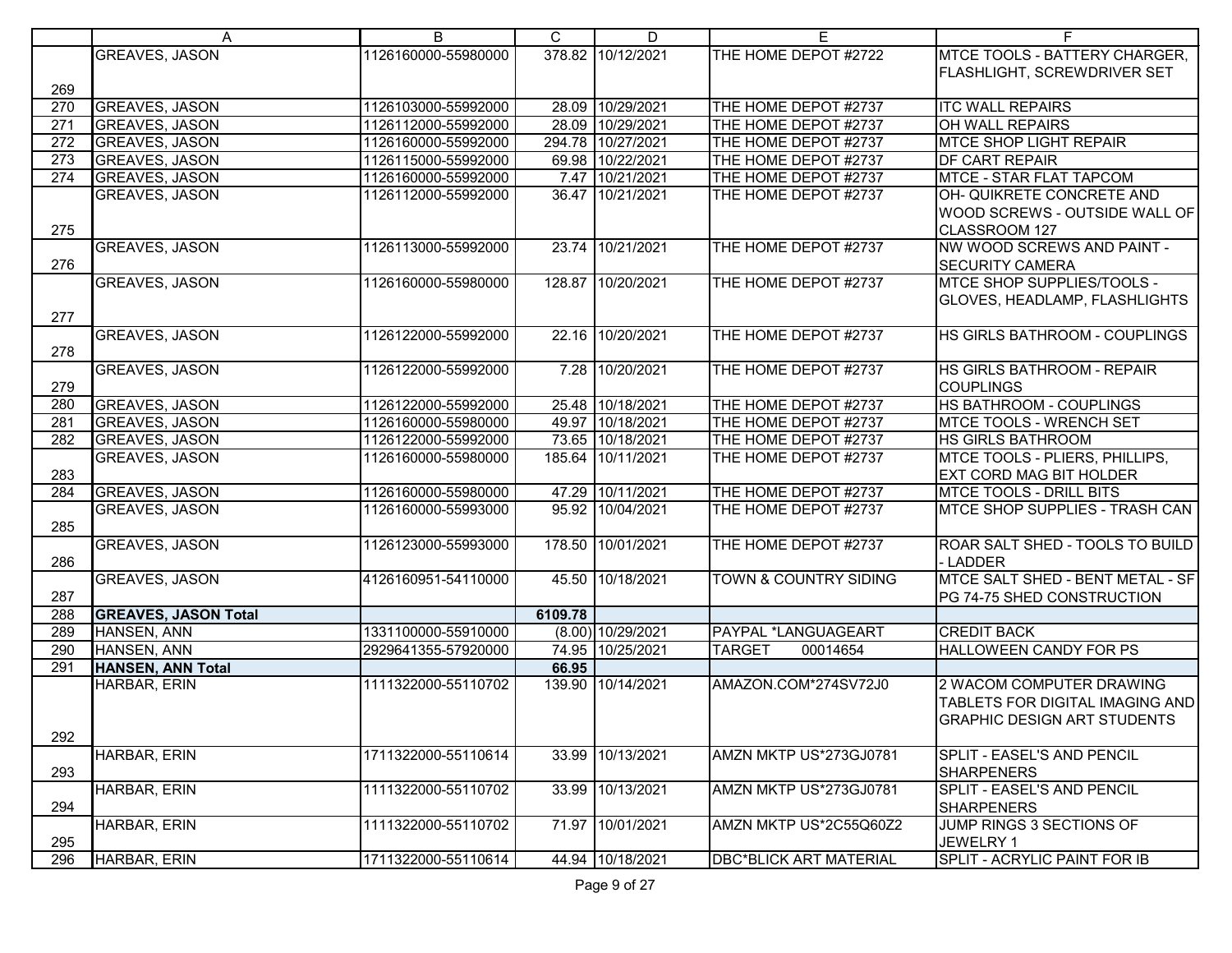| | A | B | C | D | E | F |
|---|---|---|---|---|---|---|
| 269 | GREAVES, JASON | 1126160000-55980000 | 378.82 | 10/12/2021 | THE HOME DEPOT #2722 | MTCE TOOLS - BATTERY CHARGER, FLASHLIGHT, SCREWDRIVER SET |
| 270 | GREAVES, JASON | 1126103000-55992000 | 28.09 | 10/29/2021 | THE HOME DEPOT #2737 | ITC WALL REPAIRS |
| 271 | GREAVES, JASON | 1126112000-55992000 | 28.09 | 10/29/2021 | THE HOME DEPOT #2737 | OH WALL REPAIRS |
| 272 | GREAVES, JASON | 1126160000-55992000 | 294.78 | 10/27/2021 | THE HOME DEPOT #2737 | MTCE SHOP LIGHT REPAIR |
| 273 | GREAVES, JASON | 1126115000-55992000 | 69.98 | 10/22/2021 | THE HOME DEPOT #2737 | DF CART REPAIR |
| 274 | GREAVES, JASON | 1126160000-55992000 | 7.47 | 10/21/2021 | THE HOME DEPOT #2737 | MTCE - STAR FLAT TAPCOM |
| 275 | GREAVES, JASON | 1126112000-55992000 | 36.47 | 10/21/2021 | THE HOME DEPOT #2737 | OH- QUIKRETE CONCRETE AND WOOD SCREWS - OUTSIDE WALL OF CLASSROOM 127 |
| 276 | GREAVES, JASON | 1126113000-55992000 | 23.74 | 10/21/2021 | THE HOME DEPOT #2737 | NW WOOD SCREWS AND PAINT - SECURITY CAMERA |
| 277 | GREAVES, JASON | 1126160000-55980000 | 128.87 | 10/20/2021 | THE HOME DEPOT #2737 | MTCE SHOP SUPPLIES/TOOLS - GLOVES, HEADLAMP, FLASHLIGHTS |
| 278 | GREAVES, JASON | 1126122000-55992000 | 22.16 | 10/20/2021 | THE HOME DEPOT #2737 | HS GIRLS BATHROOM - COUPLINGS |
| 279 | GREAVES, JASON | 1126122000-55992000 | 7.28 | 10/20/2021 | THE HOME DEPOT #2737 | HS GIRLS BATHROOM - REPAIR COUPLINGS |
| 280 | GREAVES, JASON | 1126122000-55992000 | 25.48 | 10/18/2021 | THE HOME DEPOT #2737 | HS BATHROOM - COUPLINGS |
| 281 | GREAVES, JASON | 1126160000-55980000 | 49.97 | 10/18/2021 | THE HOME DEPOT #2737 | MTCE TOOLS - WRENCH SET |
| 282 | GREAVES, JASON | 1126122000-55992000 | 73.65 | 10/18/2021 | THE HOME DEPOT #2737 | HS GIRLS BATHROOM |
| 283 | GREAVES, JASON | 1126160000-55980000 | 185.64 | 10/11/2021 | THE HOME DEPOT #2737 | MTCE TOOLS - PLIERS, PHILLIPS, EXT CORD MAG BIT HOLDER |
| 284 | GREAVES, JASON | 1126160000-55980000 | 47.29 | 10/11/2021 | THE HOME DEPOT #2737 | MTCE TOOLS - DRILL BITS |
| 285 | GREAVES, JASON | 1126160000-55993000 | 95.92 | 10/04/2021 | THE HOME DEPOT #2737 | MTCE SHOP SUPPLIES - TRASH CAN |
| 286 | GREAVES, JASON | 1126123000-55993000 | 178.50 | 10/01/2021 | THE HOME DEPOT #2737 | ROAR SALT SHED - TOOLS TO BUILD - LADDER |
| 287 | GREAVES, JASON | 4126160951-54110000 | 45.50 | 10/18/2021 | TOWN & COUNTRY SIDING | MTCE SALT SHED - BENT METAL - SF PG 74-75 SHED CONSTRUCTION |
| 288 | **GREAVES, JASON Total** | | **6109.78** | | | |
| 289 | HANSEN, ANN | 1331100000-55910000 | (8.00) | 10/29/2021 | PAYPAL *LANGUAGEART | CREDIT BACK |
| 290 | HANSEN, ANN | 2929641355-57920000 | 74.95 | 10/25/2021 | TARGET 00014654 | HALLOWEEN CANDY FOR PS |
| 291 | **HANSEN, ANN Total** | | **66.95** | | | |
| 292 | HARBAR, ERIN | 1111322000-55110702 | 139.90 | 10/14/2021 | AMAZON.COM*274SV72J0 | 2 WACOM COMPUTER DRAWING TABLETS FOR DIGITAL IMAGING AND GRAPHIC DESIGN ART STUDENTS |
| 293 | HARBAR, ERIN | 1711322000-55110614 | 33.99 | 10/13/2021 | AMZN MKTP US*273GJ0781 | SPLIT - EASEL'S AND PENCIL SHARPENERS |
| 294 | HARBAR, ERIN | 1111322000-55110702 | 33.99 | 10/13/2021 | AMZN MKTP US*273GJ0781 | SPLIT - EASEL'S AND PENCIL SHARPENERS |
| 295 | HARBAR, ERIN | 1111322000-55110702 | 71.97 | 10/01/2021 | AMZN MKTP US*2C55Q60Z2 | JUMP RINGS 3 SECTIONS OF JEWELRY 1 |
| 296 | HARBAR, ERIN | 1711322000-55110614 | 44.94 | 10/18/2021 | DBC*BLICK ART MATERIAL | SPLIT - ACRYLIC PAINT FOR IB |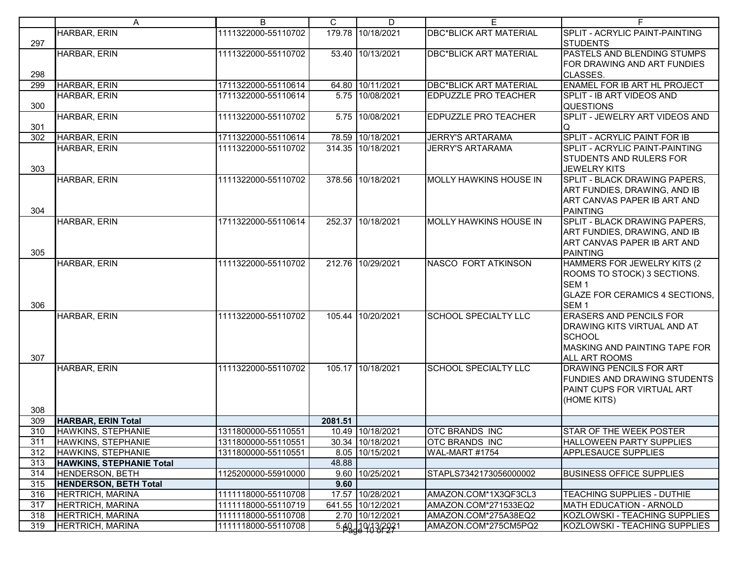| | A | B | C | D | E | F |
|---|---|---|---|---|---|---|
| 297 | HARBAR, ERIN | 1111322000-55110702 | 179.78 | 10/18/2021 | DBC*BLICK ART MATERIAL | SPLIT - ACRYLIC PAINT-PAINTING STUDENTS |
| 298 | HARBAR, ERIN | 1111322000-55110702 | 53.40 | 10/13/2021 | DBC*BLICK ART MATERIAL | PASTELS AND BLENDING STUMPS FOR DRAWING AND ART FUNDIES CLASSES. |
| 299 | HARBAR, ERIN | 1711322000-55110614 | 64.80 | 10/11/2021 | DBC*BLICK ART MATERIAL | ENAMEL FOR IB ART HL PROJECT |
| 300 | HARBAR, ERIN | 1711322000-55110614 | 5.75 | 10/08/2021 | EDPUZZLE PRO TEACHER | SPLIT - IB ART VIDEOS AND QUESTIONS |
| 301 | HARBAR, ERIN | 1111322000-55110702 | 5.75 | 10/08/2021 | EDPUZZLE PRO TEACHER | SPLIT - JEWELRY ART VIDEOS AND Q |
| 302 | HARBAR, ERIN | 1711322000-55110614 | 78.59 | 10/18/2021 | JERRY'S ARTARAMA | SPLIT - ACRYLIC PAINT FOR IB |
| 303 | HARBAR, ERIN | 1111322000-55110702 | 314.35 | 10/18/2021 | JERRY'S ARTARAMA | SPLIT - ACRYLIC PAINT-PAINTING STUDENTS AND RULERS FOR JEWELRY KITS |
| 304 | HARBAR, ERIN | 1111322000-55110702 | 378.56 | 10/18/2021 | MOLLY HAWKINS HOUSE IN | SPLIT - BLACK DRAWING PAPERS, ART FUNDIES, DRAWING, AND IB ART CANVAS PAPER IB ART AND PAINTING |
| 305 | HARBAR, ERIN | 1711322000-55110614 | 252.37 | 10/18/2021 | MOLLY HAWKINS HOUSE IN | SPLIT - BLACK DRAWING PAPERS, ART FUNDIES, DRAWING, AND IB ART CANVAS PAPER IB ART AND PAINTING |
| 306 | HARBAR, ERIN | 1111322000-55110702 | 212.76 | 10/29/2021 | NASCO FORT ATKINSON | HAMMERS FOR JEWELRY KITS (2 ROOMS TO STOCK) 3 SECTIONS. SEM 1 GLAZE FOR CERAMICS 4 SECTIONS, SEM 1 |
| 307 | HARBAR, ERIN | 1111322000-55110702 | 105.44 | 10/20/2021 | SCHOOL SPECIALTY LLC | ERASERS AND PENCILS FOR DRAWING KITS VIRTUAL AND AT SCHOOL MASKING AND PAINTING TAPE FOR ALL ART ROOMS |
| 308 | HARBAR, ERIN | 1111322000-55110702 | 105.17 | 10/18/2021 | SCHOOL SPECIALTY LLC | DRAWING PENCILS FOR ART FUNDIES AND DRAWING STUDENTS PAINT CUPS FOR VIRTUAL ART (HOME KITS) |
| 309 | **HARBAR, ERIN Total** | | **2081.51** | | | |
| 310 | HAWKINS, STEPHANIE | 1311800000-55110551 | 10.49 | 10/18/2021 | OTC BRANDS INC | STAR OF THE WEEK POSTER |
| 311 | HAWKINS, STEPHANIE | 1311800000-55110551 | 30.34 | 10/18/2021 | OTC BRANDS INC | HALLOWEEN PARTY SUPPLIES |
| 312 | HAWKINS, STEPHANIE | 1311800000-55110551 | 8.05 | 10/15/2021 | WAL-MART #1754 | APPLESAUCE SUPPLIES |
| 313 | **HAWKINS, STEPHANIE Total** | | **48.88** | | | |
| 314 | HENDERSON, BETH | 1125200000-55910000 | 9.60 | 10/25/2021 | STAPLS7342173056000002 | BUSINESS OFFICE SUPPLIES |
| 315 | **HENDERSON, BETH Total** | | **9.60** | | | |
| 316 | HERTRICH, MARINA | 1111118000-55110708 | 17.57 | 10/28/2021 | AMAZON.COM*1X3QF3CL3 | TEACHING SUPPLIES - DUTHIE |
| 317 | HERTRICH, MARINA | 1111118000-55110719 | 641.55 | 10/12/2021 | AMAZON.COM*271533EQ2 | MATH EDUCATION - ARNOLD |
| 318 | HERTRICH, MARINA | 1111118000-55110708 | 2.70 | 10/12/2021 | AMAZON.COM*275A38EQ2 | KOZLOWSKI - TEACHING SUPPLIES |
| 319 | HERTRICH, MARINA | 1111118000-55110708 | 5.40 | 10/13/2021 | AMAZON.COM*275CM5PQ2 | KOZLOWSKI - TEACHING SUPPLIES |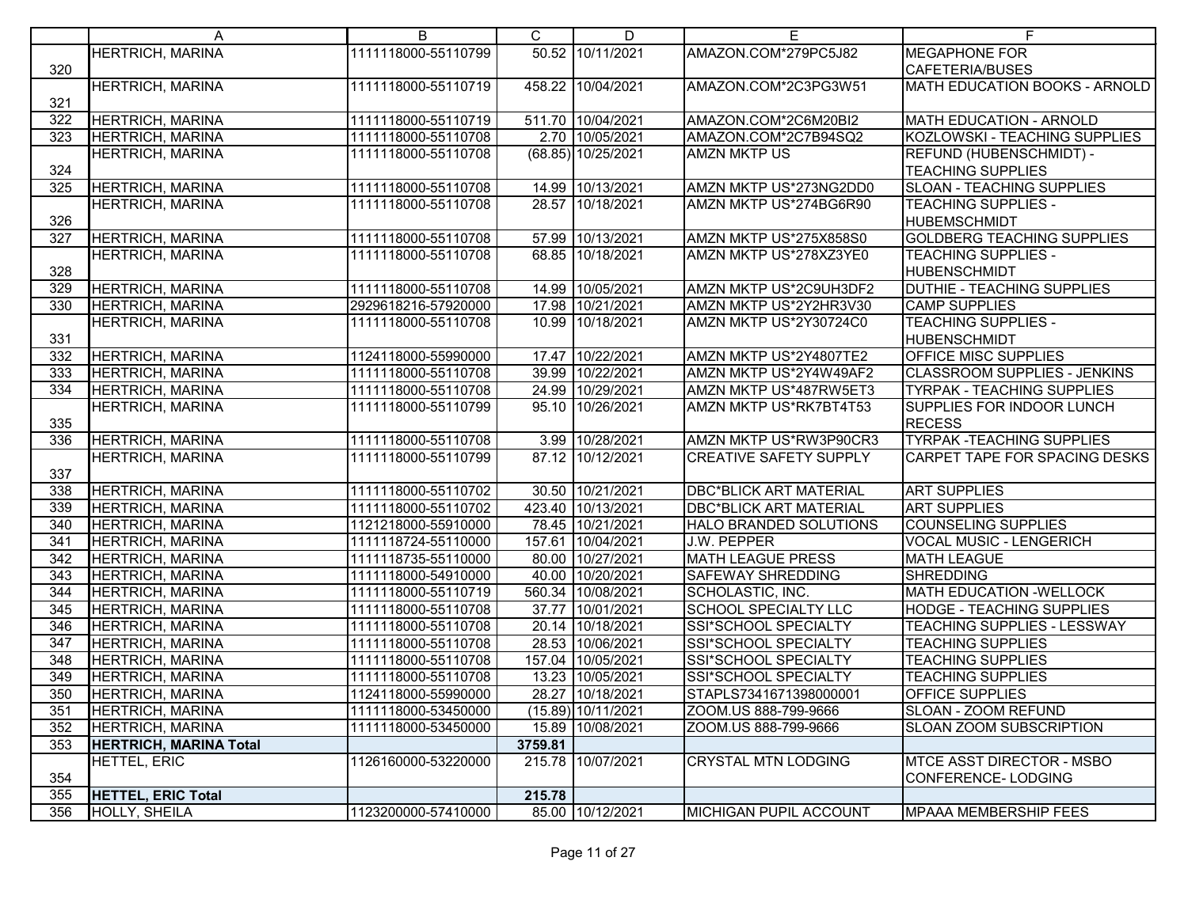| | A | B | C | D | E | F |
|---|---|---|---|---|---|---|
| 320 | HERTRICH, MARINA | 1111118000-55110799 | 50.52 | 10/11/2021 | AMAZON.COM*279PC5J82 | MEGAPHONE FOR CAFETERIA/BUSES |
| 321 | HERTRICH, MARINA | 1111118000-55110719 | 458.22 | 10/04/2021 | AMAZON.COM*2C3PG3W51 | MATH EDUCATION BOOKS - ARNOLD |
| 322 | HERTRICH, MARINA | 1111118000-55110719 | 511.70 | 10/04/2021 | AMAZON.COM*2C6M20BI2 | MATH EDUCATION - ARNOLD |
| 323 | HERTRICH, MARINA | 1111118000-55110708 | 2.70 | 10/05/2021 | AMAZON.COM*2C7B94SQ2 | KOZLOWSKI - TEACHING SUPPLIES |
| 324 | HERTRICH, MARINA | 1111118000-55110708 | (68.85) | 10/25/2021 | AMZN MKTP US | REFUND (HUBENSCHMIDT) - TEACHING SUPPLIES |
| 325 | HERTRICH, MARINA | 1111118000-55110708 | 14.99 | 10/13/2021 | AMZN MKTP US*273NG2DD0 | SLOAN - TEACHING SUPPLIES |
| 326 | HERTRICH, MARINA | 1111118000-55110708 | 28.57 | 10/18/2021 | AMZN MKTP US*274BG6R90 | TEACHING SUPPLIES - HUBEMSCHMIDT |
| 327 | HERTRICH, MARINA | 1111118000-55110708 | 57.99 | 10/13/2021 | AMZN MKTP US*275X858S0 | GOLDBERG TEACHING SUPPLIES |
| 328 | HERTRICH, MARINA | 1111118000-55110708 | 68.85 | 10/18/2021 | AMZN MKTP US*278XZ3YE0 | TEACHING SUPPLIES - HUBENSCHMIDT |
| 329 | HERTRICH, MARINA | 1111118000-55110708 | 14.99 | 10/05/2021 | AMZN MKTP US*2C9UH3DF2 | DUTHIE - TEACHING SUPPLIES |
| 330 | HERTRICH, MARINA | 2929618216-57920000 | 17.98 | 10/21/2021 | AMZN MKTP US*2Y2HR3V30 | CAMP SUPPLIES |
| 331 | HERTRICH, MARINA | 1111118000-55110708 | 10.99 | 10/18/2021 | AMZN MKTP US*2Y30724C0 | TEACHING SUPPLIES - HUBENSCHMIDT |
| 332 | HERTRICH, MARINA | 1124118000-55990000 | 17.47 | 10/22/2021 | AMZN MKTP US*2Y4807TE2 | OFFICE MISC SUPPLIES |
| 333 | HERTRICH, MARINA | 1111118000-55110708 | 39.99 | 10/22/2021 | AMZN MKTP US*2Y4W49AF2 | CLASSROOM SUPPLIES - JENKINS |
| 334 | HERTRICH, MARINA | 1111118000-55110708 | 24.99 | 10/29/2021 | AMZN MKTP US*487RW5ET3 | TYRPAK - TEACHING SUPPLIES |
| 335 | HERTRICH, MARINA | 1111118000-55110799 | 95.10 | 10/26/2021 | AMZN MKTP US*RK7BT4T53 | SUPPLIES FOR INDOOR LUNCH RECESS |
| 336 | HERTRICH, MARINA | 1111118000-55110708 | 3.99 | 10/28/2021 | AMZN MKTP US*RW3P90CR3 | TYRPAK -TEACHING SUPPLIES |
| 337 | HERTRICH, MARINA | 1111118000-55110799 | 87.12 | 10/12/2021 | CREATIVE SAFETY SUPPLY | CARPET TAPE FOR SPACING DESKS |
| 338 | HERTRICH, MARINA | 1111118000-55110702 | 30.50 | 10/21/2021 | DBC*BLICK ART MATERIAL | ART SUPPLIES |
| 339 | HERTRICH, MARINA | 1111118000-55110702 | 423.40 | 10/13/2021 | DBC*BLICK ART MATERIAL | ART SUPPLIES |
| 340 | HERTRICH, MARINA | 1121218000-55910000 | 78.45 | 10/21/2021 | HALO BRANDED SOLUTIONS | COUNSELING SUPPLIES |
| 341 | HERTRICH, MARINA | 1111118724-55110000 | 157.61 | 10/04/2021 | J.W. PEPPER | VOCAL MUSIC - LENGERICH |
| 342 | HERTRICH, MARINA | 1111118735-55110000 | 80.00 | 10/27/2021 | MATH LEAGUE PRESS | MATH LEAGUE |
| 343 | HERTRICH, MARINA | 1111118000-54910000 | 40.00 | 10/20/2021 | SAFEWAY SHREDDING | SHREDDING |
| 344 | HERTRICH, MARINA | 1111118000-55110719 | 560.34 | 10/08/2021 | SCHOLASTIC, INC. | MATH EDUCATION -WELLOCK |
| 345 | HERTRICH, MARINA | 1111118000-55110708 | 37.77 | 10/01/2021 | SCHOOL SPECIALTY LLC | HODGE - TEACHING SUPPLIES |
| 346 | HERTRICH, MARINA | 1111118000-55110708 | 20.14 | 10/18/2021 | SSI*SCHOOL SPECIALTY | TEACHING SUPPLIES - LESSWAY |
| 347 | HERTRICH, MARINA | 1111118000-55110708 | 28.53 | 10/06/2021 | SSI*SCHOOL SPECIALTY | TEACHING SUPPLIES |
| 348 | HERTRICH, MARINA | 1111118000-55110708 | 157.04 | 10/05/2021 | SSI*SCHOOL SPECIALTY | TEACHING SUPPLIES |
| 349 | HERTRICH, MARINA | 1111118000-55110708 | 13.23 | 10/05/2021 | SSI*SCHOOL SPECIALTY | TEACHING SUPPLIES |
| 350 | HERTRICH, MARINA | 1124118000-55990000 | 28.27 | 10/18/2021 | STAPLS7341671398000001 | OFFICE SUPPLIES |
| 351 | HERTRICH, MARINA | 1111118000-53450000 | (15.89) | 10/11/2021 | ZOOM.US 888-799-9666 | SLOAN - ZOOM REFUND |
| 352 | HERTRICH, MARINA | 1111118000-53450000 | 15.89 | 10/08/2021 | ZOOM.US 888-799-9666 | SLOAN ZOOM SUBSCRIPTION |
| 353 | **HERTRICH, MARINA Total** | | **3759.81** | | | |
| 354 | HETTEL, ERIC | 1126160000-53220000 | 215.78 | 10/07/2021 | CRYSTAL MTN LODGING | MTCE ASST DIRECTOR - MSBO CONFERENCE- LODGING |
| 355 | **HETTEL, ERIC Total** | | **215.78** | | | |
| 356 | HOLLY, SHEILA | 1123200000-57410000 | 85.00 | 10/12/2021 | MICHIGAN PUPIL ACCOUNT | MPAAA MEMBERSHIP FEES |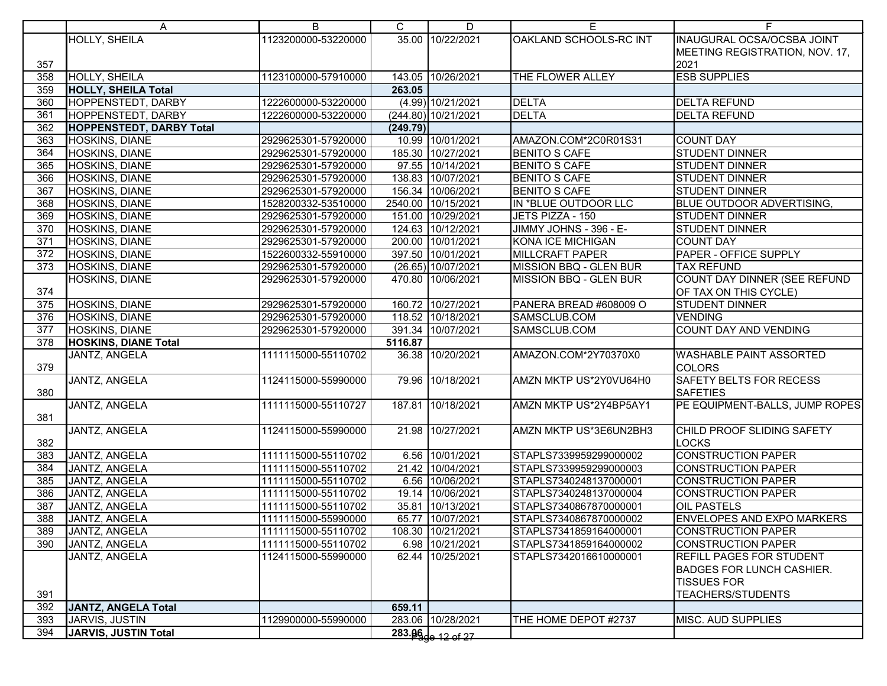| | A | B | C | D | E | F |
|---|---|---|---|---|---|---|
| 357 | HOLLY, SHEILA | 1123200000-53220000 | 35.00 | 10/22/2021 | OAKLAND SCHOOLS-RC INT | INAUGURAL OCSA/OCSBA JOINT MEETING REGISTRATION, NOV. 17, 2021 |
| 358 | HOLLY, SHEILA | 1123100000-57910000 | 143.05 | 10/26/2021 | THE FLOWER ALLEY | ESB SUPPLIES |
| 359 | **HOLLY, SHEILA Total** | | **263.05** | | | |
| 360 | HOPPENSTEDT, DARBY | 1222600000-53220000 | (4.99) | 10/21/2021 | DELTA | DELTA REFUND |
| 361 | HOPPENSTEDT, DARBY | 1222600000-53220000 | (244.80) | 10/21/2021 | DELTA | DELTA REFUND |
| 362 | **HOPPENSTEDT, DARBY Total** | | **(249.79)** | | | |
| 363 | HOSKINS, DIANE | 2929625301-57920000 | 10.99 | 10/01/2021 | AMAZON.COM*2C0R01S31 | COUNT DAY |
| 364 | HOSKINS, DIANE | 2929625301-57920000 | 185.30 | 10/27/2021 | BENITO S CAFE | STUDENT DINNER |
| 365 | HOSKINS, DIANE | 2929625301-57920000 | 97.55 | 10/14/2021 | BENITO S CAFE | STUDENT DINNER |
| 366 | HOSKINS, DIANE | 2929625301-57920000 | 138.83 | 10/07/2021 | BENITO S CAFE | STUDENT DINNER |
| 367 | HOSKINS, DIANE | 2929625301-57920000 | 156.34 | 10/06/2021 | BENITO S CAFE | STUDENT DINNER |
| 368 | HOSKINS, DIANE | 1528200332-53510000 | 2540.00 | 10/15/2021 | IN *BLUE OUTDOOR LLC | BLUE OUTDOOR ADVERTISING, |
| 369 | HOSKINS, DIANE | 2929625301-57920000 | 151.00 | 10/29/2021 | JETS PIZZA - 150 | STUDENT DINNER |
| 370 | HOSKINS, DIANE | 2929625301-57920000 | 124.63 | 10/12/2021 | JIMMY JOHNS - 396 - E- | STUDENT DINNER |
| 371 | HOSKINS, DIANE | 2929625301-57920000 | 200.00 | 10/01/2021 | KONA ICE MICHIGAN | COUNT DAY |
| 372 | HOSKINS, DIANE | 1522600332-55910000 | 397.50 | 10/01/2021 | MILLCRAFT PAPER | PAPER - OFFICE SUPPLY |
| 373 | HOSKINS, DIANE | 2929625301-57920000 | (26.65) | 10/07/2021 | MISSION BBQ - GLEN BUR | TAX REFUND |
| 374 | HOSKINS, DIANE | 2929625301-57920000 | 470.80 | 10/06/2021 | MISSION BBQ - GLEN BUR | COUNT DAY DINNER (SEE REFUND OF TAX ON THIS CYCLE) |
| 375 | HOSKINS, DIANE | 2929625301-57920000 | 160.72 | 10/27/2021 | PANERA BREAD #608009 O | STUDENT DINNER |
| 376 | HOSKINS, DIANE | 2929625301-57920000 | 118.52 | 10/18/2021 | SAMSCLUB.COM | VENDING |
| 377 | HOSKINS, DIANE | 2929625301-57920000 | 391.34 | 10/07/2021 | SAMSCLUB.COM | COUNT DAY AND VENDING |
| 378 | **HOSKINS, DIANE Total** | | **5116.87** | | | |
| 379 | JANTZ, ANGELA | 1111115000-55110702 | 36.38 | 10/20/2021 | AMAZON.COM*2Y70370X0 | WASHABLE PAINT ASSORTED COLORS |
| 380 | JANTZ, ANGELA | 1124115000-55990000 | 79.96 | 10/18/2021 | AMZN MKTP US*2Y0VU64H0 | SAFETY BELTS FOR RECESS SAFETIES |
| 381 | JANTZ, ANGELA | 1111115000-55110727 | 187.81 | 10/18/2021 | AMZN MKTP US*2Y4BP5AY1 | PE EQUIPMENT-BALLS, JUMP ROPES |
| 382 | JANTZ, ANGELA | 1124115000-55990000 | 21.98 | 10/27/2021 | AMZN MKTP US*3E6UN2BH3 | CHILD PROOF SLIDING SAFETY LOCKS |
| 383 | JANTZ, ANGELA | 1111115000-55110702 | 6.56 | 10/01/2021 | STAPLS7339959299000002 | CONSTRUCTION PAPER |
| 384 | JANTZ, ANGELA | 1111115000-55110702 | 21.42 | 10/04/2021 | STAPLS7339959299000003 | CONSTRUCTION PAPER |
| 385 | JANTZ, ANGELA | 1111115000-55110702 | 6.56 | 10/06/2021 | STAPLS7340248137000001 | CONSTRUCTION PAPER |
| 386 | JANTZ, ANGELA | 1111115000-55110702 | 19.14 | 10/06/2021 | STAPLS7340248137000004 | CONSTRUCTION PAPER |
| 387 | JANTZ, ANGELA | 1111115000-55110702 | 35.81 | 10/13/2021 | STAPLS7340867870000001 | OIL PASTELS |
| 388 | JANTZ, ANGELA | 1111115000-55990000 | 65.77 | 10/07/2021 | STAPLS7340867870000002 | ENVELOPES AND EXPO MARKERS |
| 389 | JANTZ, ANGELA | 1111115000-55110702 | 108.30 | 10/21/2021 | STAPLS7341859164000001 | CONSTRUCTION PAPER |
| 390 | JANTZ, ANGELA | 1111115000-55110702 | 6.98 | 10/21/2021 | STAPLS7341859164000002 | CONSTRUCTION PAPER |
| 391 | JANTZ, ANGELA | 1124115000-55990000 | 62.44 | 10/25/2021 | STAPLS7342016610000001 | REFILL PAGES FOR STUDENT BADGES FOR LUNCH CASHIER. TISSUES FOR TEACHERS/STUDENTS |
| 392 | **JANTZ, ANGELA Total** | | **659.11** | | | |
| 393 | JARVIS, JUSTIN | 1129900000-55990000 | 283.06 | 10/28/2021 | THE HOME DEPOT #2737 | MISC. AUD SUPPLIES |
| 394 | **JARVIS, JUSTIN Total** | | **283.06** | | | |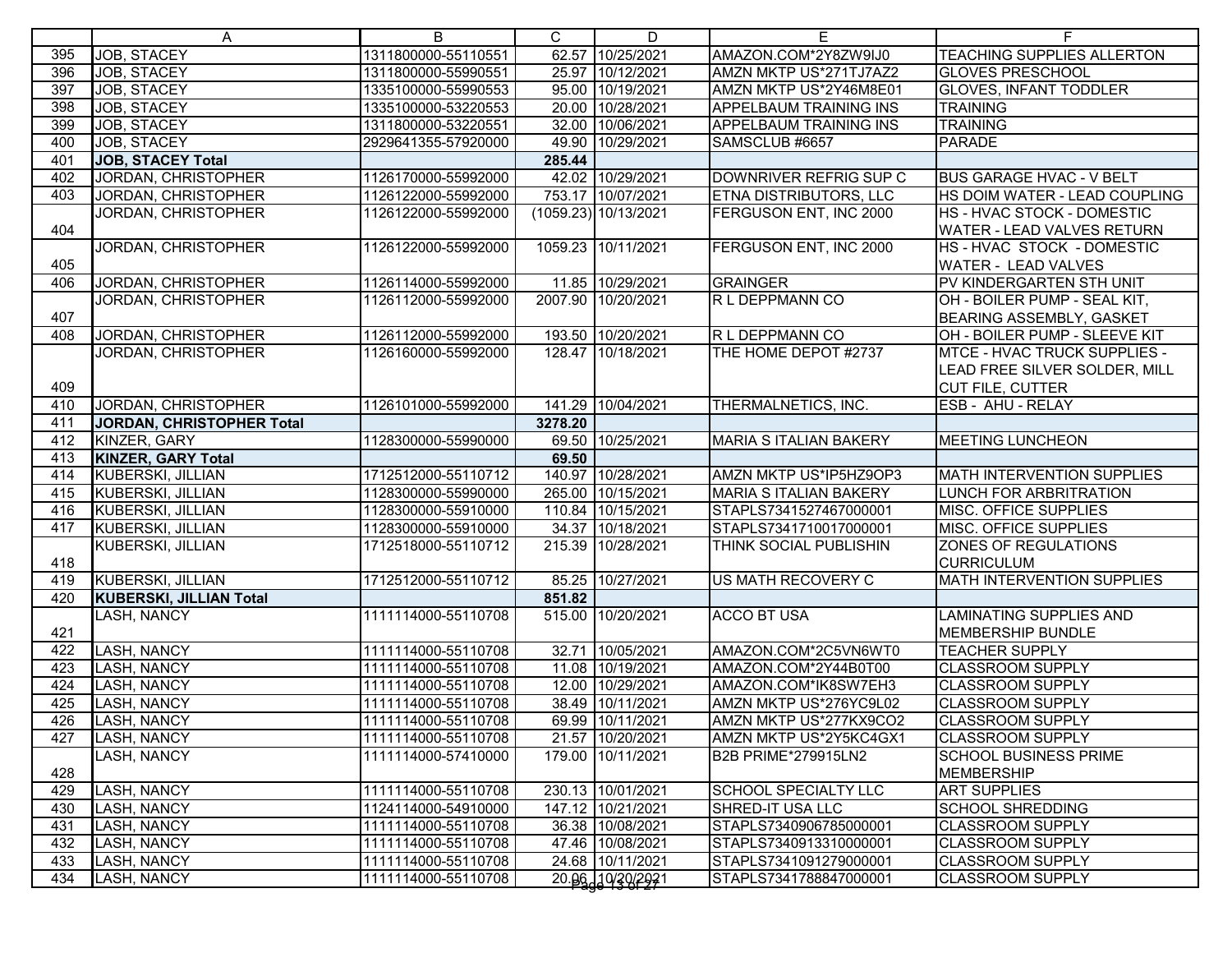| | A | B | C | D | E | F |
|---|---|---|---|---|---|---|
| 395 | JOB, STACEY | 1311800000-55110551 | 62.57 | 10/25/2021 | AMAZON.COM*2Y8ZW9IJ0 | TEACHING SUPPLIES ALLERTON |
| 396 | JOB, STACEY | 1311800000-55990551 | 25.97 | 10/12/2021 | AMZN MKTP US*271TJ7AZ2 | GLOVES PRESCHOOL |
| 397 | JOB, STACEY | 1335100000-55990553 | 95.00 | 10/19/2021 | AMZN MKTP US*2Y46M8E01 | GLOVES, INFANT TODDLER |
| 398 | JOB, STACEY | 1335100000-53220553 | 20.00 | 10/28/2021 | APPELBAUM TRAINING INS | TRAINING |
| 399 | JOB, STACEY | 1311800000-53220551 | 32.00 | 10/06/2021 | APPELBAUM TRAINING INS | TRAINING |
| 400 | JOB, STACEY | 2929641355-57920000 | 49.90 | 10/29/2021 | SAMSCLUB #6657 | PARADE |
| 401 | **JOB, STACEY Total** | | **285.44** | | | |
| 402 | JORDAN, CHRISTOPHER | 1126170000-55992000 | 42.02 | 10/29/2021 | DOWNRIVER REFRIG SUP C | BUS GARAGE HVAC - V BELT |
| 403 | JORDAN, CHRISTOPHER | 1126122000-55992000 | 753.17 | 10/07/2021 | ETNA DISTRIBUTORS, LLC | HS DOIM WATER - LEAD COUPLING |
| 404 | JORDAN, CHRISTOPHER | 1126122000-55992000 | (1059.23) | 10/13/2021 | FERGUSON ENT, INC 2000 | HS - HVAC STOCK - DOMESTIC WATER - LEAD VALVES RETURN |
| 405 | JORDAN, CHRISTOPHER | 1126122000-55992000 | 1059.23 | 10/11/2021 | FERGUSON ENT, INC 2000 | HS - HVAC STOCK - DOMESTIC WATER - LEAD VALVES |
| 406 | JORDAN, CHRISTOPHER | 1126114000-55992000 | 11.85 | 10/29/2021 | GRAINGER | PV KINDERGARTEN STH UNIT |
| 407 | JORDAN, CHRISTOPHER | 1126112000-55992000 | 2007.90 | 10/20/2021 | R L DEPPMANN CO | OH - BOILER PUMP - SEAL KIT, BEARING ASSEMBLY, GASKET |
| 408 | JORDAN, CHRISTOPHER | 1126112000-55992000 | 193.50 | 10/20/2021 | R L DEPPMANN CO | OH - BOILER PUMP - SLEEVE KIT |
| 409 | JORDAN, CHRISTOPHER | 1126160000-55992000 | 128.47 | 10/18/2021 | THE HOME DEPOT #2737 | MTCE - HVAC TRUCK SUPPLIES - LEAD FREE SILVER SOLDER, MILL CUT FILE, CUTTER |
| 410 | JORDAN, CHRISTOPHER | 1126101000-55992000 | 141.29 | 10/04/2021 | THERMALNETICS, INC. | ESB - AHU - RELAY |
| 411 | **JORDAN, CHRISTOPHER Total** | | **3278.20** | | | |
| 412 | KINZER, GARY | 1128300000-55990000 | 69.50 | 10/25/2021 | MARIA S ITALIAN BAKERY | MEETING LUNCHEON |
| 413 | **KINZER, GARY Total** | | **69.50** | | | |
| 414 | KUBERSKI, JILLIAN | 1712512000-55110712 | 140.97 | 10/28/2021 | AMZN MKTP US*IP5HZ9OP3 | MATH INTERVENTION SUPPLIES |
| 415 | KUBERSKI, JILLIAN | 1128300000-55990000 | 265.00 | 10/15/2021 | MARIA S ITALIAN BAKERY | LUNCH FOR ARBRITRATION |
| 416 | KUBERSKI, JILLIAN | 1128300000-55910000 | 110.84 | 10/15/2021 | STAPLS7341527467000001 | MISC. OFFICE SUPPLIES |
| 417 | KUBERSKI, JILLIAN | 1128300000-55910000 | 34.37 | 10/18/2021 | STAPLS7341710017000001 | MISC. OFFICE SUPPLIES |
| 418 | KUBERSKI, JILLIAN | 1712518000-55110712 | 215.39 | 10/28/2021 | THINK SOCIAL PUBLISHIN | ZONES OF REGULATIONS CURRICULUM |
| 419 | KUBERSKI, JILLIAN | 1712512000-55110712 | 85.25 | 10/27/2021 | US MATH RECOVERY C | MATH INTERVENTION SUPPLIES |
| 420 | **KUBERSKI, JILLIAN Total** | | **851.82** | | | |
| 421 | LASH, NANCY | 1111114000-55110708 | 515.00 | 10/20/2021 | ACCO BT USA | LAMINATING SUPPLIES AND MEMBERSHIP BUNDLE |
| 422 | LASH, NANCY | 1111114000-55110708 | 32.71 | 10/05/2021 | AMAZON.COM*2C5VN6WT0 | TEACHER SUPPLY |
| 423 | LASH, NANCY | 1111114000-55110708 | 11.08 | 10/19/2021 | AMAZON.COM*2Y44B0T00 | CLASSROOM SUPPLY |
| 424 | LASH, NANCY | 1111114000-55110708 | 12.00 | 10/29/2021 | AMAZON.COM*IK8SW7EH3 | CLASSROOM SUPPLY |
| 425 | LASH, NANCY | 1111114000-55110708 | 38.49 | 10/11/2021 | AMZN MKTP US*276YC9L02 | CLASSROOM SUPPLY |
| 426 | LASH, NANCY | 1111114000-55110708 | 69.99 | 10/11/2021 | AMZN MKTP US*277KX9CO2 | CLASSROOM SUPPLY |
| 427 | LASH, NANCY | 1111114000-55110708 | 21.57 | 10/20/2021 | AMZN MKTP US*2Y5KC4GX1 | CLASSROOM SUPPLY |
| 428 | LASH, NANCY | 1111114000-57410000 | 179.00 | 10/11/2021 | B2B PRIME*279915LN2 | SCHOOL BUSINESS PRIME MEMBERSHIP |
| 429 | LASH, NANCY | 1111114000-55110708 | 230.13 | 10/01/2021 | SCHOOL SPECIALTY LLC | ART SUPPLIES |
| 430 | LASH, NANCY | 1124114000-54910000 | 147.12 | 10/21/2021 | SHRED-IT USA LLC | SCHOOL SHREDDING |
| 431 | LASH, NANCY | 1111114000-55110708 | 36.38 | 10/08/2021 | STAPLS7340906785000001 | CLASSROOM SUPPLY |
| 432 | LASH, NANCY | 1111114000-55110708 | 47.46 | 10/08/2021 | STAPLS7340913310000001 | CLASSROOM SUPPLY |
| 433 | LASH, NANCY | 1111114000-55110708 | 24.68 | 10/11/2021 | STAPLS7341091279000001 | CLASSROOM SUPPLY |
| 434 | LASH, NANCY | 1111114000-55110708 | 20.96 | 10/20/2021 | STAPLS7341788847000001 | CLASSROOM SUPPLY |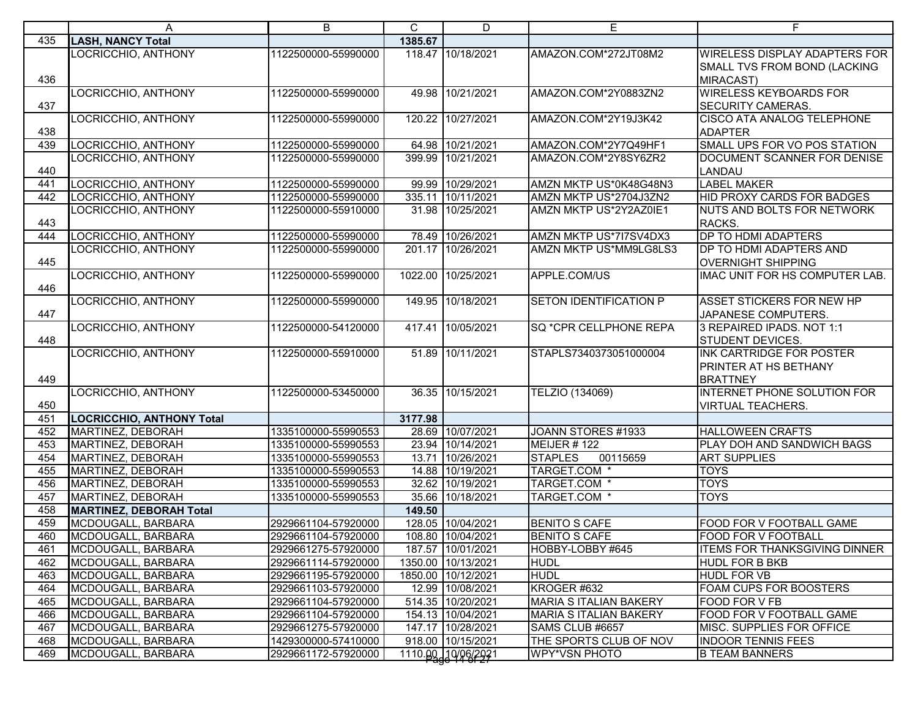| | A | B | C | D | E | F |
|---|---|---|---|---|---|---|
| 435 | **LASH, NANCY Total** | | **1385.67** | | | |
| 436 | LOCRICCHIO, ANTHONY | 1122500000-55990000 | 118.47 | 10/18/2021 | AMAZON.COM*272JT08M2 | WIRELESS DISPLAY ADAPTERS FOR SMALL TVS FROM BOND (LACKING MIRACAST) |
| 437 | LOCRICCHIO, ANTHONY | 1122500000-55990000 | 49.98 | 10/21/2021 | AMAZON.COM*2Y0883ZN2 | WIRELESS KEYBOARDS FOR SECURITY CAMERAS. |
| 438 | LOCRICCHIO, ANTHONY | 1122500000-55990000 | 120.22 | 10/27/2021 | AMAZON.COM*2Y19J3K42 | CISCO ATA ANALOG TELEPHONE ADAPTER |
| 439 | LOCRICCHIO, ANTHONY | 1122500000-55990000 | 64.98 | 10/21/2021 | AMAZON.COM*2Y7Q49HF1 | SMALL UPS FOR VO POS STATION |
| 440 | LOCRICCHIO, ANTHONY | 1122500000-55990000 | 399.99 | 10/21/2021 | AMAZON.COM*2Y8SY6ZR2 | DOCUMENT SCANNER FOR DENISE LANDAU |
| 441 | LOCRICCHIO, ANTHONY | 1122500000-55990000 | 99.99 | 10/29/2021 | AMZN MKTP US*0K48G48N3 | LABEL MAKER |
| 442 | LOCRICCHIO, ANTHONY | 1122500000-55990000 | 335.11 | 10/11/2021 | AMZN MKTP US*2704J3ZN2 | HID PROXY CARDS FOR BADGES |
| 443 | LOCRICCHIO, ANTHONY | 1122500000-55910000 | 31.98 | 10/25/2021 | AMZN MKTP US*2Y2AZ0IE1 | NUTS AND BOLTS FOR NETWORK RACKS. |
| 444 | LOCRICCHIO, ANTHONY | 1122500000-55990000 | 78.49 | 10/26/2021 | AMZN MKTP US*7I7SV4DX3 | DP TO HDMI ADAPTERS |
| 445 | LOCRICCHIO, ANTHONY | 1122500000-55990000 | 201.17 | 10/26/2021 | AMZN MKTP US*MM9LG8LS3 | DP TO HDMI ADAPTERS AND OVERNIGHT SHIPPING |
| 446 | LOCRICCHIO, ANTHONY | 1122500000-55990000 | 1022.00 | 10/25/2021 | APPLE.COM/US | IMAC UNIT FOR HS COMPUTER LAB. |
| 447 | LOCRICCHIO, ANTHONY | 1122500000-55990000 | 149.95 | 10/18/2021 | SETON IDENTIFICATION P | ASSET STICKERS FOR NEW HP JAPANESE COMPUTERS. |
| 448 | LOCRICCHIO, ANTHONY | 1122500000-54120000 | 417.41 | 10/05/2021 | SQ *CPR CELLPHONE REPA | 3 REPAIRED IPADS. NOT 1:1 STUDENT DEVICES. |
| 449 | LOCRICCHIO, ANTHONY | 1122500000-55910000 | 51.89 | 10/11/2021 | STAPLS7340373051000004 | INK CARTRIDGE FOR POSTER PRINTER AT HS BETHANY BRATTNEY |
| 450 | LOCRICCHIO, ANTHONY | 1122500000-53450000 | 36.35 | 10/15/2021 | TELZIO (134069) | INTERNET PHONE SOLUTION FOR VIRTUAL TEACHERS. |
| 451 | **LOCRICCHIO, ANTHONY Total** | | **3177.98** | | | |
| 452 | MARTINEZ, DEBORAH | 1335100000-55990553 | 28.69 | 10/07/2021 | JOANN STORES #1933 | HALLOWEEN CRAFTS |
| 453 | MARTINEZ, DEBORAH | 1335100000-55990553 | 23.94 | 10/14/2021 | MEIJER # 122 | PLAY DOH AND SANDWICH BAGS |
| 454 | MARTINEZ, DEBORAH | 1335100000-55990553 | 13.71 | 10/26/2021 | STAPLES 00115659 | ART SUPPLIES |
| 455 | MARTINEZ, DEBORAH | 1335100000-55990553 | 14.88 | 10/19/2021 | TARGET.COM * | TOYS |
| 456 | MARTINEZ, DEBORAH | 1335100000-55990553 | 32.62 | 10/19/2021 | TARGET.COM * | TOYS |
| 457 | MARTINEZ, DEBORAH | 1335100000-55990553 | 35.66 | 10/18/2021 | TARGET.COM * | TOYS |
| 458 | **MARTINEZ, DEBORAH Total** | | **149.50** | | | |
| 459 | MCDOUGALL, BARBARA | 2929661104-57920000 | 128.05 | 10/04/2021 | BENITO S CAFE | FOOD FOR V FOOTBALL GAME |
| 460 | MCDOUGALL, BARBARA | 2929661104-57920000 | 108.80 | 10/04/2021 | BENITO S CAFE | FOOD FOR V FOOTBALL |
| 461 | MCDOUGALL, BARBARA | 2929661275-57920000 | 187.57 | 10/01/2021 | HOBBY-LOBBY #645 | ITEMS FOR THANKSGIVING DINNER |
| 462 | MCDOUGALL, BARBARA | 2929661114-57920000 | 1350.00 | 10/13/2021 | HUDL | HUDL FOR B BKB |
| 463 | MCDOUGALL, BARBARA | 2929661195-57920000 | 1850.00 | 10/12/2021 | HUDL | HUDL FOR VB |
| 464 | MCDOUGALL, BARBARA | 2929661103-57920000 | 12.99 | 10/08/2021 | KROGER #632 | FOAM CUPS FOR BOOSTERS |
| 465 | MCDOUGALL, BARBARA | 2929661104-57920000 | 514.35 | 10/20/2021 | MARIA S ITALIAN BAKERY | FOOD FOR V FB |
| 466 | MCDOUGALL, BARBARA | 2929661104-57920000 | 154.13 | 10/04/2021 | MARIA S ITALIAN BAKERY | FOOD FOR V FOOTBALL GAME |
| 467 | MCDOUGALL, BARBARA | 2929661275-57920000 | 147.17 | 10/28/2021 | SAMS CLUB #6657 | MISC. SUPPLIES FOR OFFICE |
| 468 | MCDOUGALL, BARBARA | 1429300000-57410000 | 918.00 | 10/15/2021 | THE SPORTS CLUB OF NOV | INDOOR TENNIS FEES |
| 469 | MCDOUGALL, BARBARA | 2929661172-57920000 | 1110.00 | 10/06/2021 | WPY*VSN PHOTO | B TEAM BANNERS |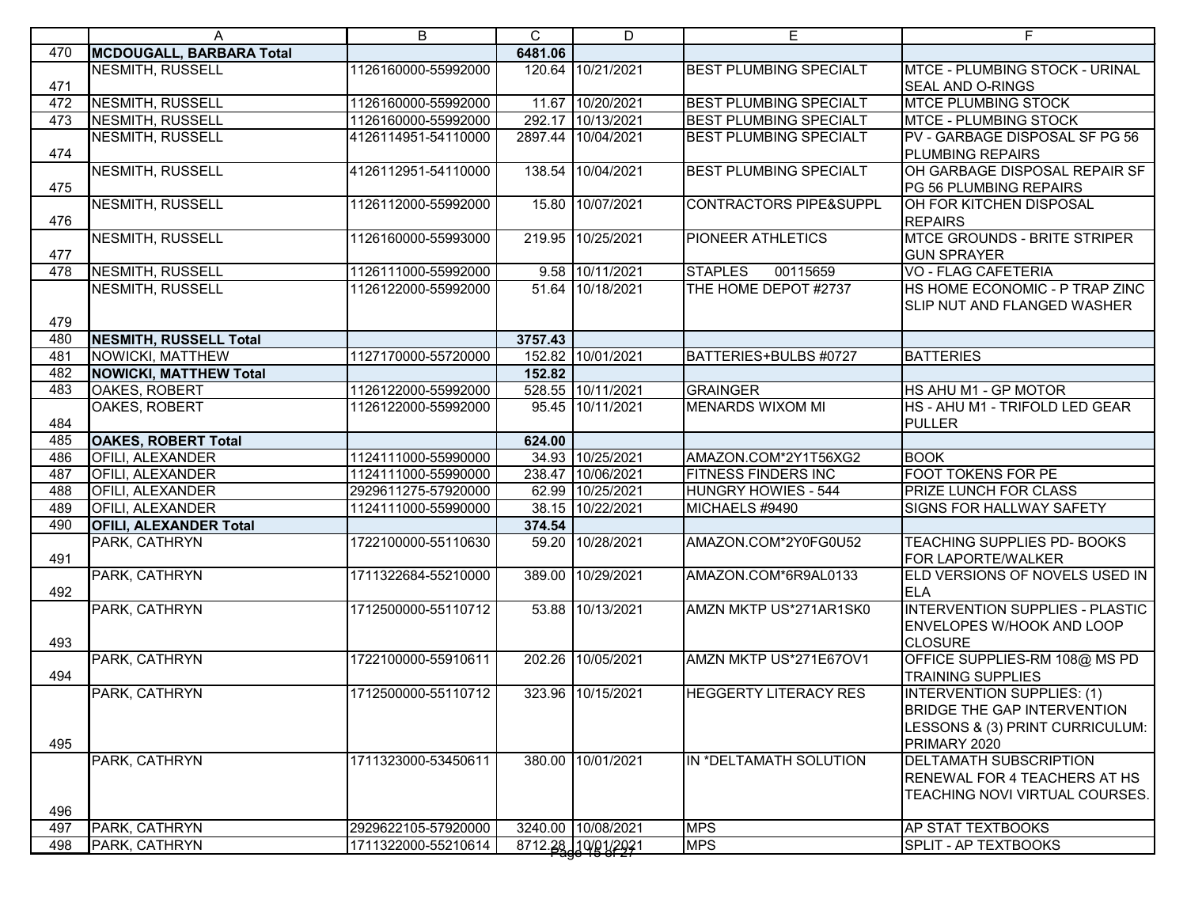| | A | B | C | D | E | F |
|---|---|---|---|---|---|---|
| 470 | **MCDOUGALL, BARBARA Total** | | **6481.06** | | | |
| 471 | NESMITH, RUSSELL | 1126160000-55992000 | 120.64 | 10/21/2021 | BEST PLUMBING SPECIALT | MTCE - PLUMBING STOCK - URINAL SEAL AND O-RINGS |
| 472 | NESMITH, RUSSELL | 1126160000-55992000 | 11.67 | 10/20/2021 | BEST PLUMBING SPECIALT | MTCE PLUMBING STOCK |
| 473 | NESMITH, RUSSELL | 1126160000-55992000 | 292.17 | 10/13/2021 | BEST PLUMBING SPECIALT | MTCE - PLUMBING STOCK |
| 474 | NESMITH, RUSSELL | 4126114951-54110000 | 2897.44 | 10/04/2021 | BEST PLUMBING SPECIALT | PV - GARBAGE DISPOSAL SF PG 56 PLUMBING REPAIRS |
| 475 | NESMITH, RUSSELL | 4126112951-54110000 | 138.54 | 10/04/2021 | BEST PLUMBING SPECIALT | OH GARBAGE DISPOSAL REPAIR SF PG 56 PLUMBING REPAIRS |
| 476 | NESMITH, RUSSELL | 1126112000-55992000 | 15.80 | 10/07/2021 | CONTRACTORS PIPE&SUPPL | OH FOR KITCHEN DISPOSAL REPAIRS |
| 477 | NESMITH, RUSSELL | 1126160000-55993000 | 219.95 | 10/25/2021 | PIONEER ATHLETICS | MTCE GROUNDS - BRITE STRIPER GUN SPRAYER |
| 478 | NESMITH, RUSSELL | 1126111000-55992000 | 9.58 | 10/11/2021 | STAPLES 00115659 | VO - FLAG CAFETERIA |
| 479 | NESMITH, RUSSELL | 1126122000-55992000 | 51.64 | 10/18/2021 | THE HOME DEPOT #2737 | HS HOME ECONOMIC - P TRAP ZINC SLIP NUT AND FLANGED WASHER |
| 480 | **NESMITH, RUSSELL Total** | | **3757.43** | | | |
| 481 | NOWICKI, MATTHEW | 1127170000-55720000 | 152.82 | 10/01/2021 | BATTERIES+BULBS #0727 | BATTERIES |
| 482 | **NOWICKI, MATTHEW Total** | | **152.82** | | | |
| 483 | OAKES, ROBERT | 1126122000-55992000 | 528.55 | 10/11/2021 | GRAINGER | HS AHU M1 - GP MOTOR |
| 484 | OAKES, ROBERT | 1126122000-55992000 | 95.45 | 10/11/2021 | MENARDS WIXOM MI | HS - AHU M1 - TRIFOLD LED GEAR PULLER |
| 485 | **OAKES, ROBERT Total** | | **624.00** | | | |
| 486 | OFILI, ALEXANDER | 1124111000-55990000 | 34.93 | 10/25/2021 | AMAZON.COM*2Y1T56XG2 | BOOK |
| 487 | OFILI, ALEXANDER | 1124111000-55990000 | 238.47 | 10/06/2021 | FITNESS FINDERS INC | FOOT TOKENS FOR PE |
| 488 | OFILI, ALEXANDER | 2929611275-57920000 | 62.99 | 10/25/2021 | HUNGRY HOWIES - 544 | PRIZE LUNCH FOR CLASS |
| 489 | OFILI, ALEXANDER | 1124111000-55990000 | 38.15 | 10/22/2021 | MICHAELS #9490 | SIGNS FOR HALLWAY SAFETY |
| 490 | **OFILI, ALEXANDER Total** | | **374.54** | | | |
| 491 | PARK, CATHRYN | 1722100000-55110630 | 59.20 | 10/28/2021 | AMAZON.COM*2Y0FG0U52 | TEACHING SUPPLIES PD- BOOKS FOR LAPORTE/WALKER |
| 492 | PARK, CATHRYN | 1711322684-55210000 | 389.00 | 10/29/2021 | AMAZON.COM*6R9AL0133 | ELD VERSIONS OF NOVELS USED IN ELA |
| 493 | PARK, CATHRYN | 1712500000-55110712 | 53.88 | 10/13/2021 | AMZN MKTP US*271AR1SK0 | INTERVENTION SUPPLIES - PLASTIC ENVELOPES W/HOOK AND LOOP CLOSURE |
| 494 | PARK, CATHRYN | 1722100000-55910611 | 202.26 | 10/05/2021 | AMZN MKTP US*271E67OV1 | OFFICE SUPPLIES-RM 108@ MS PD TRAINING SUPPLIES |
| 495 | PARK, CATHRYN | 1712500000-55110712 | 323.96 | 10/15/2021 | HEGGERTY LITERACY RES | INTERVENTION SUPPLIES: (1) BRIDGE THE GAP INTERVENTION LESSONS & (3) PRINT CURRICULUM: PRIMARY 2020 |
| 496 | PARK, CATHRYN | 1711323000-53450611 | 380.00 | 10/01/2021 | IN *DELTAMATH SOLUTION | DELTAMATH SUBSCRIPTION RENEWAL FOR 4 TEACHERS AT HS TEACHING NOVI VIRTUAL COURSES. |
| 497 | PARK, CATHRYN | 2929622105-57920000 | 3240.00 | 10/08/2021 | MPS | AP STAT TEXTBOOKS |
| 498 | PARK, CATHRYN | 1711322000-55210614 | 8712.28 | 10/01/2021 | MPS | SPLIT - AP TEXTBOOKS |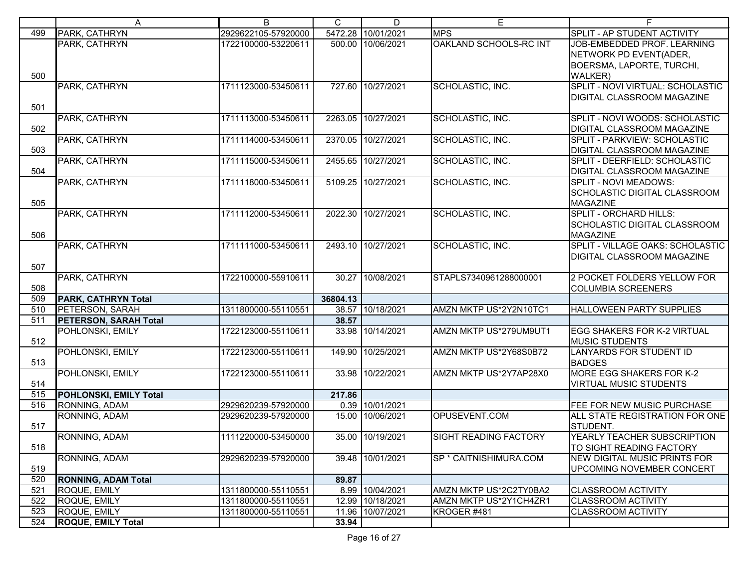| | A | B | C | D | E | F |
|---|---|---|---|---|---|---|
| 499 | PARK, CATHRYN | 2929622105-57920000 | 5472.28 | 10/01/2021 | MPS | SPLIT - AP STUDENT ACTIVITY |
| 500 | PARK, CATHRYN | 1722100000-53220611 | 500.00 | 10/06/2021 | OAKLAND SCHOOLS-RC INT | JOB-EMBEDDED PROF. LEARNING NETWORK PD EVENT(ADER, BOERSMA, LAPORTE, TURCHI, WALKER) |
| 501 | PARK, CATHRYN | 1711123000-53450611 | 727.60 | 10/27/2021 | SCHOLASTIC, INC. | SPLIT - NOVI VIRTUAL: SCHOLASTIC DIGITAL CLASSROOM MAGAZINE |
| 502 | PARK, CATHRYN | 1711113000-53450611 | 2263.05 | 10/27/2021 | SCHOLASTIC, INC. | SPLIT - NOVI WOODS: SCHOLASTIC DIGITAL CLASSROOM MAGAZINE |
| 503 | PARK, CATHRYN | 1711114000-53450611 | 2370.05 | 10/27/2021 | SCHOLASTIC, INC. | SPLIT - PARKVIEW: SCHOLASTIC DIGITAL CLASSROOM MAGAZINE |
| 504 | PARK, CATHRYN | 1711115000-53450611 | 2455.65 | 10/27/2021 | SCHOLASTIC, INC. | SPLIT - DEERFIELD: SCHOLASTIC DIGITAL CLASSROOM MAGAZINE |
| 505 | PARK, CATHRYN | 1711118000-53450611 | 5109.25 | 10/27/2021 | SCHOLASTIC, INC. | SPLIT - NOVI MEADOWS: SCHOLASTIC DIGITAL CLASSROOM MAGAZINE |
| 506 | PARK, CATHRYN | 1711112000-53450611 | 2022.30 | 10/27/2021 | SCHOLASTIC, INC. | SPLIT - ORCHARD HILLS: SCHOLASTIC DIGITAL CLASSROOM MAGAZINE |
| 507 | PARK, CATHRYN | 1711111000-53450611 | 2493.10 | 10/27/2021 | SCHOLASTIC, INC. | SPLIT - VILLAGE OAKS: SCHOLASTIC DIGITAL CLASSROOM MAGAZINE |
| 508 | PARK, CATHRYN | 1722100000-55910611 | 30.27 | 10/08/2021 | STAPLS7340961288000001 | 2 POCKET FOLDERS YELLOW FOR COLUMBIA SCREENERS |
| 509 | **PARK, CATHRYN Total** | | **36804.13** | | | |
| 510 | PETERSON, SARAH | 1311800000-55110551 | 38.57 | 10/18/2021 | AMZN MKTP US*2Y2N10TC1 | HALLOWEEN PARTY SUPPLIES |
| 511 | **PETERSON, SARAH Total** | | **38.57** | | | |
| 512 | POHLONSKI, EMILY | 1722123000-55110611 | 33.98 | 10/14/2021 | AMZN MKTP US*279UM9UT1 | EGG SHAKERS FOR K-2 VIRTUAL MUSIC STUDENTS |
| 513 | POHLONSKI, EMILY | 1722123000-55110611 | 149.90 | 10/25/2021 | AMZN MKTP US*2Y68S0B72 | LANYARDS FOR STUDENT ID BADGES |
| 514 | POHLONSKI, EMILY | 1722123000-55110611 | 33.98 | 10/22/2021 | AMZN MKTP US*2Y7AP28X0 | MORE EGG SHAKERS FOR K-2 VIRTUAL MUSIC STUDENTS |
| 515 | **POHLONSKI, EMILY Total** | | **217.86** | | | |
| 516 | RONNING, ADAM | 2929620239-57920000 | 0.39 | 10/01/2021 | | FEE FOR NEW MUSIC PURCHASE |
| 517 | RONNING, ADAM | 2929620239-57920000 | 15.00 | 10/06/2021 | OPUSEVENT.COM | ALL STATE REGISTRATION FOR ONE STUDENT. |
| 518 | RONNING, ADAM | 1111220000-53450000 | 35.00 | 10/19/2021 | SIGHT READING FACTORY | YEARLY TEACHER SUBSCRIPTION TO SIGHT READING FACTORY |
| 519 | RONNING, ADAM | 2929620239-57920000 | 39.48 | 10/01/2021 | SP * CAITNISHIMURA.COM | NEW DIGITAL MUSIC PRINTS FOR UPCOMING NOVEMBER CONCERT |
| 520 | **RONNING, ADAM Total** | | **89.87** | | | |
| 521 | ROQUE, EMILY | 1311800000-55110551 | 8.99 | 10/04/2021 | AMZN MKTP US*2C2TY0BA2 | CLASSROOM ACTIVITY |
| 522 | ROQUE, EMILY | 1311800000-55110551 | 12.99 | 10/18/2021 | AMZN MKTP US*2Y1CH4ZR1 | CLASSROOM ACTIVITY |
| 523 | ROQUE, EMILY | 1311800000-55110551 | 11.96 | 10/07/2021 | KROGER #481 | CLASSROOM ACTIVITY |
| 524 | **ROQUE, EMILY Total** | | **33.94** | | | |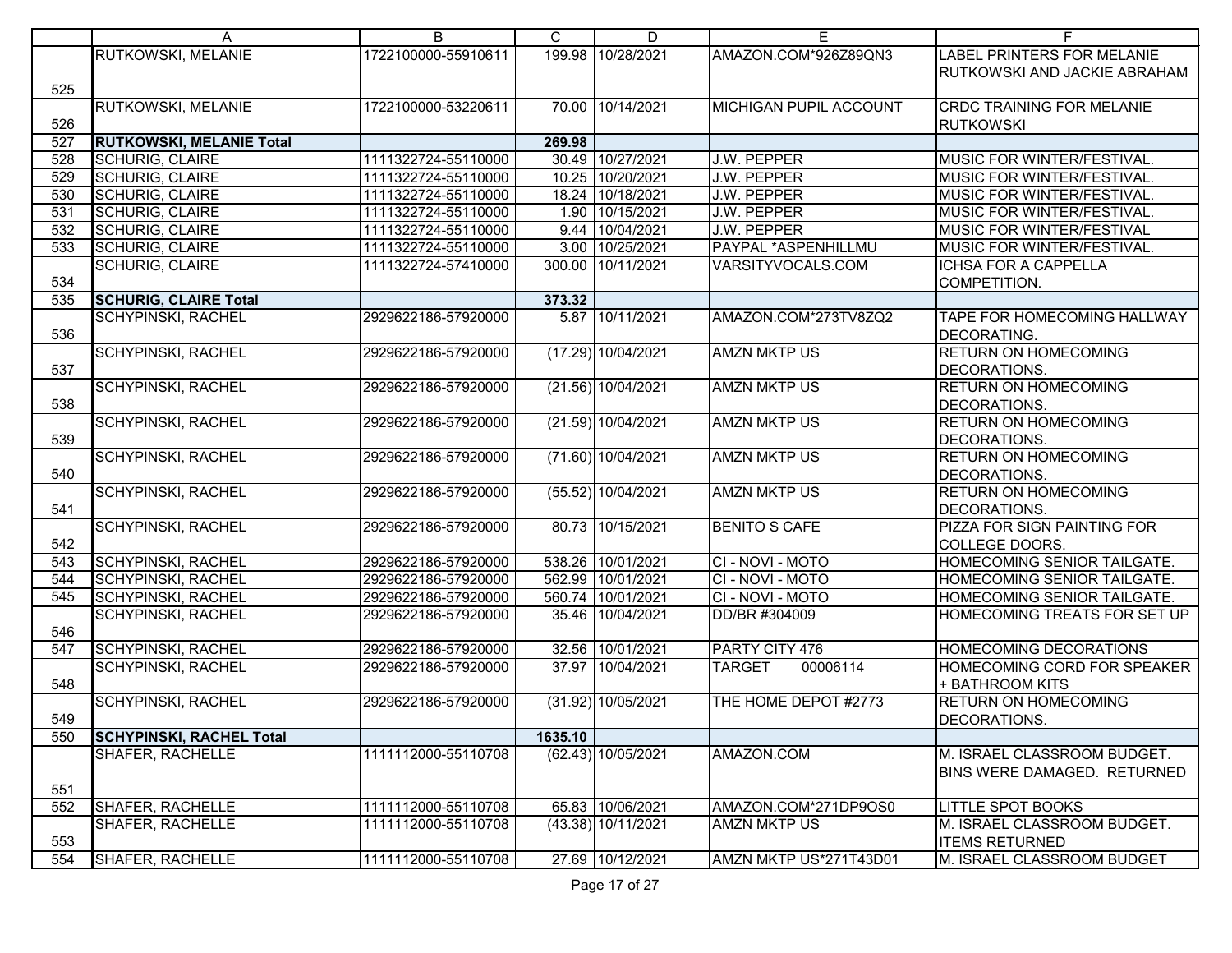| | A | B | C | D | E | F |
|---|---|---|---|---|---|---|
| 525 | RUTKOWSKI, MELANIE | 1722100000-55910611 | 199.98 | 10/28/2021 | AMAZON.COM*926Z89QN3 | LABEL PRINTERS FOR MELANIE RUTKOWSKI AND JACKIE ABRAHAM |
| 526 | RUTKOWSKI, MELANIE | 1722100000-53220611 | 70.00 | 10/14/2021 | MICHIGAN PUPIL ACCOUNT | CRDC TRAINING FOR MELANIE RUTKOWSKI |
| 527 | **RUTKOWSKI, MELANIE Total** | | **269.98** | | | |
| 528 | SCHURIG, CLAIRE | 1111322724-55110000 | 30.49 | 10/27/2021 | J.W. PEPPER | MUSIC FOR WINTER/FESTIVAL. |
| 529 | SCHURIG, CLAIRE | 1111322724-55110000 | 10.25 | 10/20/2021 | J.W. PEPPER | MUSIC FOR WINTER/FESTIVAL. |
| 530 | SCHURIG, CLAIRE | 1111322724-55110000 | 18.24 | 10/18/2021 | J.W. PEPPER | MUSIC FOR WINTER/FESTIVAL. |
| 531 | SCHURIG, CLAIRE | 1111322724-55110000 | 1.90 | 10/15/2021 | J.W. PEPPER | MUSIC FOR WINTER/FESTIVAL. |
| 532 | SCHURIG, CLAIRE | 1111322724-55110000 | 9.44 | 10/04/2021 | J.W. PEPPER | MUSIC FOR WINTER/FESTIVAL |
| 533 | SCHURIG, CLAIRE | 1111322724-55110000 | 3.00 | 10/25/2021 | PAYPAL *ASPENHILLMU | MUSIC FOR WINTER/FESTIVAL. |
| 534 | SCHURIG, CLAIRE | 1111322724-57410000 | 300.00 | 10/11/2021 | VARSITYVOCALS.COM | ICHSA FOR A CAPPELLA COMPETITION. |
| 535 | **SCHURIG, CLAIRE Total** | | **373.32** | | | |
| 536 | SCHYPINSKI, RACHEL | 2929622186-57920000 | 5.87 | 10/11/2021 | AMAZON.COM*273TV8ZQ2 | TAPE FOR HOMECOMING HALLWAY DECORATING. |
| 537 | SCHYPINSKI, RACHEL | 2929622186-57920000 | (17.29) | 10/04/2021 | AMZN MKTP US | RETURN ON HOMECOMING DECORATIONS. |
| 538 | SCHYPINSKI, RACHEL | 2929622186-57920000 | (21.56) | 10/04/2021 | AMZN MKTP US | RETURN ON HOMECOMING DECORATIONS. |
| 539 | SCHYPINSKI, RACHEL | 2929622186-57920000 | (21.59) | 10/04/2021 | AMZN MKTP US | RETURN ON HOMECOMING DECORATIONS. |
| 540 | SCHYPINSKI, RACHEL | 2929622186-57920000 | (71.60) | 10/04/2021 | AMZN MKTP US | RETURN ON HOMECOMING DECORATIONS. |
| 541 | SCHYPINSKI, RACHEL | 2929622186-57920000 | (55.52) | 10/04/2021 | AMZN MKTP US | RETURN ON HOMECOMING DECORATIONS. |
| 542 | SCHYPINSKI, RACHEL | 2929622186-57920000 | 80.73 | 10/15/2021 | BENITO S CAFE | PIZZA FOR SIGN PAINTING FOR COLLEGE DOORS. |
| 543 | SCHYPINSKI, RACHEL | 2929622186-57920000 | 538.26 | 10/01/2021 | CI - NOVI - MOTO | HOMECOMING SENIOR TAILGATE. |
| 544 | SCHYPINSKI, RACHEL | 2929622186-57920000 | 562.99 | 10/01/2021 | CI - NOVI - MOTO | HOMECOMING SENIOR TAILGATE. |
| 545 | SCHYPINSKI, RACHEL | 2929622186-57920000 | 560.74 | 10/01/2021 | CI - NOVI - MOTO | HOMECOMING SENIOR TAILGATE. |
| 546 | SCHYPINSKI, RACHEL | 2929622186-57920000 | 35.46 | 10/04/2021 | DD/BR #304009 | HOMECOMING TREATS FOR SET UP |
| 547 | SCHYPINSKI, RACHEL | 2929622186-57920000 | 32.56 | 10/01/2021 | PARTY CITY 476 | HOMECOMING DECORATIONS |
| 548 | SCHYPINSKI, RACHEL | 2929622186-57920000 | 37.97 | 10/04/2021 | TARGET 00006114 | HOMECOMING CORD FOR SPEAKER + BATHROOM KITS |
| 549 | SCHYPINSKI, RACHEL | 2929622186-57920000 | (31.92) | 10/05/2021 | THE HOME DEPOT #2773 | RETURN ON HOMECOMING DECORATIONS. |
| 550 | **SCHYPINSKI, RACHEL Total** | | **1635.10** | | | |
| 551 | SHAFER, RACHELLE | 1111112000-55110708 | (62.43) | 10/05/2021 | AMAZON.COM | M. ISRAEL CLASSROOM BUDGET. BINS WERE DAMAGED. RETURNED |
| 552 | SHAFER, RACHELLE | 1111112000-55110708 | 65.83 | 10/06/2021 | AMAZON.COM*271DP9OS0 | LITTLE SPOT BOOKS |
| 553 | SHAFER, RACHELLE | 1111112000-55110708 | (43.38) | 10/11/2021 | AMZN MKTP US | M. ISRAEL CLASSROOM BUDGET. ITEMS RETURNED |
| 554 | SHAFER, RACHELLE | 1111112000-55110708 | 27.69 | 10/12/2021 | AMZN MKTP US*271T43D01 | M. ISRAEL CLASSROOM BUDGET |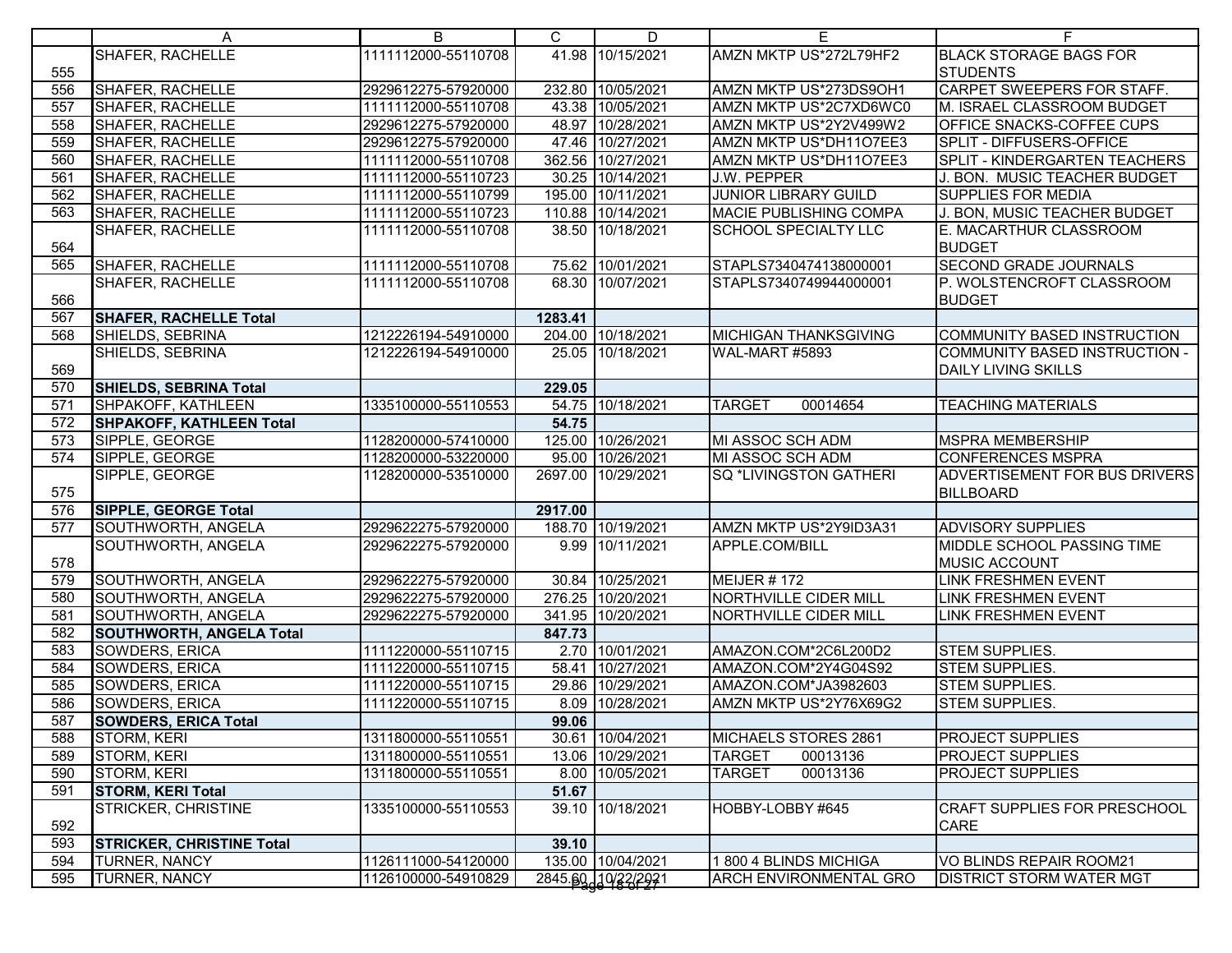| | A | B | C | D | E | F |
|---|---|---|---|---|---|---|
| 555 | SHAFER, RACHELLE | 1111112000-55110708 | 41.98 | 10/15/2021 | AMZN MKTP US*272L79HF2 | BLACK STORAGE BAGS FOR STUDENTS |
| 556 | SHAFER, RACHELLE | 2929612275-57920000 | 232.80 | 10/05/2021 | AMZN MKTP US*273DS9OH1 | CARPET SWEEPERS FOR STAFF. |
| 557 | SHAFER, RACHELLE | 1111112000-55110708 | 43.38 | 10/05/2021 | AMZN MKTP US*2C7XD6WC0 | M. ISRAEL CLASSROOM BUDGET |
| 558 | SHAFER, RACHELLE | 2929612275-57920000 | 48.97 | 10/28/2021 | AMZN MKTP US*2Y2V499W2 | OFFICE SNACKS-COFFEE CUPS |
| 559 | SHAFER, RACHELLE | 2929612275-57920000 | 47.46 | 10/27/2021 | AMZN MKTP US*DH11O7EE3 | SPLIT - DIFFUSERS-OFFICE |
| 560 | SHAFER, RACHELLE | 1111112000-55110708 | 362.56 | 10/27/2021 | AMZN MKTP US*DH11O7EE3 | SPLIT - KINDERGARTEN TEACHERS |
| 561 | SHAFER, RACHELLE | 1111112000-55110723 | 30.25 | 10/14/2021 | J.W. PEPPER | J. BON. MUSIC TEACHER BUDGET |
| 562 | SHAFER, RACHELLE | 1111112000-55110799 | 195.00 | 10/11/2021 | JUNIOR LIBRARY GUILD | SUPPLIES FOR MEDIA |
| 563 | SHAFER, RACHELLE | 1111112000-55110723 | 110.88 | 10/14/2021 | MACIE PUBLISHING COMPA | J. BON, MUSIC TEACHER BUDGET |
| 564 | SHAFER, RACHELLE | 1111112000-55110708 | 38.50 | 10/18/2021 | SCHOOL SPECIALTY LLC | E. MACARTHUR CLASSROOM BUDGET |
| 565 | SHAFER, RACHELLE | 1111112000-55110708 | 75.62 | 10/01/2021 | STAPLS7340474138000001 | SECOND GRADE JOURNALS |
| 566 | SHAFER, RACHELLE | 1111112000-55110708 | 68.30 | 10/07/2021 | STAPLS7340749944000001 | P. WOLSTENCROFT CLASSROOM BUDGET |
| 567 | **SHAFER, RACHELLE Total** | | **1283.41** | | | |
| 568 | SHIELDS, SEBRINA | 1212226194-54910000 | 204.00 | 10/18/2021 | MICHIGAN THANKSGIVING | COMMUNITY BASED INSTRUCTION |
| 569 | SHIELDS, SEBRINA | 1212226194-54910000 | 25.05 | 10/18/2021 | WAL-MART #5893 | COMMUNITY BASED INSTRUCTION - DAILY LIVING SKILLS |
| 570 | **SHIELDS, SEBRINA Total** | | **229.05** | | | |
| 571 | SHPAKOFF, KATHLEEN | 1335100000-55110553 | 54.75 | 10/18/2021 | TARGET 00014654 | TEACHING MATERIALS |
| 572 | **SHPAKOFF, KATHLEEN Total** | | **54.75** | | | |
| 573 | SIPPLE, GEORGE | 1128200000-57410000 | 125.00 | 10/26/2021 | MI ASSOC SCH ADM | MSPRA MEMBERSHIP |
| 574 | SIPPLE, GEORGE | 1128200000-53220000 | 95.00 | 10/26/2021 | MI ASSOC SCH ADM | CONFERENCES MSPRA |
| 575 | SIPPLE, GEORGE | 1128200000-53510000 | 2697.00 | 10/29/2021 | SQ *LIVINGSTON GATHERI | ADVERTISEMENT FOR BUS DRIVERS BILLBOARD |
| 576 | **SIPPLE, GEORGE Total** | | **2917.00** | | | |
| 577 | SOUTHWORTH, ANGELA | 2929622275-57920000 | 188.70 | 10/19/2021 | AMZN MKTP US*2Y9ID3A31 | ADVISORY SUPPLIES |
| 578 | SOUTHWORTH, ANGELA | 2929622275-57920000 | 9.99 | 10/11/2021 | APPLE.COM/BILL | MIDDLE SCHOOL PASSING TIME MUSIC ACCOUNT |
| 579 | SOUTHWORTH, ANGELA | 2929622275-57920000 | 30.84 | 10/25/2021 | MEIJER # 172 | LINK FRESHMEN EVENT |
| 580 | SOUTHWORTH, ANGELA | 2929622275-57920000 | 276.25 | 10/20/2021 | NORTHVILLE CIDER MILL | LINK FRESHMEN EVENT |
| 581 | SOUTHWORTH, ANGELA | 2929622275-57920000 | 341.95 | 10/20/2021 | NORTHVILLE CIDER MILL | LINK FRESHMEN EVENT |
| 582 | **SOUTHWORTH, ANGELA Total** | | **847.73** | | | |
| 583 | SOWDERS, ERICA | 1111220000-55110715 | 2.70 | 10/01/2021 | AMAZON.COM*2C6L200D2 | STEM SUPPLIES. |
| 584 | SOWDERS, ERICA | 1111220000-55110715 | 58.41 | 10/27/2021 | AMAZON.COM*2Y4G04S92 | STEM SUPPLIES. |
| 585 | SOWDERS, ERICA | 1111220000-55110715 | 29.86 | 10/29/2021 | AMAZON.COM*JA3982603 | STEM SUPPLIES. |
| 586 | SOWDERS, ERICA | 1111220000-55110715 | 8.09 | 10/28/2021 | AMZN MKTP US*2Y76X69G2 | STEM SUPPLIES. |
| 587 | **SOWDERS, ERICA Total** | | **99.06** | | | |
| 588 | STORM, KERI | 1311800000-55110551 | 30.61 | 10/04/2021 | MICHAELS STORES 2861 | PROJECT SUPPLIES |
| 589 | STORM, KERI | 1311800000-55110551 | 13.06 | 10/29/2021 | TARGET 00013136 | PROJECT SUPPLIES |
| 590 | STORM, KERI | 1311800000-55110551 | 8.00 | 10/05/2021 | TARGET 00013136 | PROJECT SUPPLIES |
| 591 | **STORM, KERI Total** | | **51.67** | | | |
| 592 | STRICKER, CHRISTINE | 1335100000-55110553 | 39.10 | 10/18/2021 | HOBBY-LOBBY #645 | CRAFT SUPPLIES FOR PRESCHOOL CARE |
| 593 | **STRICKER, CHRISTINE Total** | | **39.10** | | | |
| 594 | TURNER, NANCY | 1126111000-54120000 | 135.00 | 10/04/2021 | 1 800 4 BLINDS MICHIGA | VO BLINDS REPAIR ROOM21 |
| 595 | TURNER, NANCY | 1126100000-54910829 | 2845.60 | 10/22/2021 | ARCH ENVIRONMENTAL GRO | DISTRICT STORM WATER MGT |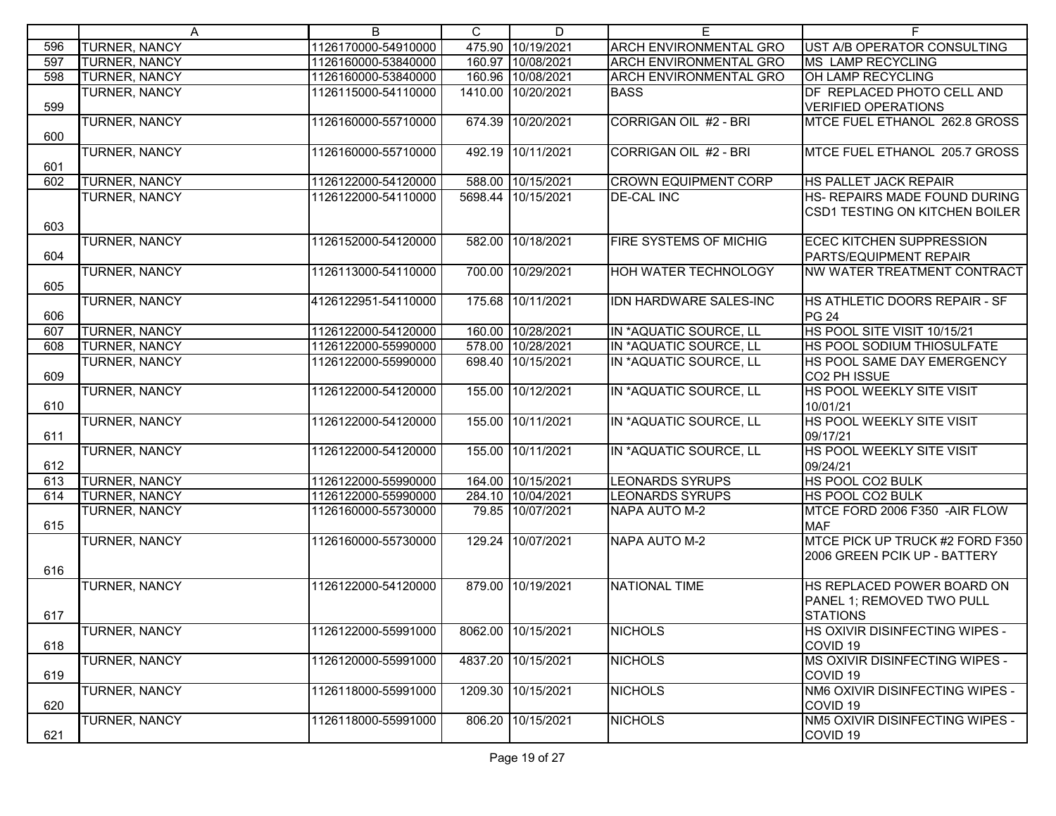| | A | B | C | D | E | F |
|---|---|---|---|---|---|---|
| 596 | TURNER, NANCY | 1126170000-54910000 | 475.90 | 10/19/2021 | ARCH ENVIRONMENTAL GRO | UST A/B OPERATOR CONSULTING |
| 597 | TURNER, NANCY | 1126160000-53840000 | 160.97 | 10/08/2021 | ARCH ENVIRONMENTAL GRO | MS LAMP RECYCLING |
| 598 | TURNER, NANCY | 1126160000-53840000 | 160.96 | 10/08/2021 | ARCH ENVIRONMENTAL GRO | OH LAMP RECYCLING |
| 599 | TURNER, NANCY | 1126115000-54110000 | 1410.00 | 10/20/2021 | BASS | DF REPLACED PHOTO CELL AND VERIFIED OPERATIONS |
| 600 | TURNER, NANCY | 1126160000-55710000 | 674.39 | 10/20/2021 | CORRIGAN OIL #2 - BRI | MTCE FUEL ETHANOL 262.8 GROSS |
| 601 | TURNER, NANCY | 1126160000-55710000 | 492.19 | 10/11/2021 | CORRIGAN OIL #2 - BRI | MTCE FUEL ETHANOL 205.7 GROSS |
| 602 | TURNER, NANCY | 1126122000-54120000 | 588.00 | 10/15/2021 | CROWN EQUIPMENT CORP | HS PALLET JACK REPAIR |
| 603 | TURNER, NANCY | 1126122000-54110000 | 5698.44 | 10/15/2021 | DE-CAL INC | HS- REPAIRS MADE FOUND DURING CSD1 TESTING ON KITCHEN BOILER |
| 604 | TURNER, NANCY | 1126152000-54120000 | 582.00 | 10/18/2021 | FIRE SYSTEMS OF MICHIG | ECEC KITCHEN SUPPRESSION PARTS/EQUIPMENT REPAIR |
| 605 | TURNER, NANCY | 1126113000-54110000 | 700.00 | 10/29/2021 | HOH WATER TECHNOLOGY | NW WATER TREATMENT CONTRACT |
| 606 | TURNER, NANCY | 4126122951-54110000 | 175.68 | 10/11/2021 | IDN HARDWARE SALES-INC | HS ATHLETIC DOORS REPAIR - SF PG 24 |
| 607 | TURNER, NANCY | 1126122000-54120000 | 160.00 | 10/28/2021 | IN *AQUATIC SOURCE, LL | HS POOL SITE VISIT 10/15/21 |
| 608 | TURNER, NANCY | 1126122000-55990000 | 578.00 | 10/28/2021 | IN *AQUATIC SOURCE, LL | HS POOL SODIUM THIOSULFATE |
| 609 | TURNER, NANCY | 1126122000-55990000 | 698.40 | 10/15/2021 | IN *AQUATIC SOURCE, LL | HS POOL SAME DAY EMERGENCY CO2 PH ISSUE |
| 610 | TURNER, NANCY | 1126122000-54120000 | 155.00 | 10/12/2021 | IN *AQUATIC SOURCE, LL | HS POOL WEEKLY SITE VISIT 10/01/21 |
| 611 | TURNER, NANCY | 1126122000-54120000 | 155.00 | 10/11/2021 | IN *AQUATIC SOURCE, LL | HS POOL WEEKLY SITE VISIT 09/17/21 |
| 612 | TURNER, NANCY | 1126122000-54120000 | 155.00 | 10/11/2021 | IN *AQUATIC SOURCE, LL | HS POOL WEEKLY SITE VISIT 09/24/21 |
| 613 | TURNER, NANCY | 1126122000-55990000 | 164.00 | 10/15/2021 | LEONARDS SYRUPS | HS POOL CO2 BULK |
| 614 | TURNER, NANCY | 1126122000-55990000 | 284.10 | 10/04/2021 | LEONARDS SYRUPS | HS POOL CO2 BULK |
| 615 | TURNER, NANCY | 1126160000-55730000 | 79.85 | 10/07/2021 | NAPA AUTO M-2 | MTCE FORD 2006 F350 -AIR FLOW MAF |
| 616 | TURNER, NANCY | 1126160000-55730000 | 129.24 | 10/07/2021 | NAPA AUTO M-2 | MTCE PICK UP TRUCK #2 FORD F350 2006 GREEN PCIK UP - BATTERY |
| 617 | TURNER, NANCY | 1126122000-54120000 | 879.00 | 10/19/2021 | NATIONAL TIME | HS REPLACED POWER BOARD ON PANEL 1; REMOVED TWO PULL STATIONS |
| 618 | TURNER, NANCY | 1126122000-55991000 | 8062.00 | 10/15/2021 | NICHOLS | HS OXIVIR DISINFECTING WIPES - COVID 19 |
| 619 | TURNER, NANCY | 1126120000-55991000 | 4837.20 | 10/15/2021 | NICHOLS | MS OXIVIR DISINFECTING WIPES - COVID 19 |
| 620 | TURNER, NANCY | 1126118000-55991000 | 1209.30 | 10/15/2021 | NICHOLS | NM6 OXIVIR DISINFECTING WIPES - COVID 19 |
| 621 | TURNER, NANCY | 1126118000-55991000 | 806.20 | 10/15/2021 | NICHOLS | NM5 OXIVIR DISINFECTING WIPES - COVID 19 |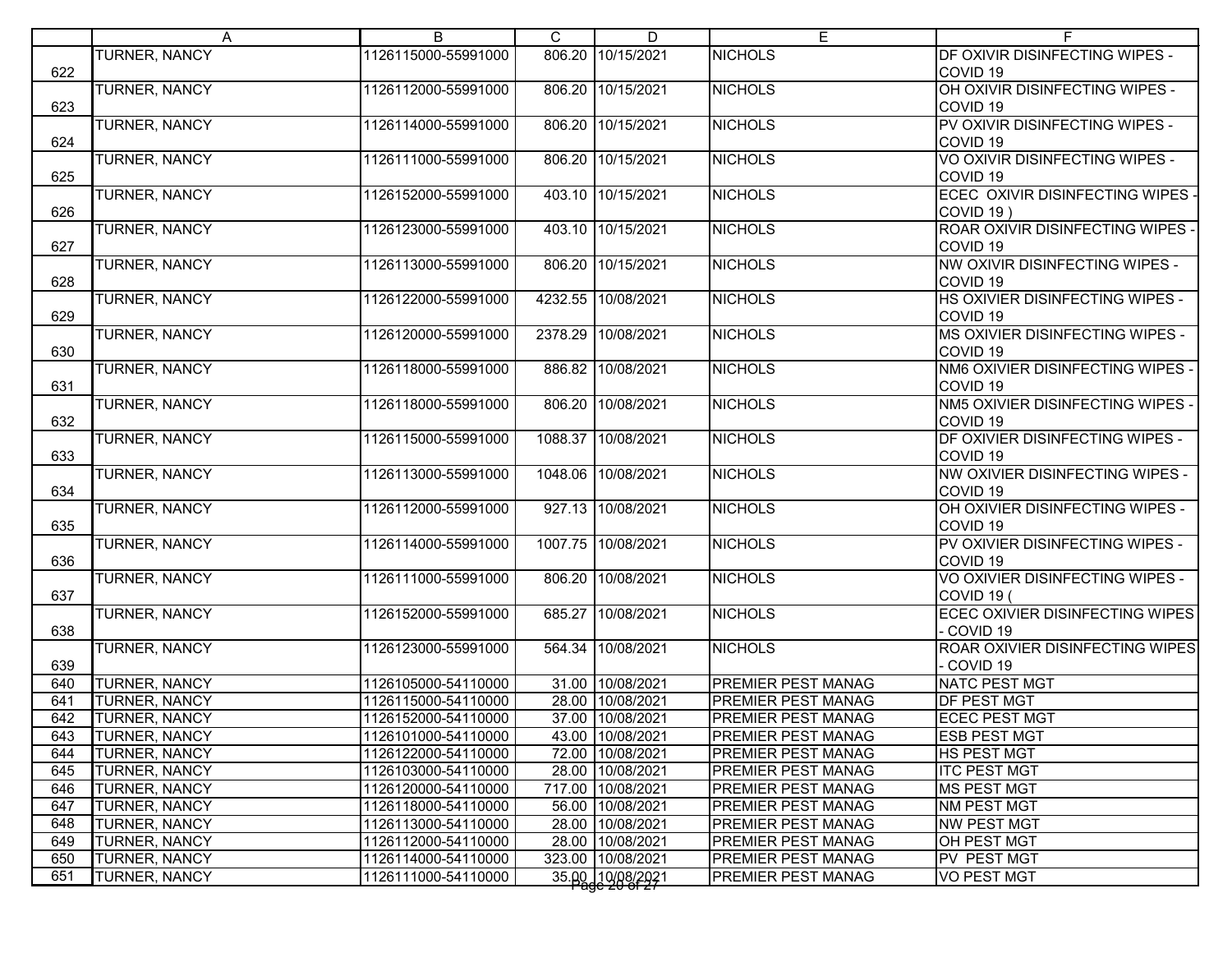| | A | B | C | D | E | F |
|---|---|---|---|---|---|---|
| 622 | TURNER, NANCY | 1126115000-55991000 | 806.20 | 10/15/2021 | NICHOLS | DF OXIVIR DISINFECTING WIPES - COVID 19 |
| 623 | TURNER, NANCY | 1126112000-55991000 | 806.20 | 10/15/2021 | NICHOLS | OH OXIVIR DISINFECTING WIPES - COVID 19 |
| 624 | TURNER, NANCY | 1126114000-55991000 | 806.20 | 10/15/2021 | NICHOLS | PV OXIVIR DISINFECTING WIPES - COVID 19 |
| 625 | TURNER, NANCY | 1126111000-55991000 | 806.20 | 10/15/2021 | NICHOLS | VO OXIVIR DISINFECTING WIPES - COVID 19 |
| 626 | TURNER, NANCY | 1126152000-55991000 | 403.10 | 10/15/2021 | NICHOLS | ECEC OXIVIR DISINFECTING WIPES - COVID 19 ) |
| 627 | TURNER, NANCY | 1126123000-55991000 | 403.10 | 10/15/2021 | NICHOLS | ROAR OXIVIR DISINFECTING WIPES - COVID 19 |
| 628 | TURNER, NANCY | 1126113000-55991000 | 806.20 | 10/15/2021 | NICHOLS | NW OXIVIR DISINFECTING WIPES - COVID 19 |
| 629 | TURNER, NANCY | 1126122000-55991000 | 4232.55 | 10/08/2021 | NICHOLS | HS OXIVIER DISINFECTING WIPES - COVID 19 |
| 630 | TURNER, NANCY | 1126120000-55991000 | 2378.29 | 10/08/2021 | NICHOLS | MS OXIVIER DISINFECTING WIPES - COVID 19 |
| 631 | TURNER, NANCY | 1126118000-55991000 | 886.82 | 10/08/2021 | NICHOLS | NM6 OXIVIER DISINFECTING WIPES - COVID 19 |
| 632 | TURNER, NANCY | 1126118000-55991000 | 806.20 | 10/08/2021 | NICHOLS | NM5 OXIVIER DISINFECTING WIPES - COVID 19 |
| 633 | TURNER, NANCY | 1126115000-55991000 | 1088.37 | 10/08/2021 | NICHOLS | DF OXIVIER DISINFECTING WIPES - COVID 19 |
| 634 | TURNER, NANCY | 1126113000-55991000 | 1048.06 | 10/08/2021 | NICHOLS | NW OXIVIER DISINFECTING WIPES - COVID 19 |
| 635 | TURNER, NANCY | 1126112000-55991000 | 927.13 | 10/08/2021 | NICHOLS | OH OXIVIER DISINFECTING WIPES - COVID 19 |
| 636 | TURNER, NANCY | 1126114000-55991000 | 1007.75 | 10/08/2021 | NICHOLS | PV OXIVIER DISINFECTING WIPES - COVID 19 |
| 637 | TURNER, NANCY | 1126111000-55991000 | 806.20 | 10/08/2021 | NICHOLS | VO OXIVIER DISINFECTING WIPES - COVID 19 ( |
| 638 | TURNER, NANCY | 1126152000-55991000 | 685.27 | 10/08/2021 | NICHOLS | ECEC OXIVIER DISINFECTING WIPES - COVID 19 |
| 639 | TURNER, NANCY | 1126123000-55991000 | 564.34 | 10/08/2021 | NICHOLS | ROAR OXIVIER DISINFECTING WIPES - COVID 19 |
| 640 | TURNER, NANCY | 1126105000-54110000 | 31.00 | 10/08/2021 | PREMIER PEST MANAG | NATC PEST MGT |
| 641 | TURNER, NANCY | 1126115000-54110000 | 28.00 | 10/08/2021 | PREMIER PEST MANAG | DF PEST MGT |
| 642 | TURNER, NANCY | 1126152000-54110000 | 37.00 | 10/08/2021 | PREMIER PEST MANAG | ECEC PEST MGT |
| 643 | TURNER, NANCY | 1126101000-54110000 | 43.00 | 10/08/2021 | PREMIER PEST MANAG | ESB PEST MGT |
| 644 | TURNER, NANCY | 1126122000-54110000 | 72.00 | 10/08/2021 | PREMIER PEST MANAG | HS PEST MGT |
| 645 | TURNER, NANCY | 1126103000-54110000 | 28.00 | 10/08/2021 | PREMIER PEST MANAG | ITC PEST MGT |
| 646 | TURNER, NANCY | 1126120000-54110000 | 717.00 | 10/08/2021 | PREMIER PEST MANAG | MS PEST MGT |
| 647 | TURNER, NANCY | 1126118000-54110000 | 56.00 | 10/08/2021 | PREMIER PEST MANAG | NM PEST MGT |
| 648 | TURNER, NANCY | 1126113000-54110000 | 28.00 | 10/08/2021 | PREMIER PEST MANAG | NW PEST MGT |
| 649 | TURNER, NANCY | 1126112000-54110000 | 28.00 | 10/08/2021 | PREMIER PEST MANAG | OH PEST MGT |
| 650 | TURNER, NANCY | 1126114000-54110000 | 323.00 | 10/08/2021 | PREMIER PEST MANAG | PV PEST MGT |
| 651 | TURNER, NANCY | 1126111000-54110000 | 35.00 | 10/08/2021 | PREMIER PEST MANAG | VO PEST MGT |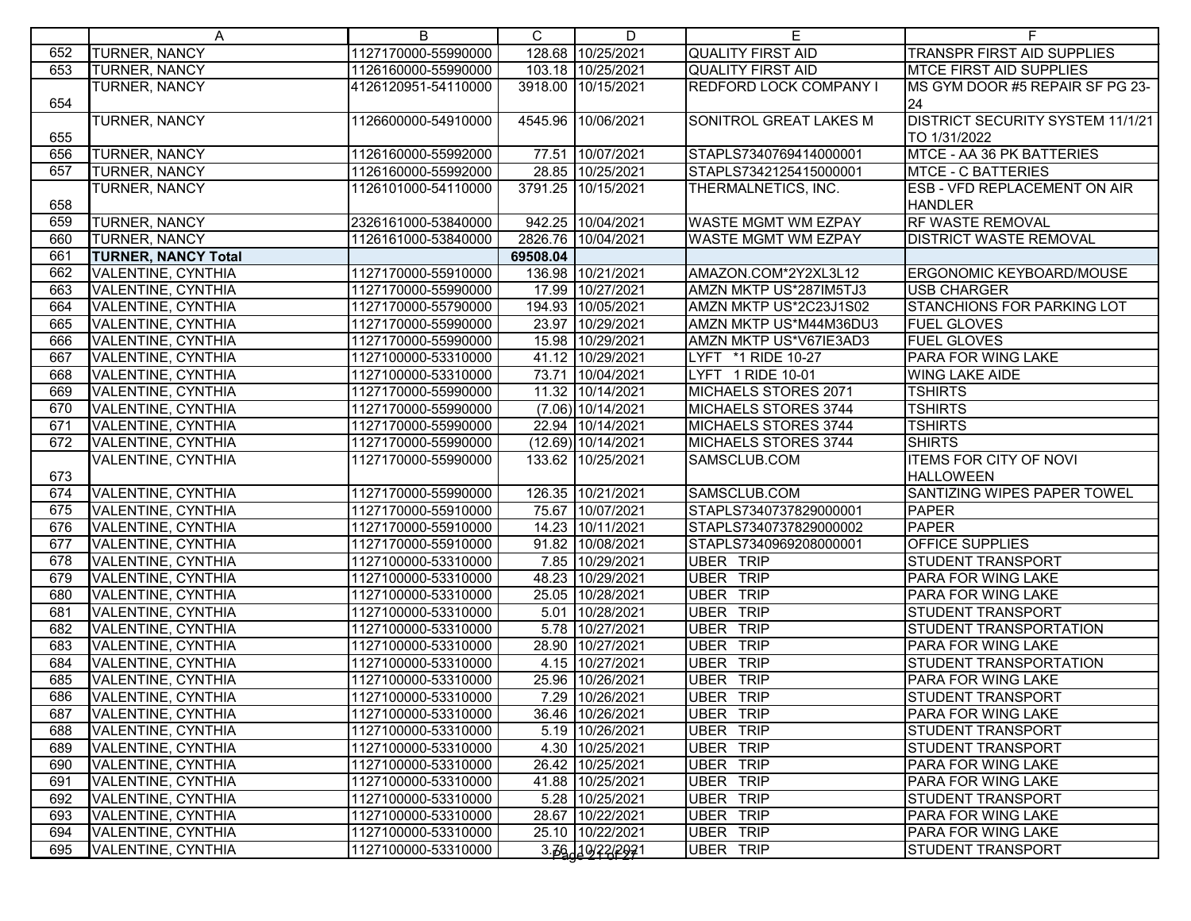| | A | B | C | D | E | F |
|---|---|---|---|---|---|---|
| 652 | TURNER, NANCY | 1127170000-55990000 | 128.68 | 10/25/2021 | QUALITY FIRST AID | TRANSPR FIRST AID SUPPLIES |
| 653 | TURNER, NANCY | 1126160000-55990000 | 103.18 | 10/25/2021 | QUALITY FIRST AID | MTCE FIRST AID SUPPLIES |
| 654 | TURNER, NANCY | 4126120951-54110000 | 3918.00 | 10/15/2021 | REDFORD LOCK COMPANY I | MS GYM DOOR #5 REPAIR SF PG 23-24 |
| 655 | TURNER, NANCY | 1126600000-54910000 | 4545.96 | 10/06/2021 | SONITROL GREAT LAKES M | DISTRICT SECURITY SYSTEM 11/1/21 TO 1/31/2022 |
| 656 | TURNER, NANCY | 1126160000-55992000 | 77.51 | 10/07/2021 | STAPLS7340769414000001 | MTCE - AA 36 PK BATTERIES |
| 657 | TURNER, NANCY | 1126160000-55992000 | 28.85 | 10/25/2021 | STAPLS7342125415000001 | MTCE - C BATTERIES |
| 658 | TURNER, NANCY | 1126101000-54110000 | 3791.25 | 10/15/2021 | THERMALNETICS, INC. | ESB - VFD REPLACEMENT ON AIR HANDLER |
| 659 | TURNER, NANCY | 2326161000-53840000 | 942.25 | 10/04/2021 | WASTE MGMT WM EZPAY | RF WASTE REMOVAL |
| 660 | TURNER, NANCY | 1126161000-53840000 | 2826.76 | 10/04/2021 | WASTE MGMT WM EZPAY | DISTRICT WASTE REMOVAL |
| 661 | **TURNER, NANCY Total** | | **69508.04** | | | |
| 662 | VALENTINE, CYNTHIA | 1127170000-55910000 | 136.98 | 10/21/2021 | AMAZON.COM*2Y2XL3L12 | ERGONOMIC KEYBOARD/MOUSE |
| 663 | VALENTINE, CYNTHIA | 1127170000-55990000 | 17.99 | 10/27/2021 | AMZN MKTP US*287IM5TJ3 | USB CHARGER |
| 664 | VALENTINE, CYNTHIA | 1127170000-55790000 | 194.93 | 10/05/2021 | AMZN MKTP US*2C23J1S02 | STANCHIONS FOR PARKING LOT |
| 665 | VALENTINE, CYNTHIA | 1127170000-55990000 | 23.97 | 10/29/2021 | AMZN MKTP US*M44M36DU3 | FUEL GLOVES |
| 666 | VALENTINE, CYNTHIA | 1127170000-55990000 | 15.98 | 10/29/2021 | AMZN MKTP US*V67IE3AD3 | FUEL GLOVES |
| 667 | VALENTINE, CYNTHIA | 1127100000-53310000 | 41.12 | 10/29/2021 | LYFT *1 RIDE 10-27 | PARA FOR WING LAKE |
| 668 | VALENTINE, CYNTHIA | 1127100000-53310000 | 73.71 | 10/04/2021 | LYFT 1 RIDE 10-01 | WING LAKE AIDE |
| 669 | VALENTINE, CYNTHIA | 1127170000-55990000 | 11.32 | 10/14/2021 | MICHAELS STORES 2071 | TSHIRTS |
| 670 | VALENTINE, CYNTHIA | 1127170000-55990000 | (7.06) | 10/14/2021 | MICHAELS STORES 3744 | TSHIRTS |
| 671 | VALENTINE, CYNTHIA | 1127170000-55990000 | 22.94 | 10/14/2021 | MICHAELS STORES 3744 | TSHIRTS |
| 672 | VALENTINE, CYNTHIA | 1127170000-55990000 | (12.69) | 10/14/2021 | MICHAELS STORES 3744 | SHIRTS |
| 673 | VALENTINE, CYNTHIA | 1127170000-55990000 | 133.62 | 10/25/2021 | SAMSCLUB.COM | ITEMS FOR CITY OF NOVI HALLOWEEN |
| 674 | VALENTINE, CYNTHIA | 1127170000-55990000 | 126.35 | 10/21/2021 | SAMSCLUB.COM | SANTIZING WIPES PAPER TOWEL |
| 675 | VALENTINE, CYNTHIA | 1127170000-55910000 | 75.67 | 10/07/2021 | STAPLS7340737829000001 | PAPER |
| 676 | VALENTINE, CYNTHIA | 1127170000-55910000 | 14.23 | 10/11/2021 | STAPLS7340737829000002 | PAPER |
| 677 | VALENTINE, CYNTHIA | 1127170000-55910000 | 91.82 | 10/08/2021 | STAPLS7340969208000001 | OFFICE SUPPLIES |
| 678 | VALENTINE, CYNTHIA | 1127100000-53310000 | 7.85 | 10/29/2021 | UBER TRIP | STUDENT TRANSPORT |
| 679 | VALENTINE, CYNTHIA | 1127100000-53310000 | 48.23 | 10/29/2021 | UBER TRIP | PARA FOR WING LAKE |
| 680 | VALENTINE, CYNTHIA | 1127100000-53310000 | 25.05 | 10/28/2021 | UBER TRIP | PARA FOR WING LAKE |
| 681 | VALENTINE, CYNTHIA | 1127100000-53310000 | 5.01 | 10/28/2021 | UBER TRIP | STUDENT TRANSPORT |
| 682 | VALENTINE, CYNTHIA | 1127100000-53310000 | 5.78 | 10/27/2021 | UBER TRIP | STUDENT TRANSPORTATION |
| 683 | VALENTINE, CYNTHIA | 1127100000-53310000 | 28.90 | 10/27/2021 | UBER TRIP | PARA FOR WING LAKE |
| 684 | VALENTINE, CYNTHIA | 1127100000-53310000 | 4.15 | 10/27/2021 | UBER TRIP | STUDENT TRANSPORTATION |
| 685 | VALENTINE, CYNTHIA | 1127100000-53310000 | 25.96 | 10/26/2021 | UBER TRIP | PARA FOR WING LAKE |
| 686 | VALENTINE, CYNTHIA | 1127100000-53310000 | 7.29 | 10/26/2021 | UBER TRIP | STUDENT TRANSPORT |
| 687 | VALENTINE, CYNTHIA | 1127100000-53310000 | 36.46 | 10/26/2021 | UBER TRIP | PARA FOR WING LAKE |
| 688 | VALENTINE, CYNTHIA | 1127100000-53310000 | 5.19 | 10/26/2021 | UBER TRIP | STUDENT TRANSPORT |
| 689 | VALENTINE, CYNTHIA | 1127100000-53310000 | 4.30 | 10/25/2021 | UBER TRIP | STUDENT TRANSPORT |
| 690 | VALENTINE, CYNTHIA | 1127100000-53310000 | 26.42 | 10/25/2021 | UBER TRIP | PARA FOR WING LAKE |
| 691 | VALENTINE, CYNTHIA | 1127100000-53310000 | 41.88 | 10/25/2021 | UBER TRIP | PARA FOR WING LAKE |
| 692 | VALENTINE, CYNTHIA | 1127100000-53310000 | 5.28 | 10/25/2021 | UBER TRIP | STUDENT TRANSPORT |
| 693 | VALENTINE, CYNTHIA | 1127100000-53310000 | 28.67 | 10/22/2021 | UBER TRIP | PARA FOR WING LAKE |
| 694 | VALENTINE, CYNTHIA | 1127100000-53310000 | 25.10 | 10/22/2021 | UBER TRIP | PARA FOR WING LAKE |
| 695 | VALENTINE, CYNTHIA | 1127100000-53310000 | 3.76 | 10/22/2021 | UBER TRIP | STUDENT TRANSPORT |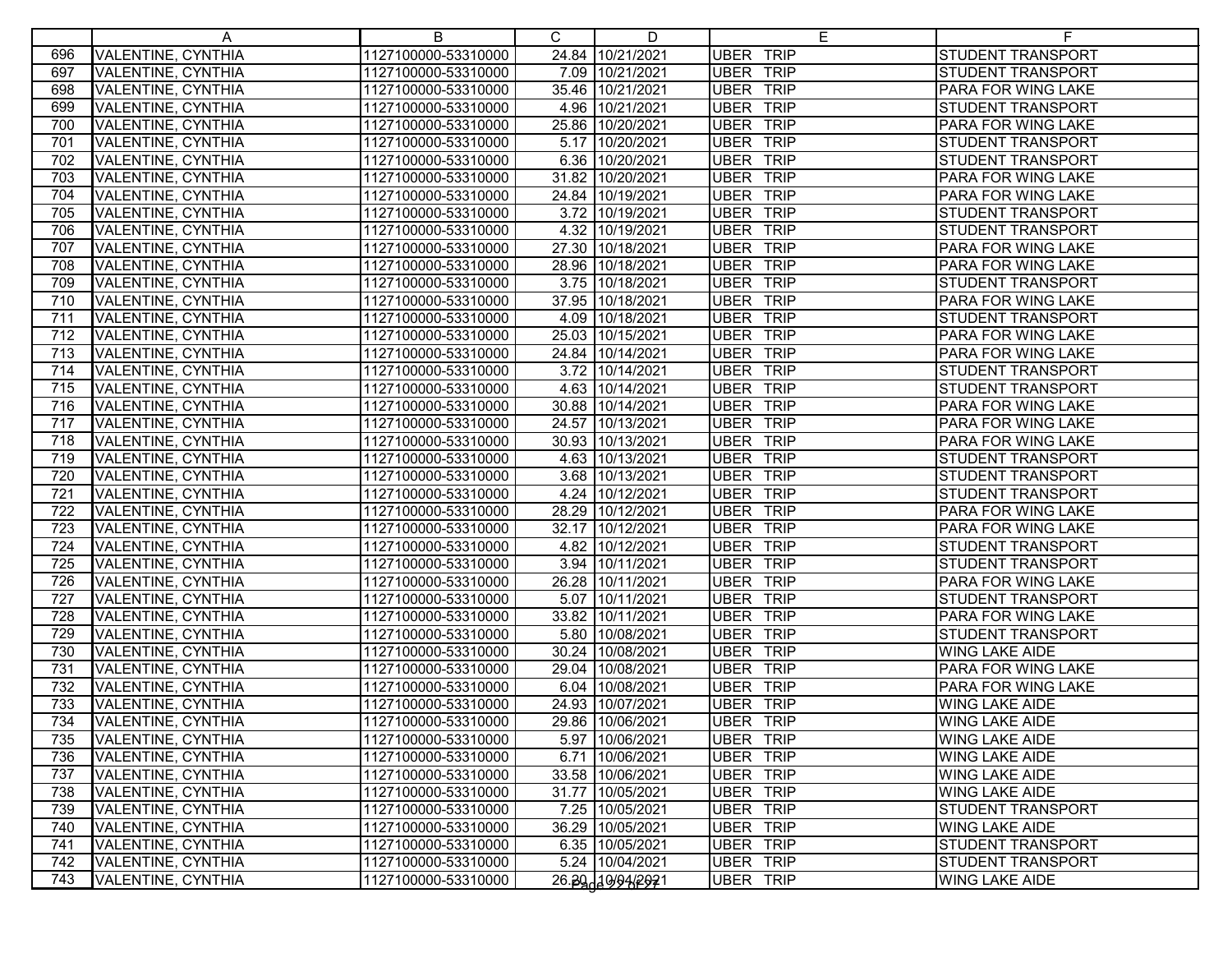| | A | B | C | D | E | F |
|---|---|---|---|---|---|---|
| 696 | VALENTINE, CYNTHIA | 1127100000-53310000 | 24.84 | 10/21/2021 | UBER TRIP | STUDENT TRANSPORT |
| 697 | VALENTINE, CYNTHIA | 1127100000-53310000 | 7.09 | 10/21/2021 | UBER TRIP | STUDENT TRANSPORT |
| 698 | VALENTINE, CYNTHIA | 1127100000-53310000 | 35.46 | 10/21/2021 | UBER TRIP | PARA FOR WING LAKE |
| 699 | VALENTINE, CYNTHIA | 1127100000-53310000 | 4.96 | 10/21/2021 | UBER TRIP | STUDENT TRANSPORT |
| 700 | VALENTINE, CYNTHIA | 1127100000-53310000 | 25.86 | 10/20/2021 | UBER TRIP | PARA FOR WING LAKE |
| 701 | VALENTINE, CYNTHIA | 1127100000-53310000 | 5.17 | 10/20/2021 | UBER TRIP | STUDENT TRANSPORT |
| 702 | VALENTINE, CYNTHIA | 1127100000-53310000 | 6.36 | 10/20/2021 | UBER TRIP | STUDENT TRANSPORT |
| 703 | VALENTINE, CYNTHIA | 1127100000-53310000 | 31.82 | 10/20/2021 | UBER TRIP | PARA FOR WING LAKE |
| 704 | VALENTINE, CYNTHIA | 1127100000-53310000 | 24.84 | 10/19/2021 | UBER TRIP | PARA FOR WING LAKE |
| 705 | VALENTINE, CYNTHIA | 1127100000-53310000 | 3.72 | 10/19/2021 | UBER TRIP | STUDENT TRANSPORT |
| 706 | VALENTINE, CYNTHIA | 1127100000-53310000 | 4.32 | 10/19/2021 | UBER TRIP | STUDENT TRANSPORT |
| 707 | VALENTINE, CYNTHIA | 1127100000-53310000 | 27.30 | 10/18/2021 | UBER TRIP | PARA FOR WING LAKE |
| 708 | VALENTINE, CYNTHIA | 1127100000-53310000 | 28.96 | 10/18/2021 | UBER TRIP | PARA FOR WING LAKE |
| 709 | VALENTINE, CYNTHIA | 1127100000-53310000 | 3.75 | 10/18/2021 | UBER TRIP | STUDENT TRANSPORT |
| 710 | VALENTINE, CYNTHIA | 1127100000-53310000 | 37.95 | 10/18/2021 | UBER TRIP | PARA FOR WING LAKE |
| 711 | VALENTINE, CYNTHIA | 1127100000-53310000 | 4.09 | 10/18/2021 | UBER TRIP | STUDENT TRANSPORT |
| 712 | VALENTINE, CYNTHIA | 1127100000-53310000 | 25.03 | 10/15/2021 | UBER TRIP | PARA FOR WING LAKE |
| 713 | VALENTINE, CYNTHIA | 1127100000-53310000 | 24.84 | 10/14/2021 | UBER TRIP | PARA FOR WING LAKE |
| 714 | VALENTINE, CYNTHIA | 1127100000-53310000 | 3.72 | 10/14/2021 | UBER TRIP | STUDENT TRANSPORT |
| 715 | VALENTINE, CYNTHIA | 1127100000-53310000 | 4.63 | 10/14/2021 | UBER TRIP | STUDENT TRANSPORT |
| 716 | VALENTINE, CYNTHIA | 1127100000-53310000 | 30.88 | 10/14/2021 | UBER TRIP | PARA FOR WING LAKE |
| 717 | VALENTINE, CYNTHIA | 1127100000-53310000 | 24.57 | 10/13/2021 | UBER TRIP | PARA FOR WING LAKE |
| 718 | VALENTINE, CYNTHIA | 1127100000-53310000 | 30.93 | 10/13/2021 | UBER TRIP | PARA FOR WING LAKE |
| 719 | VALENTINE, CYNTHIA | 1127100000-53310000 | 4.63 | 10/13/2021 | UBER TRIP | STUDENT TRANSPORT |
| 720 | VALENTINE, CYNTHIA | 1127100000-53310000 | 3.68 | 10/13/2021 | UBER TRIP | STUDENT TRANSPORT |
| 721 | VALENTINE, CYNTHIA | 1127100000-53310000 | 4.24 | 10/12/2021 | UBER TRIP | STUDENT TRANSPORT |
| 722 | VALENTINE, CYNTHIA | 1127100000-53310000 | 28.29 | 10/12/2021 | UBER TRIP | PARA FOR WING LAKE |
| 723 | VALENTINE, CYNTHIA | 1127100000-53310000 | 32.17 | 10/12/2021 | UBER TRIP | PARA FOR WING LAKE |
| 724 | VALENTINE, CYNTHIA | 1127100000-53310000 | 4.82 | 10/12/2021 | UBER TRIP | STUDENT TRANSPORT |
| 725 | VALENTINE, CYNTHIA | 1127100000-53310000 | 3.94 | 10/11/2021 | UBER TRIP | STUDENT TRANSPORT |
| 726 | VALENTINE, CYNTHIA | 1127100000-53310000 | 26.28 | 10/11/2021 | UBER TRIP | PARA FOR WING LAKE |
| 727 | VALENTINE, CYNTHIA | 1127100000-53310000 | 5.07 | 10/11/2021 | UBER TRIP | STUDENT TRANSPORT |
| 728 | VALENTINE, CYNTHIA | 1127100000-53310000 | 33.82 | 10/11/2021 | UBER TRIP | PARA FOR WING LAKE |
| 729 | VALENTINE, CYNTHIA | 1127100000-53310000 | 5.80 | 10/08/2021 | UBER TRIP | STUDENT TRANSPORT |
| 730 | VALENTINE, CYNTHIA | 1127100000-53310000 | 30.24 | 10/08/2021 | UBER TRIP | WING LAKE AIDE |
| 731 | VALENTINE, CYNTHIA | 1127100000-53310000 | 29.04 | 10/08/2021 | UBER TRIP | PARA FOR WING LAKE |
| 732 | VALENTINE, CYNTHIA | 1127100000-53310000 | 6.04 | 10/08/2021 | UBER TRIP | PARA FOR WING LAKE |
| 733 | VALENTINE, CYNTHIA | 1127100000-53310000 | 24.93 | 10/07/2021 | UBER TRIP | WING LAKE AIDE |
| 734 | VALENTINE, CYNTHIA | 1127100000-53310000 | 29.86 | 10/06/2021 | UBER TRIP | WING LAKE AIDE |
| 735 | VALENTINE, CYNTHIA | 1127100000-53310000 | 5.97 | 10/06/2021 | UBER TRIP | WING LAKE AIDE |
| 736 | VALENTINE, CYNTHIA | 1127100000-53310000 | 6.71 | 10/06/2021 | UBER TRIP | WING LAKE AIDE |
| 737 | VALENTINE, CYNTHIA | 1127100000-53310000 | 33.58 | 10/06/2021 | UBER TRIP | WING LAKE AIDE |
| 738 | VALENTINE, CYNTHIA | 1127100000-53310000 | 31.77 | 10/05/2021 | UBER TRIP | WING LAKE AIDE |
| 739 | VALENTINE, CYNTHIA | 1127100000-53310000 | 7.25 | 10/05/2021 | UBER TRIP | STUDENT TRANSPORT |
| 740 | VALENTINE, CYNTHIA | 1127100000-53310000 | 36.29 | 10/05/2021 | UBER TRIP | WING LAKE AIDE |
| 741 | VALENTINE, CYNTHIA | 1127100000-53310000 | 6.35 | 10/05/2021 | UBER TRIP | STUDENT TRANSPORT |
| 742 | VALENTINE, CYNTHIA | 1127100000-53310000 | 5.24 | 10/04/2021 | UBER TRIP | STUDENT TRANSPORT |
| 743 | VALENTINE, CYNTHIA | 1127100000-53310000 | 26.30 | 10/04/2021 | UBER TRIP | WING LAKE AIDE |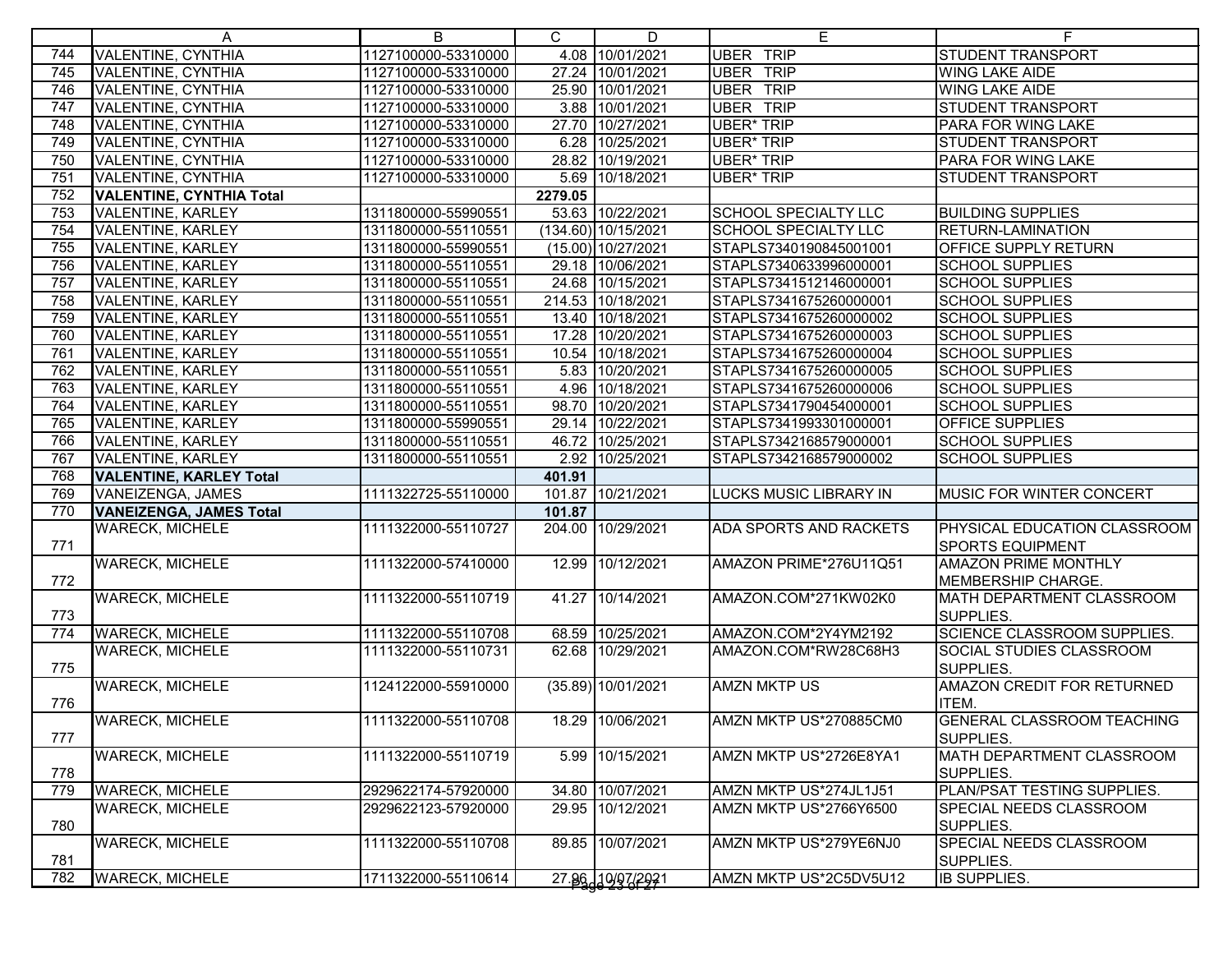| | A | B | C | D | E | F |
|---|---|---|---|---|---|---|
| 744 | VALENTINE, CYNTHIA | 1127100000-53310000 | 4.08 | 10/01/2021 | UBER TRIP | STUDENT TRANSPORT |
| 745 | VALENTINE, CYNTHIA | 1127100000-53310000 | 27.24 | 10/01/2021 | UBER TRIP | WING LAKE AIDE |
| 746 | VALENTINE, CYNTHIA | 1127100000-53310000 | 25.90 | 10/01/2021 | UBER TRIP | WING LAKE AIDE |
| 747 | VALENTINE, CYNTHIA | 1127100000-53310000 | 3.88 | 10/01/2021 | UBER TRIP | STUDENT TRANSPORT |
| 748 | VALENTINE, CYNTHIA | 1127100000-53310000 | 27.70 | 10/27/2021 | UBER* TRIP | PARA FOR WING LAKE |
| 749 | VALENTINE, CYNTHIA | 1127100000-53310000 | 6.28 | 10/25/2021 | UBER* TRIP | STUDENT TRANSPORT |
| 750 | VALENTINE, CYNTHIA | 1127100000-53310000 | 28.82 | 10/19/2021 | UBER* TRIP | PARA FOR WING LAKE |
| 751 | VALENTINE, CYNTHIA | 1127100000-53310000 | 5.69 | 10/18/2021 | UBER* TRIP | STUDENT TRANSPORT |
| 752 | **VALENTINE, CYNTHIA Total** | | **2279.05** | | | |
| 753 | VALENTINE, KARLEY | 1311800000-55990551 | 53.63 | 10/22/2021 | SCHOOL SPECIALTY LLC | BUILDING SUPPLIES |
| 754 | VALENTINE, KARLEY | 1311800000-55110551 | (134.60) | 10/15/2021 | SCHOOL SPECIALTY LLC | RETURN-LAMINATION |
| 755 | VALENTINE, KARLEY | 1311800000-55990551 | (15.00) | 10/27/2021 | STAPLS7340190845001001 | OFFICE SUPPLY RETURN |
| 756 | VALENTINE, KARLEY | 1311800000-55110551 | 29.18 | 10/06/2021 | STAPLS7340633996000001 | SCHOOL SUPPLIES |
| 757 | VALENTINE, KARLEY | 1311800000-55110551 | 24.68 | 10/15/2021 | STAPLS7341512146000001 | SCHOOL SUPPLIES |
| 758 | VALENTINE, KARLEY | 1311800000-55110551 | 214.53 | 10/18/2021 | STAPLS7341675260000001 | SCHOOL SUPPLIES |
| 759 | VALENTINE, KARLEY | 1311800000-55110551 | 13.40 | 10/18/2021 | STAPLS7341675260000002 | SCHOOL SUPPLIES |
| 760 | VALENTINE, KARLEY | 1311800000-55110551 | 17.28 | 10/20/2021 | STAPLS7341675260000003 | SCHOOL SUPPLIES |
| 761 | VALENTINE, KARLEY | 1311800000-55110551 | 10.54 | 10/18/2021 | STAPLS7341675260000004 | SCHOOL SUPPLIES |
| 762 | VALENTINE, KARLEY | 1311800000-55110551 | 5.83 | 10/20/2021 | STAPLS7341675260000005 | SCHOOL SUPPLIES |
| 763 | VALENTINE, KARLEY | 1311800000-55110551 | 4.96 | 10/18/2021 | STAPLS7341675260000006 | SCHOOL SUPPLIES |
| 764 | VALENTINE, KARLEY | 1311800000-55110551 | 98.70 | 10/20/2021 | STAPLS7341790454000001 | SCHOOL SUPPLIES |
| 765 | VALENTINE, KARLEY | 1311800000-55990551 | 29.14 | 10/22/2021 | STAPLS7341993301000001 | OFFICE SUPPLIES |
| 766 | VALENTINE, KARLEY | 1311800000-55110551 | 46.72 | 10/25/2021 | STAPLS7342168579000001 | SCHOOL SUPPLIES |
| 767 | VALENTINE, KARLEY | 1311800000-55110551 | 2.92 | 10/25/2021 | STAPLS7342168579000002 | SCHOOL SUPPLIES |
| 768 | **VALENTINE, KARLEY Total** | | **401.91** | | | |
| 769 | VANEIZENGA, JAMES | 1111322725-55110000 | 101.87 | 10/21/2021 | LUCKS MUSIC LIBRARY IN | MUSIC FOR WINTER CONCERT |
| 770 | **VANEIZENGA, JAMES Total** | | **101.87** | | | |
| 771 | WARECK, MICHELE | 1111322000-55110727 | 204.00 | 10/29/2021 | ADA SPORTS AND RACKETS | PHYSICAL EDUCATION CLASSROOM SPORTS EQUIPMENT |
| 772 | WARECK, MICHELE | 1111322000-57410000 | 12.99 | 10/12/2021 | AMAZON PRIME*276U11Q51 | AMAZON PRIME MONTHLY MEMBERSHIP CHARGE. |
| 773 | WARECK, MICHELE | 1111322000-55110719 | 41.27 | 10/14/2021 | AMAZON.COM*271KW02K0 | MATH DEPARTMENT CLASSROOM SUPPLIES. |
| 774 | WARECK, MICHELE | 1111322000-55110708 | 68.59 | 10/25/2021 | AMAZON.COM*2Y4YM2192 | SCIENCE CLASSROOM SUPPLIES. |
| 775 | WARECK, MICHELE | 1111322000-55110731 | 62.68 | 10/29/2021 | AMAZON.COM*RW28C68H3 | SOCIAL STUDIES CLASSROOM SUPPLIES. |
| 776 | WARECK, MICHELE | 1124122000-55910000 | (35.89) | 10/01/2021 | AMZN MKTP US | AMAZON CREDIT FOR RETURNED ITEM. |
| 777 | WARECK, MICHELE | 1111322000-55110708 | 18.29 | 10/06/2021 | AMZN MKTP US*270885CM0 | GENERAL CLASSROOM TEACHING SUPPLIES. |
| 778 | WARECK, MICHELE | 1111322000-55110719 | 5.99 | 10/15/2021 | AMZN MKTP US*2726E8YA1 | MATH DEPARTMENT CLASSROOM SUPPLIES. |
| 779 | WARECK, MICHELE | 2929622174-57920000 | 34.80 | 10/07/2021 | AMZN MKTP US*274JL1J51 | PLAN/PSAT TESTING SUPPLIES. |
| 780 | WARECK, MICHELE | 2929622123-57920000 | 29.95 | 10/12/2021 | AMZN MKTP US*2766Y6500 | SPECIAL NEEDS CLASSROOM SUPPLIES. |
| 781 | WARECK, MICHELE | 1111322000-55110708 | 89.85 | 10/07/2021 | AMZN MKTP US*279YE6NJ0 | SPECIAL NEEDS CLASSROOM SUPPLIES. |
| 782 | WARECK, MICHELE | 1711322000-55110614 | 27.96 | 10/07/2021 | AMZN MKTP US*2C5DV5U12 | IB SUPPLIES. |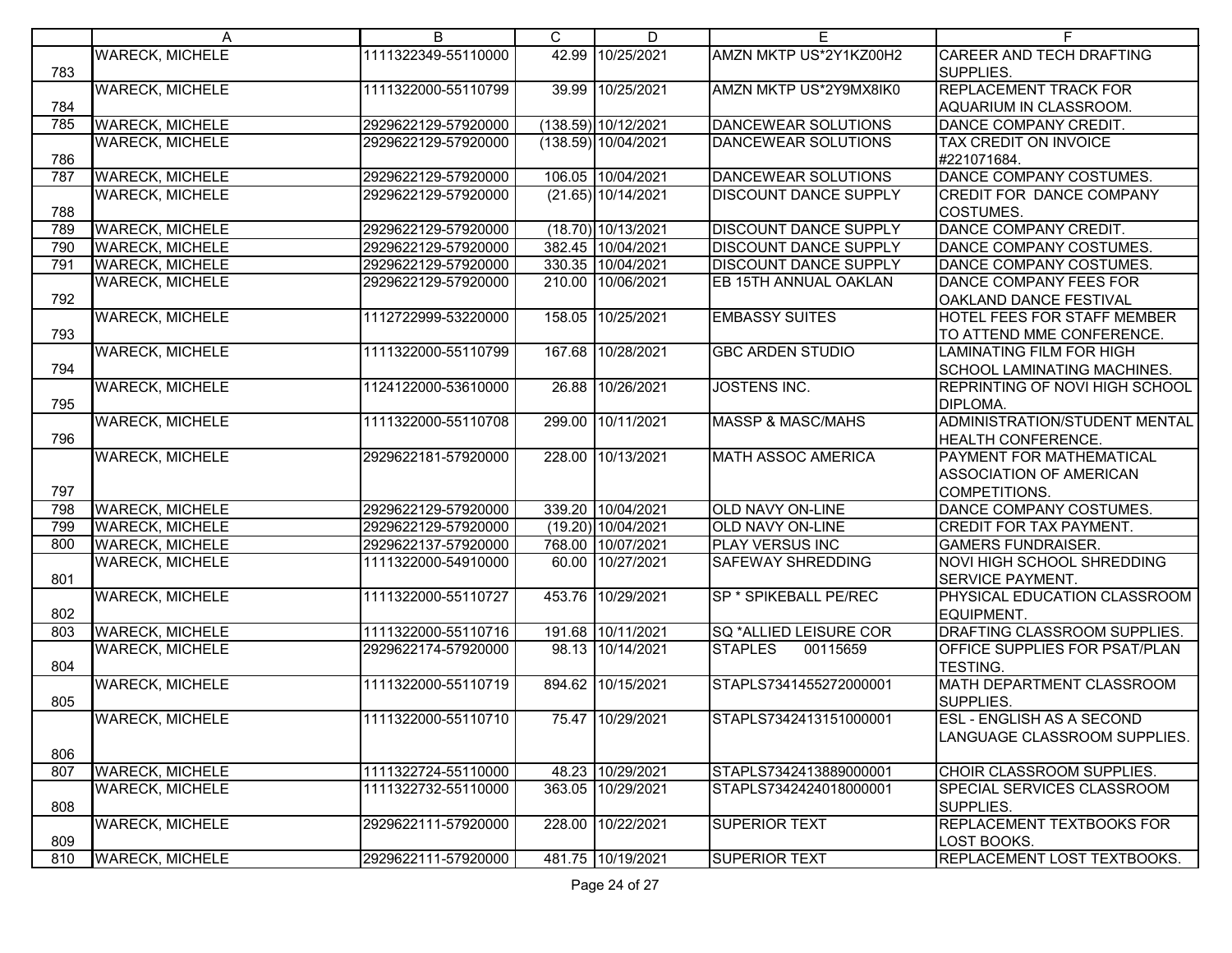| | A | B | C | D | E | F |
|---|---|---|---|---|---|---|
| 783 | WARECK, MICHELE | 1111322349-55110000 | 42.99 | 10/25/2021 | AMZN MKTP US*2Y1KZ00H2 | CAREER AND TECH DRAFTING SUPPLIES. |
| 784 | WARECK, MICHELE | 1111322000-55110799 | 39.99 | 10/25/2021 | AMZN MKTP US*2Y9MX8IK0 | REPLACEMENT TRACK FOR AQUARIUM IN CLASSROOM. |
| 785 | WARECK, MICHELE | 2929622129-57920000 | (138.59) | 10/12/2021 | DANCEWEAR SOLUTIONS | DANCE COMPANY CREDIT. |
| 786 | WARECK, MICHELE | 2929622129-57920000 | (138.59) | 10/04/2021 | DANCEWEAR SOLUTIONS | TAX CREDIT ON INVOICE #221071684. |
| 787 | WARECK, MICHELE | 2929622129-57920000 | 106.05 | 10/04/2021 | DANCEWEAR SOLUTIONS | DANCE COMPANY COSTUMES. |
| 788 | WARECK, MICHELE | 2929622129-57920000 | (21.65) | 10/14/2021 | DISCOUNT DANCE SUPPLY | CREDIT FOR DANCE COMPANY COSTUMES. |
| 789 | WARECK, MICHELE | 2929622129-57920000 | (18.70) | 10/13/2021 | DISCOUNT DANCE SUPPLY | DANCE COMPANY CREDIT. |
| 790 | WARECK, MICHELE | 2929622129-57920000 | 382.45 | 10/04/2021 | DISCOUNT DANCE SUPPLY | DANCE COMPANY COSTUMES. |
| 791 | WARECK, MICHELE | 2929622129-57920000 | 330.35 | 10/04/2021 | DISCOUNT DANCE SUPPLY | DANCE COMPANY COSTUMES. |
| 792 | WARECK, MICHELE | 2929622129-57920000 | 210.00 | 10/06/2021 | EB 15TH ANNUAL OAKLAN | DANCE COMPANY FEES FOR OAKLAND DANCE FESTIVAL |
| 793 | WARECK, MICHELE | 1112722999-53220000 | 158.05 | 10/25/2021 | EMBASSY SUITES | HOTEL FEES FOR STAFF MEMBER TO ATTEND MME CONFERENCE. |
| 794 | WARECK, MICHELE | 1111322000-55110799 | 167.68 | 10/28/2021 | GBC ARDEN STUDIO | LAMINATING FILM FOR HIGH SCHOOL LAMINATING MACHINES. |
| 795 | WARECK, MICHELE | 1124122000-53610000 | 26.88 | 10/26/2021 | JOSTENS INC. | REPRINTING OF NOVI HIGH SCHOOL DIPLOMA. |
| 796 | WARECK, MICHELE | 1111322000-55110708 | 299.00 | 10/11/2021 | MASSP & MASC/MAHS | ADMINISTRATION/STUDENT MENTAL HEALTH CONFERENCE. |
| 797 | WARECK, MICHELE | 2929622181-57920000 | 228.00 | 10/13/2021 | MATH ASSOC AMERICA | PAYMENT FOR MATHEMATICAL ASSOCIATION OF AMERICAN COMPETITIONS. |
| 798 | WARECK, MICHELE | 2929622129-57920000 | 339.20 | 10/04/2021 | OLD NAVY ON-LINE | DANCE COMPANY COSTUMES. |
| 799 | WARECK, MICHELE | 2929622129-57920000 | (19.20) | 10/04/2021 | OLD NAVY ON-LINE | CREDIT FOR TAX PAYMENT. |
| 800 | WARECK, MICHELE | 2929622137-57920000 | 768.00 | 10/07/2021 | PLAY VERSUS INC | GAMERS FUNDRAISER. |
| 801 | WARECK, MICHELE | 1111322000-54910000 | 60.00 | 10/27/2021 | SAFEWAY SHREDDING | NOVI HIGH SCHOOL SHREDDING SERVICE PAYMENT. |
| 802 | WARECK, MICHELE | 1111322000-55110727 | 453.76 | 10/29/2021 | SP * SPIKEBALL PE/REC | PHYSICAL EDUCATION CLASSROOM EQUIPMENT. |
| 803 | WARECK, MICHELE | 1111322000-55110716 | 191.68 | 10/11/2021 | SQ *ALLIED LEISURE COR | DRAFTING CLASSROOM SUPPLIES. |
| 804 | WARECK, MICHELE | 2929622174-57920000 | 98.13 | 10/14/2021 | STAPLES 00115659 | OFFICE SUPPLIES FOR PSAT/PLAN TESTING. |
| 805 | WARECK, MICHELE | 1111322000-55110719 | 894.62 | 10/15/2021 | STAPLS7341455272000001 | MATH DEPARTMENT CLASSROOM SUPPLIES. |
| 806 | WARECK, MICHELE | 1111322000-55110710 | 75.47 | 10/29/2021 | STAPLS7342413151000001 | ESL - ENGLISH AS A SECOND LANGUAGE CLASSROOM SUPPLIES. |
| 807 | WARECK, MICHELE | 1111322724-55110000 | 48.23 | 10/29/2021 | STAPLS7342413889000001 | CHOIR CLASSROOM SUPPLIES. |
| 808 | WARECK, MICHELE | 1111322732-55110000 | 363.05 | 10/29/2021 | STAPLS7342424018000001 | SPECIAL SERVICES CLASSROOM SUPPLIES. |
| 809 | WARECK, MICHELE | 2929622111-57920000 | 228.00 | 10/22/2021 | SUPERIOR TEXT | REPLACEMENT TEXTBOOKS FOR LOST BOOKS. |
| 810 | WARECK, MICHELE | 2929622111-57920000 | 481.75 | 10/19/2021 | SUPERIOR TEXT | REPLACEMENT LOST TEXTBOOKS. |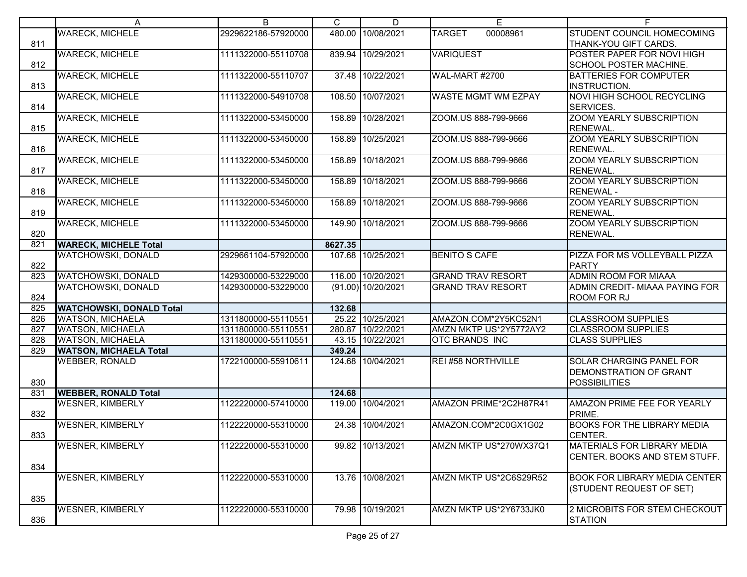| | A | B | C | D | E | F |
|---|---|---|---|---|---|---|
| 811 | WARECK, MICHELE | 2929622186-57920000 | 480.00 | 10/08/2021 | TARGET 00008961 | STUDENT COUNCIL HOMECOMING THANK-YOU GIFT CARDS. |
| 812 | WARECK, MICHELE | 1111322000-55110708 | 839.94 | 10/29/2021 | VARIQUEST | POSTER PAPER FOR NOVI HIGH SCHOOL POSTER MACHINE. |
| 813 | WARECK, MICHELE | 1111322000-55110707 | 37.48 | 10/22/2021 | WAL-MART #2700 | BATTERIES FOR COMPUTER INSTRUCTION. |
| 814 | WARECK, MICHELE | 1111322000-54910708 | 108.50 | 10/07/2021 | WASTE MGMT WM EZPAY | NOVI HIGH SCHOOL RECYCLING SERVICES. |
| 815 | WARECK, MICHELE | 1111322000-53450000 | 158.89 | 10/28/2021 | ZOOM.US 888-799-9666 | ZOOM YEARLY SUBSCRIPTION RENEWAL. |
| 816 | WARECK, MICHELE | 1111322000-53450000 | 158.89 | 10/25/2021 | ZOOM.US 888-799-9666 | ZOOM YEARLY SUBSCRIPTION RENEWAL. |
| 817 | WARECK, MICHELE | 1111322000-53450000 | 158.89 | 10/18/2021 | ZOOM.US 888-799-9666 | ZOOM YEARLY SUBSCRIPTION RENEWAL. |
| 818 | WARECK, MICHELE | 1111322000-53450000 | 158.89 | 10/18/2021 | ZOOM.US 888-799-9666 | ZOOM YEARLY SUBSCRIPTION RENEWAL - |
| 819 | WARECK, MICHELE | 1111322000-53450000 | 158.89 | 10/18/2021 | ZOOM.US 888-799-9666 | ZOOM YEARLY SUBSCRIPTION RENEWAL. |
| 820 | WARECK, MICHELE | 1111322000-53450000 | 149.90 | 10/18/2021 | ZOOM.US 888-799-9666 | ZOOM YEARLY SUBSCRIPTION RENEWAL. |
| 821 | **WARECK, MICHELE Total** | | **8627.35** | | | |
| 822 | WATCHOWSKI, DONALD | 2929661104-57920000 | 107.68 | 10/25/2021 | BENITO S CAFE | PIZZA FOR MS VOLLEYBALL PIZZA PARTY |
| 823 | WATCHOWSKI, DONALD | 1429300000-53229000 | 116.00 | 10/20/2021 | GRAND TRAV RESORT | ADMIN ROOM FOR MIAAA |
| 824 | WATCHOWSKI, DONALD | 1429300000-53229000 | (91.00) | 10/20/2021 | GRAND TRAV RESORT | ADMIN CREDIT- MIAAA PAYING FOR ROOM FOR RJ |
| 825 | **WATCHOWSKI, DONALD Total** | | **132.68** | | | |
| 826 | WATSON, MICHAELA | 1311800000-55110551 | 25.22 | 10/25/2021 | AMAZON.COM*2Y5KC52N1 | CLASSROOM SUPPLIES |
| 827 | WATSON, MICHAELA | 1311800000-55110551 | 280.87 | 10/22/2021 | AMZN MKTP US*2Y5772AY2 | CLASSROOM SUPPLIES |
| 828 | WATSON, MICHAELA | 1311800000-55110551 | 43.15 | 10/22/2021 | OTC BRANDS INC | CLASS SUPPLIES |
| 829 | **WATSON, MICHAELA Total** | | **349.24** | | | |
| 830 | WEBBER, RONALD | 1722100000-55910611 | 124.68 | 10/04/2021 | REI #58 NORTHVILLE | SOLAR CHARGING PANEL FOR DEMONSTRATION OF GRANT POSSIBILITIES |
| 831 | **WEBBER, RONALD Total** | | **124.68** | | | |
| 832 | WESNER, KIMBERLY | 1122220000-57410000 | 119.00 | 10/04/2021 | AMAZON PRIME*2C2H87R41 | AMAZON PRIME FEE FOR YEARLY PRIME. |
| 833 | WESNER, KIMBERLY | 1122220000-55310000 | 24.38 | 10/04/2021 | AMAZON.COM*2C0GX1G02 | BOOKS FOR THE LIBRARY MEDIA CENTER. |
| 834 | WESNER, KIMBERLY | 1122220000-55310000 | 99.82 | 10/13/2021 | AMZN MKTP US*270WX37Q1 | MATERIALS FOR LIBRARY MEDIA CENTER. BOOKS AND STEM STUFF. |
| 835 | WESNER, KIMBERLY | 1122220000-55310000 | 13.76 | 10/08/2021 | AMZN MKTP US*2C6S29R52 | BOOK FOR LIBRARY MEDIA CENTER (STUDENT REQUEST OF SET) |
| 836 | WESNER, KIMBERLY | 1122220000-55310000 | 79.98 | 10/19/2021 | AMZN MKTP US*2Y6733JK0 | 2 MICROBITS FOR STEM CHECKOUT STATION |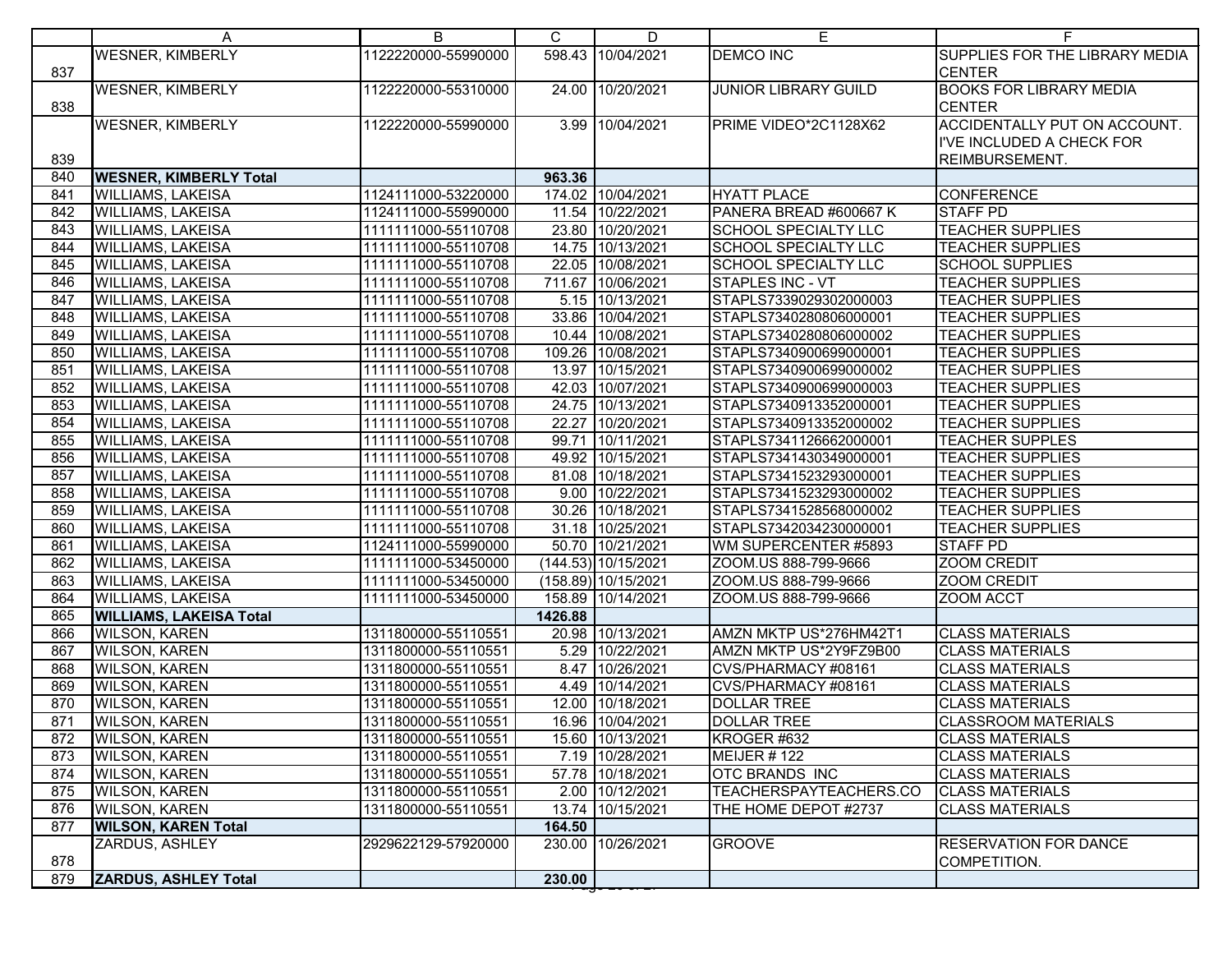| | A | B | C | D | E | F |
|---|---|---|---|---|---|---|
| 837 | WESNER, KIMBERLY | 1122220000-55990000 | 598.43 | 10/04/2021 | DEMCO INC | SUPPLIES FOR THE LIBRARY MEDIA CENTER |
| 838 | WESNER, KIMBERLY | 1122220000-55310000 | 24.00 | 10/20/2021 | JUNIOR LIBRARY GUILD | BOOKS FOR LIBRARY MEDIA CENTER |
| 839 | WESNER, KIMBERLY | 1122220000-55990000 | 3.99 | 10/04/2021 | PRIME VIDEO*2C1128X62 | ACCIDENTALLY PUT ON ACCOUNT. I'VE INCLUDED A CHECK FOR REIMBURSEMENT. |
| 840 | **WESNER, KIMBERLY Total** | | **963.36** | | | |
| 841 | WILLIAMS, LAKEISA | 1124111000-53220000 | 174.02 | 10/04/2021 | HYATT PLACE | CONFERENCE |
| 842 | WILLIAMS, LAKEISA | 1124111000-55990000 | 11.54 | 10/22/2021 | PANERA BREAD #600667 K | STAFF PD |
| 843 | WILLIAMS, LAKEISA | 1111111000-55110708 | 23.80 | 10/20/2021 | SCHOOL SPECIALTY LLC | TEACHER SUPPLIES |
| 844 | WILLIAMS, LAKEISA | 1111111000-55110708 | 14.75 | 10/13/2021 | SCHOOL SPECIALTY LLC | TEACHER SUPPLIES |
| 845 | WILLIAMS, LAKEISA | 1111111000-55110708 | 22.05 | 10/08/2021 | SCHOOL SPECIALTY LLC | SCHOOL SUPPLIES |
| 846 | WILLIAMS, LAKEISA | 1111111000-55110708 | 711.67 | 10/06/2021 | STAPLES INC - VT | TEACHER SUPPLIES |
| 847 | WILLIAMS, LAKEISA | 1111111000-55110708 | 5.15 | 10/13/2021 | STAPLS7339029302000003 | TEACHER SUPPLIES |
| 848 | WILLIAMS, LAKEISA | 1111111000-55110708 | 33.86 | 10/04/2021 | STAPLS7340280806000001 | TEACHER SUPPLIES |
| 849 | WILLIAMS, LAKEISA | 1111111000-55110708 | 10.44 | 10/08/2021 | STAPLS7340280806000002 | TEACHER SUPPLIES |
| 850 | WILLIAMS, LAKEISA | 1111111000-55110708 | 109.26 | 10/08/2021 | STAPLS7340900699000001 | TEACHER SUPPLIES |
| 851 | WILLIAMS, LAKEISA | 1111111000-55110708 | 13.97 | 10/15/2021 | STAPLS7340900699000002 | TEACHER SUPPLIES |
| 852 | WILLIAMS, LAKEISA | 1111111000-55110708 | 42.03 | 10/07/2021 | STAPLS7340900699000003 | TEACHER SUPPLIES |
| 853 | WILLIAMS, LAKEISA | 1111111000-55110708 | 24.75 | 10/13/2021 | STAPLS7340913352000001 | TEACHER SUPPLIES |
| 854 | WILLIAMS, LAKEISA | 1111111000-55110708 | 22.27 | 10/20/2021 | STAPLS7340913352000002 | TEACHER SUPPLIES |
| 855 | WILLIAMS, LAKEISA | 1111111000-55110708 | 99.71 | 10/11/2021 | STAPLS7341126662000001 | TEACHER SUPPLES |
| 856 | WILLIAMS, LAKEISA | 1111111000-55110708 | 49.92 | 10/15/2021 | STAPLS7341430349000001 | TEACHER SUPPLIES |
| 857 | WILLIAMS, LAKEISA | 1111111000-55110708 | 81.08 | 10/18/2021 | STAPLS7341523293000001 | TEACHER SUPPLIES |
| 858 | WILLIAMS, LAKEISA | 1111111000-55110708 | 9.00 | 10/22/2021 | STAPLS7341523293000002 | TEACHER SUPPLIES |
| 859 | WILLIAMS, LAKEISA | 1111111000-55110708 | 30.26 | 10/18/2021 | STAPLS7341528568000002 | TEACHER SUPPLIES |
| 860 | WILLIAMS, LAKEISA | 1111111000-55110708 | 31.18 | 10/25/2021 | STAPLS7342034230000001 | TEACHER SUPPLIES |
| 861 | WILLIAMS, LAKEISA | 1124111000-55990000 | 50.70 | 10/21/2021 | WM SUPERCENTER #5893 | STAFF PD |
| 862 | WILLIAMS, LAKEISA | 1111111000-53450000 | (144.53) | 10/15/2021 | ZOOM.US 888-799-9666 | ZOOM CREDIT |
| 863 | WILLIAMS, LAKEISA | 1111111000-53450000 | (158.89) | 10/15/2021 | ZOOM.US 888-799-9666 | ZOOM CREDIT |
| 864 | WILLIAMS, LAKEISA | 1111111000-53450000 | 158.89 | 10/14/2021 | ZOOM.US 888-799-9666 | ZOOM ACCT |
| 865 | **WILLIAMS, LAKEISA Total** | | **1426.88** | | | |
| 866 | WILSON, KAREN | 1311800000-55110551 | 20.98 | 10/13/2021 | AMZN MKTP US*276HM42T1 | CLASS MATERIALS |
| 867 | WILSON, KAREN | 1311800000-55110551 | 5.29 | 10/22/2021 | AMZN MKTP US*2Y9FZ9B00 | CLASS MATERIALS |
| 868 | WILSON, KAREN | 1311800000-55110551 | 8.47 | 10/26/2021 | CVS/PHARMACY #08161 | CLASS MATERIALS |
| 869 | WILSON, KAREN | 1311800000-55110551 | 4.49 | 10/14/2021 | CVS/PHARMACY #08161 | CLASS MATERIALS |
| 870 | WILSON, KAREN | 1311800000-55110551 | 12.00 | 10/18/2021 | DOLLAR TREE | CLASS MATERIALS |
| 871 | WILSON, KAREN | 1311800000-55110551 | 16.96 | 10/04/2021 | DOLLAR TREE | CLASSROOM MATERIALS |
| 872 | WILSON, KAREN | 1311800000-55110551 | 15.60 | 10/13/2021 | KROGER #632 | CLASS MATERIALS |
| 873 | WILSON, KAREN | 1311800000-55110551 | 7.19 | 10/28/2021 | MEIJER # 122 | CLASS MATERIALS |
| 874 | WILSON, KAREN | 1311800000-55110551 | 57.78 | 10/18/2021 | OTC BRANDS INC | CLASS MATERIALS |
| 875 | WILSON, KAREN | 1311800000-55110551 | 2.00 | 10/12/2021 | TEACHERSPAYTEACHERS.CO | CLASS MATERIALS |
| 876 | WILSON, KAREN | 1311800000-55110551 | 13.74 | 10/15/2021 | THE HOME DEPOT #2737 | CLASS MATERIALS |
| 877 | **WILSON, KAREN Total** | | **164.50** | | | |
| 878 | ZARDUS, ASHLEY | 2929622129-57920000 | 230.00 | 10/26/2021 | GROOVE | RESERVATION FOR DANCE COMPETITION. |
| 879 | **ZARDUS, ASHLEY Total** | | **230.00** | | | |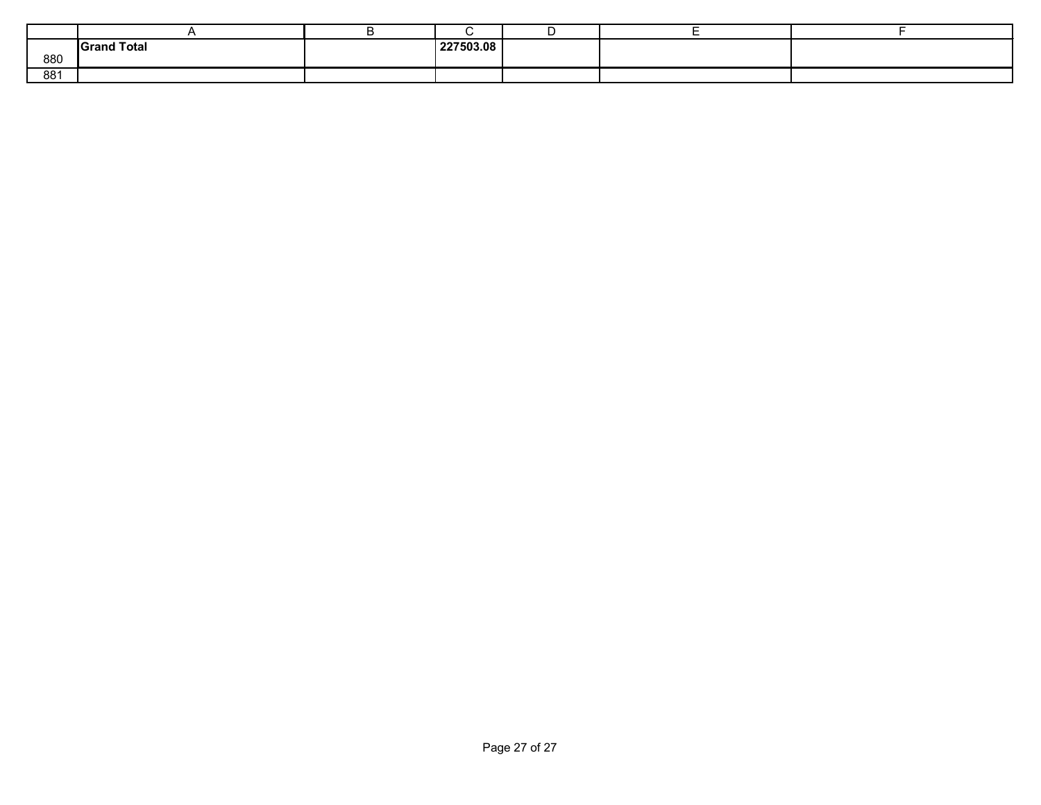| | A | B | C | D | E | F |
|---|---|---|---|---|---|---|
| 880 | **Grand Total** | | **227503.08** | | | |
| 881 | | | | | | |